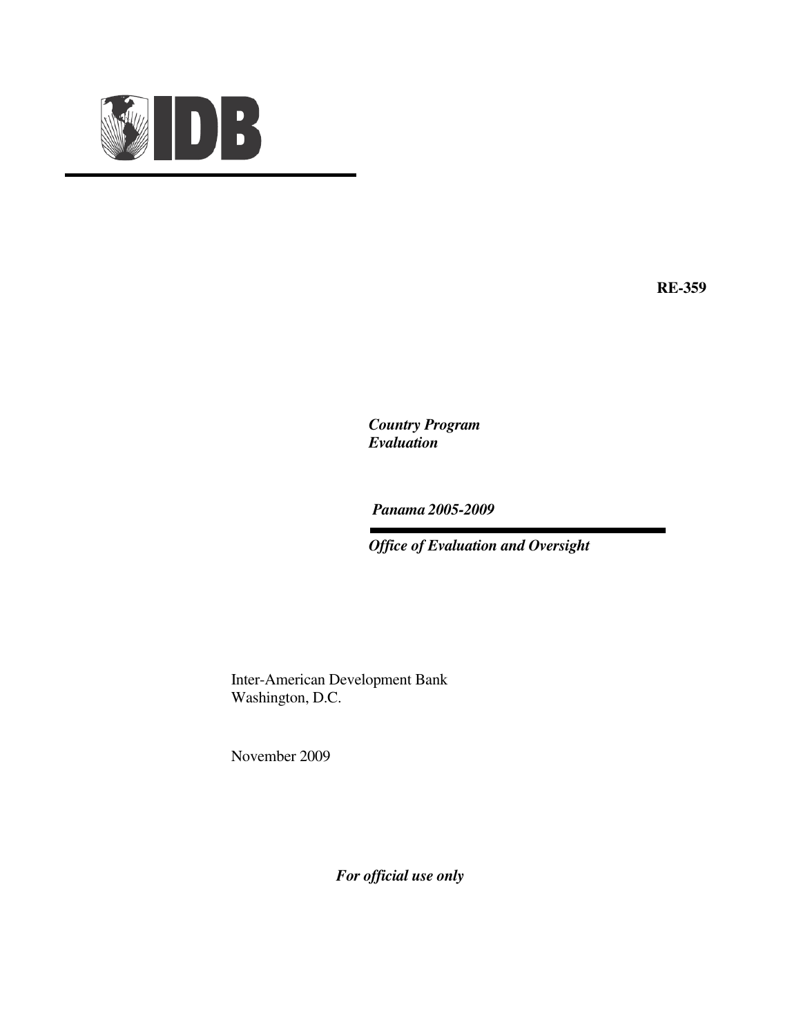**IDB**

**RE-359**

***Country Program Evaluation***

***Panama 2005-2009***

***Office of Evaluation and Oversight***

Inter-American Development Bank
Washington, D.C.

November 2009

***For official use only***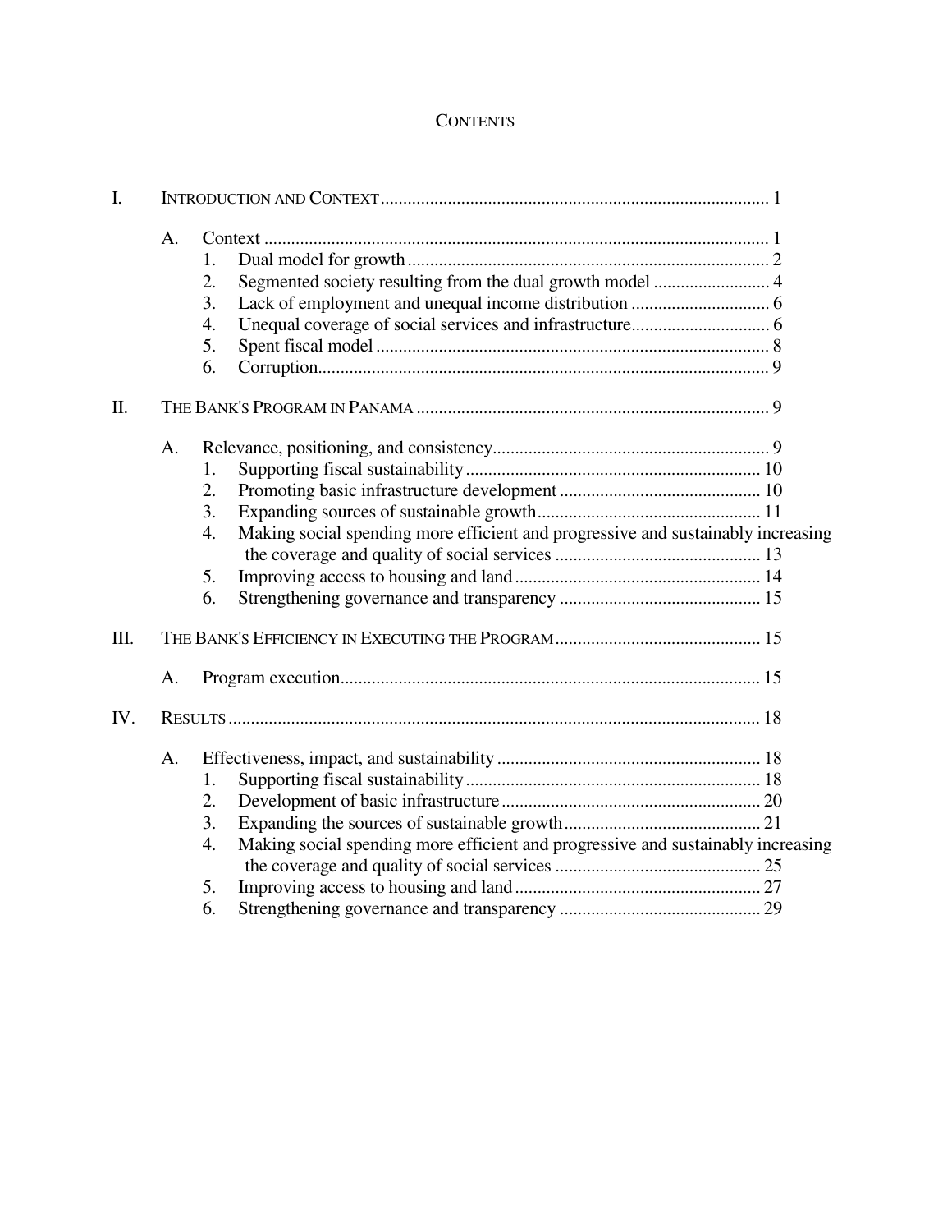# CONTENTS

I. INTRODUCTION AND CONTEXT ........................................................................ 1

- A. Context ........................................................................................................ 1
  1. Dual model for growth ................................................................................ 2
  2. Segmented society resulting from the dual growth model .......................... 4
  3. Lack of employment and unequal income distribution ............................... 6
  4. Unequal coverage of social services and infrastructure............................... 6
  5. Spent fiscal model ....................................................................................... 8
  6. Corruption.................................................................................................... 9

II. THE BANK'S PROGRAM IN PANAMA ............................................................... 9

- A. Relevance, positioning, and consistency............................................................. 9
  1. Supporting fiscal sustainability ................................................................. 10
  2. Promoting basic infrastructure development ............................................. 10
  3. Expanding sources of sustainable growth.................................................. 11
  4. Making social spending more efficient and progressive and sustainably increasing the coverage and quality of social services .............................................. 13
  5. Improving access to housing and land ....................................................... 14
  6. Strengthening governance and transparency ............................................. 15

III. THE BANK'S EFFICIENCY IN EXECUTING THE PROGRAM ............................................. 15

- A. Program execution............................................................................................. 15

IV. RESULTS ...................................................................................................... 18

- A. Effectiveness, impact, and sustainability ........................................................... 18
  1. Supporting fiscal sustainability ................................................................. 18
  2. Development of basic infrastructure .......................................................... 20
  3. Expanding the sources of sustainable growth............................................ 21
  4. Making social spending more efficient and progressive and sustainably increasing the coverage and quality of social services .............................................. 25
  5. Improving access to housing and land ....................................................... 27
  6. Strengthening governance and transparency ............................................. 29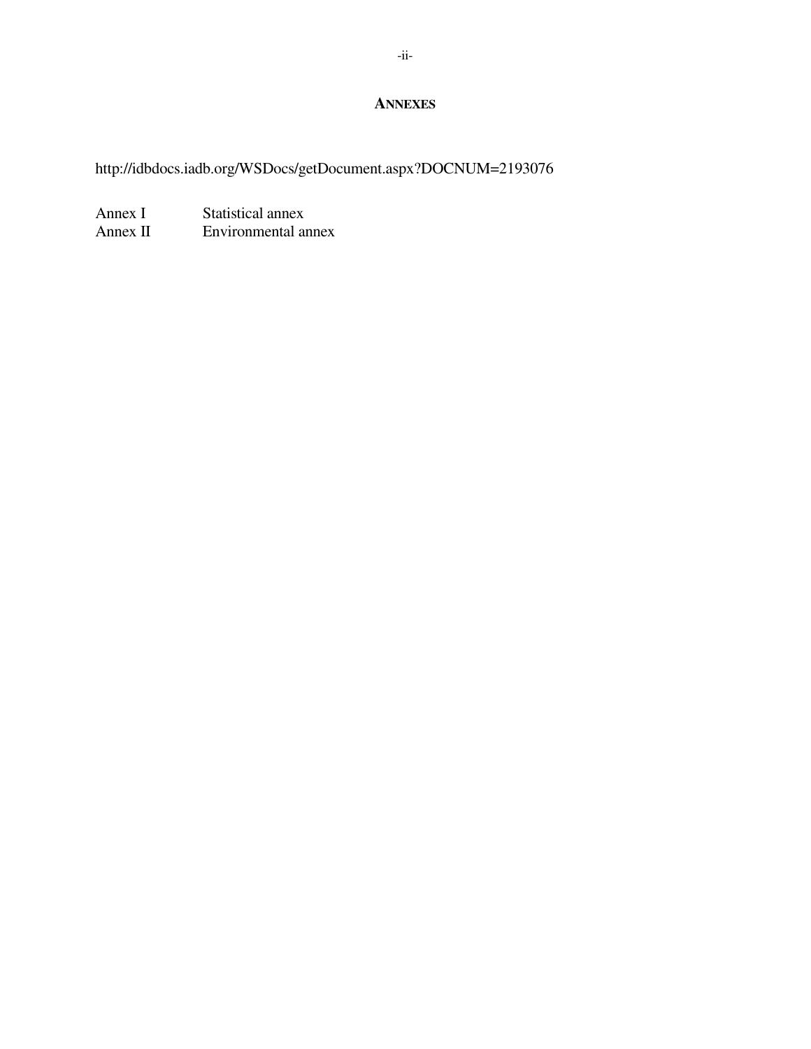## ANNEXES

http://idbdocs.iadb.org/WSDocs/getDocument.aspx?DOCNUM=2193076

| | |
|---|---|
| Annex I | Statistical annex |
| Annex II | Environmental annex |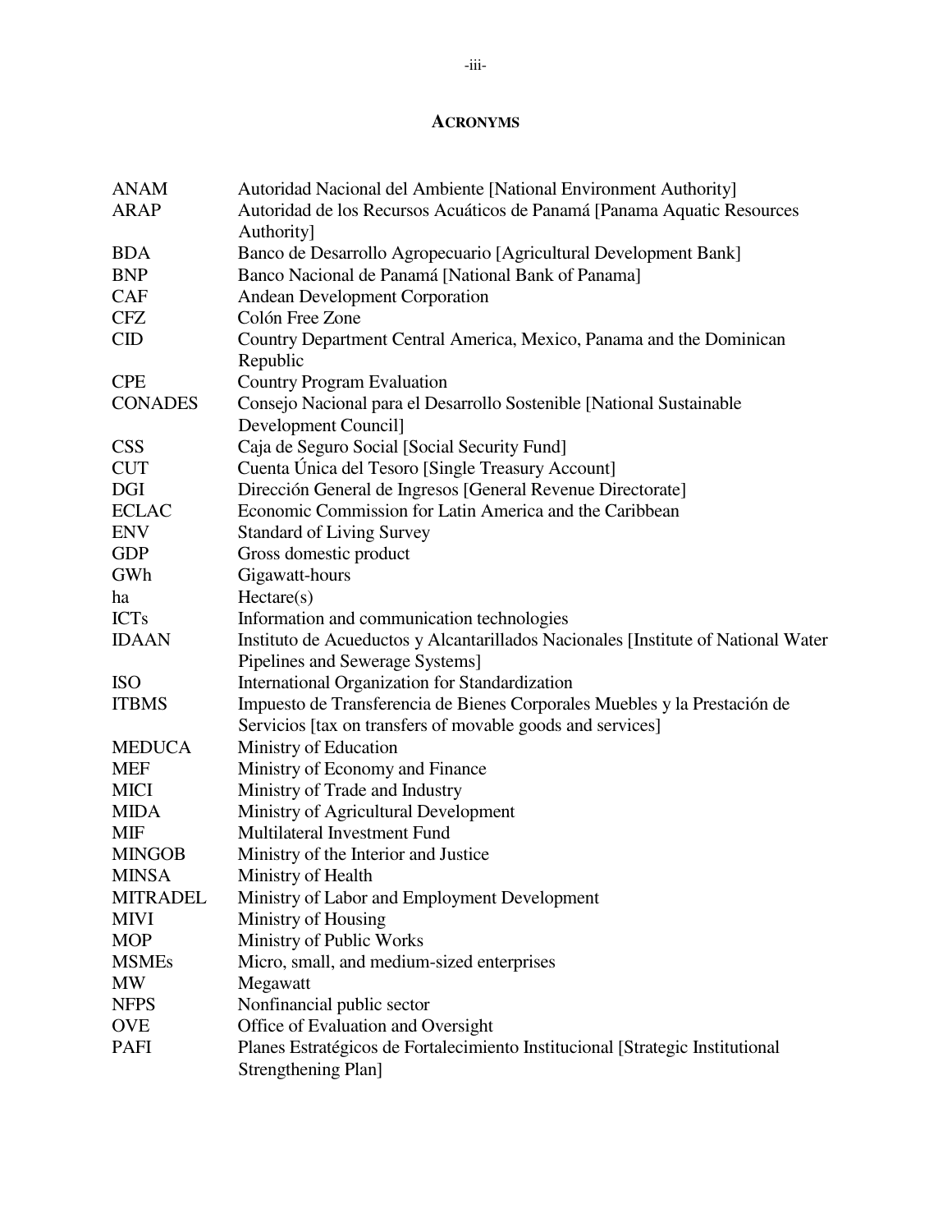## ACRONYMS

| | |
|---|---|
| ANAM | Autoridad Nacional del Ambiente [National Environment Authority] |
| ARAP | Autoridad de los Recursos Acuáticos de Panamá [Panama Aquatic Resources Authority] |
| BDA | Banco de Desarrollo Agropecuario [Agricultural Development Bank] |
| BNP | Banco Nacional de Panamá [National Bank of Panama] |
| CAF | Andean Development Corporation |
| CFZ | Colón Free Zone |
| CID | Country Department Central America, Mexico, Panama and the Dominican Republic |
| CPE | Country Program Evaluation |
| CONADES | Consejo Nacional para el Desarrollo Sostenible [National Sustainable Development Council] |
| CSS | Caja de Seguro Social [Social Security Fund] |
| CUT | Cuenta Única del Tesoro [Single Treasury Account] |
| DGI | Dirección General de Ingresos [General Revenue Directorate] |
| ECLAC | Economic Commission for Latin America and the Caribbean |
| ENV | Standard of Living Survey |
| GDP | Gross domestic product |
| GWh | Gigawatt-hours |
| ha | Hectare(s) |
| ICTs | Information and communication technologies |
| IDAAN | Instituto de Acueductos y Alcantarillados Nacionales [Institute of National Water Pipelines and Sewerage Systems] |
| ISO | International Organization for Standardization |
| ITBMS | Impuesto de Transferencia de Bienes Corporales Muebles y la Prestación de Servicios [tax on transfers of movable goods and services] |
| MEDUCA | Ministry of Education |
| MEF | Ministry of Economy and Finance |
| MICI | Ministry of Trade and Industry |
| MIDA | Ministry of Agricultural Development |
| MIF | Multilateral Investment Fund |
| MINGOB | Ministry of the Interior and Justice |
| MINSA | Ministry of Health |
| MITRADEL | Ministry of Labor and Employment Development |
| MIVI | Ministry of Housing |
| MOP | Ministry of Public Works |
| MSMEs | Micro, small, and medium-sized enterprises |
| MW | Megawatt |
| NFPS | Nonfinancial public sector |
| OVE | Office of Evaluation and Oversight |
| PAFI | Planes Estratégicos de Fortalecimiento Institucional [Strategic Institutional Strengthening Plan] |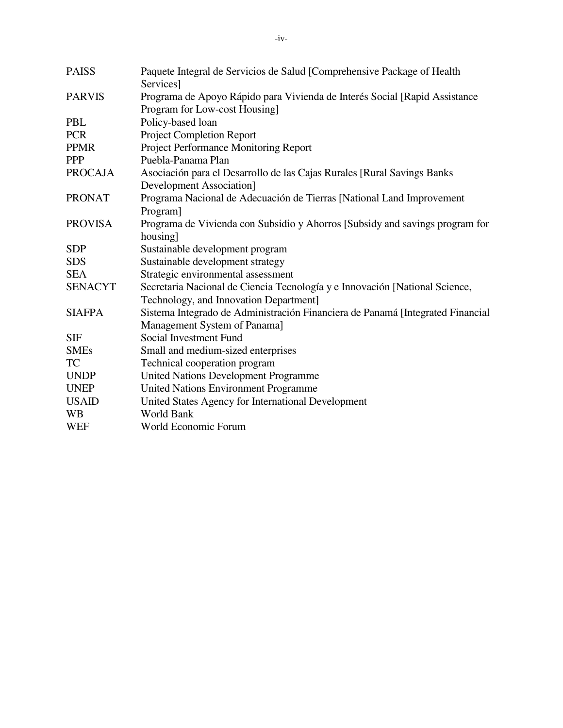| | |
|---|---|
| PAISS | Paquete Integral de Servicios de Salud [Comprehensive Package of Health Services] |
| PARVIS | Programa de Apoyo Rápido para Vivienda de Interés Social [Rapid Assistance Program for Low-cost Housing] |
| PBL | Policy-based loan |
| PCR | Project Completion Report |
| PPMR | Project Performance Monitoring Report |
| PPP | Puebla-Panama Plan |
| PROCAJA | Asociación para el Desarrollo de las Cajas Rurales [Rural Savings Banks Development Association] |
| PRONAT | Programa Nacional de Adecuación de Tierras [National Land Improvement Program] |
| PROVISA | Programa de Vivienda con Subsidio y Ahorros [Subsidy and savings program for housing] |
| SDP | Sustainable development program |
| SDS | Sustainable development strategy |
| SEA | Strategic environmental assessment |
| SENACYT | Secretaria Nacional de Ciencia Tecnología y e Innovación [National Science, Technology, and Innovation Department] |
| SIAFPA | Sistema Integrado de Administración Financiera de Panamá [Integrated Financial Management System of Panama] |
| SIF | Social Investment Fund |
| SMEs | Small and medium-sized enterprises |
| TC | Technical cooperation program |
| UNDP | United Nations Development Programme |
| UNEP | United Nations Environment Programme |
| USAID | United States Agency for International Development |
| WB | World Bank |
| WEF | World Economic Forum |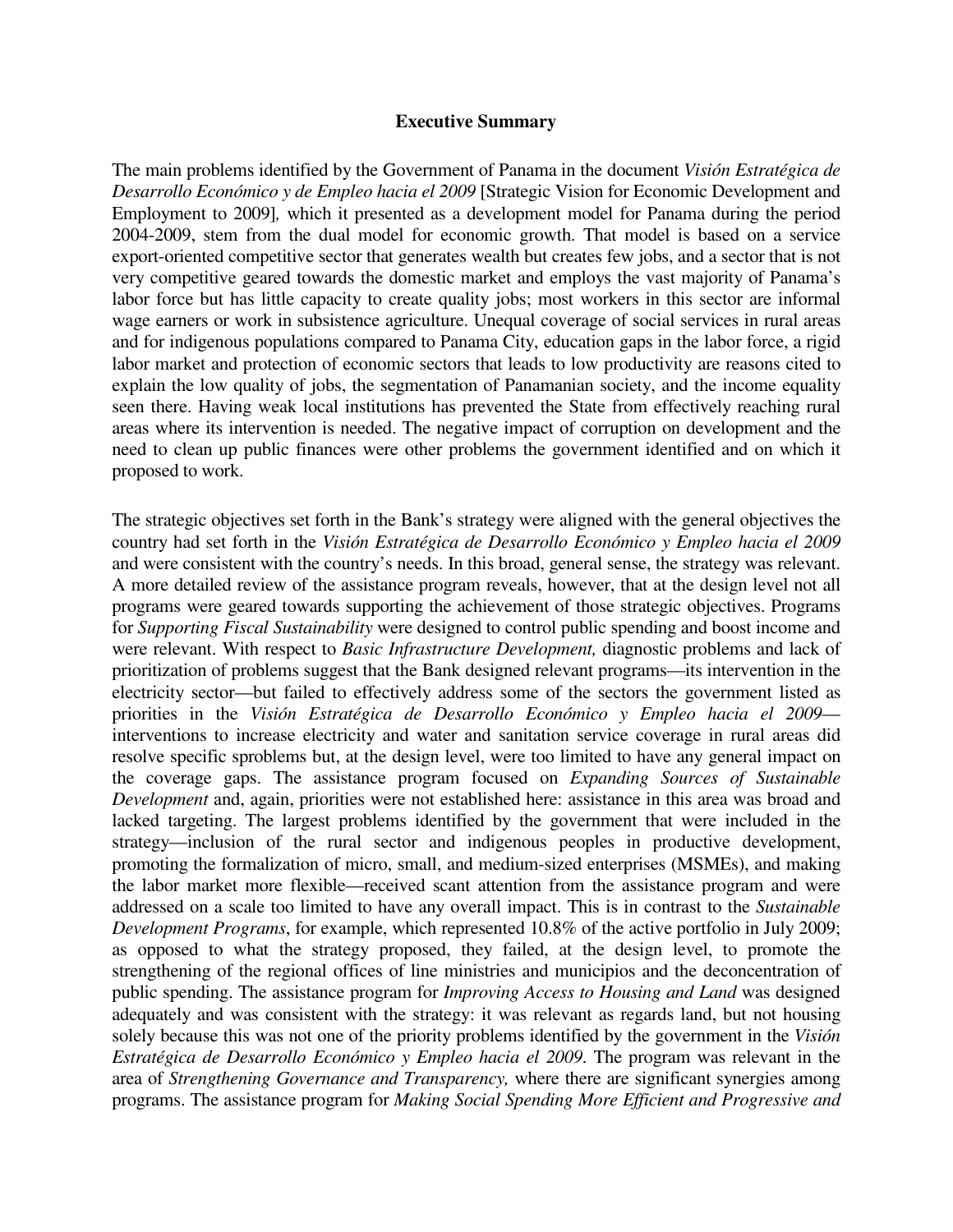# Executive Summary

The main problems identified by the Government of Panama in the document *Visión Estratégica de Desarrollo Económico y de Empleo hacia el 2009* [Strategic Vision for Economic Development and Employment to 2009], which it presented as a development model for Panama during the period 2004-2009, stem from the dual model for economic growth. That model is based on a service export-oriented competitive sector that generates wealth but creates few jobs, and a sector that is not very competitive geared towards the domestic market and employs the vast majority of Panama's labor force but has little capacity to create quality jobs; most workers in this sector are informal wage earners or work in subsistence agriculture. Unequal coverage of social services in rural areas and for indigenous populations compared to Panama City, education gaps in the labor force, a rigid labor market and protection of economic sectors that leads to low productivity are reasons cited to explain the low quality of jobs, the segmentation of Panamanian society, and the income equality seen there. Having weak local institutions has prevented the State from effectively reaching rural areas where its intervention is needed. The negative impact of corruption on development and the need to clean up public finances were other problems the government identified and on which it proposed to work.

The strategic objectives set forth in the Bank's strategy were aligned with the general objectives the country had set forth in the *Visión Estratégica de Desarrollo Económico y Empleo hacia el 2009* and were consistent with the country's needs. In this broad, general sense, the strategy was relevant. A more detailed review of the assistance program reveals, however, that at the design level not all programs were geared towards supporting the achievement of those strategic objectives. Programs for *Supporting Fiscal Sustainability* were designed to control public spending and boost income and were relevant. With respect to *Basic Infrastructure Development,* diagnostic problems and lack of prioritization of problems suggest that the Bank designed relevant programs—its intervention in the electricity sector—but failed to effectively address some of the sectors the government listed as priorities in the *Visión Estratégica de Desarrollo Económico y Empleo hacia el 2009*—interventions to increase electricity and water and sanitation service coverage in rural areas did resolve specific sproblems but, at the design level, were too limited to have any general impact on the coverage gaps. The assistance program focused on *Expanding Sources of Sustainable Development* and, again, priorities were not established here: assistance in this area was broad and lacked targeting. The largest problems identified by the government that were included in the strategy—inclusion of the rural sector and indigenous peoples in productive development, promoting the formalization of micro, small, and medium-sized enterprises (MSMEs), and making the labor market more flexible—received scant attention from the assistance program and were addressed on a scale too limited to have any overall impact. This is in contrast to the *Sustainable Development Programs*, for example, which represented 10.8% of the active portfolio in July 2009; as opposed to what the strategy proposed, they failed, at the design level, to promote the strengthening of the regional offices of line ministries and municipios and the deconcentration of public spending. The assistance program for *Improving Access to Housing and Land* was designed adequately and was consistent with the strategy: it was relevant as regards land, but not housing solely because this was not one of the priority problems identified by the government in the *Visión Estratégica de Desarrollo Económico y Empleo hacia el 2009*. The program was relevant in the area of *Strengthening Governance and Transparency,* where there are significant synergies among programs. The assistance program for *Making Social Spending More Efficient and Progressive and*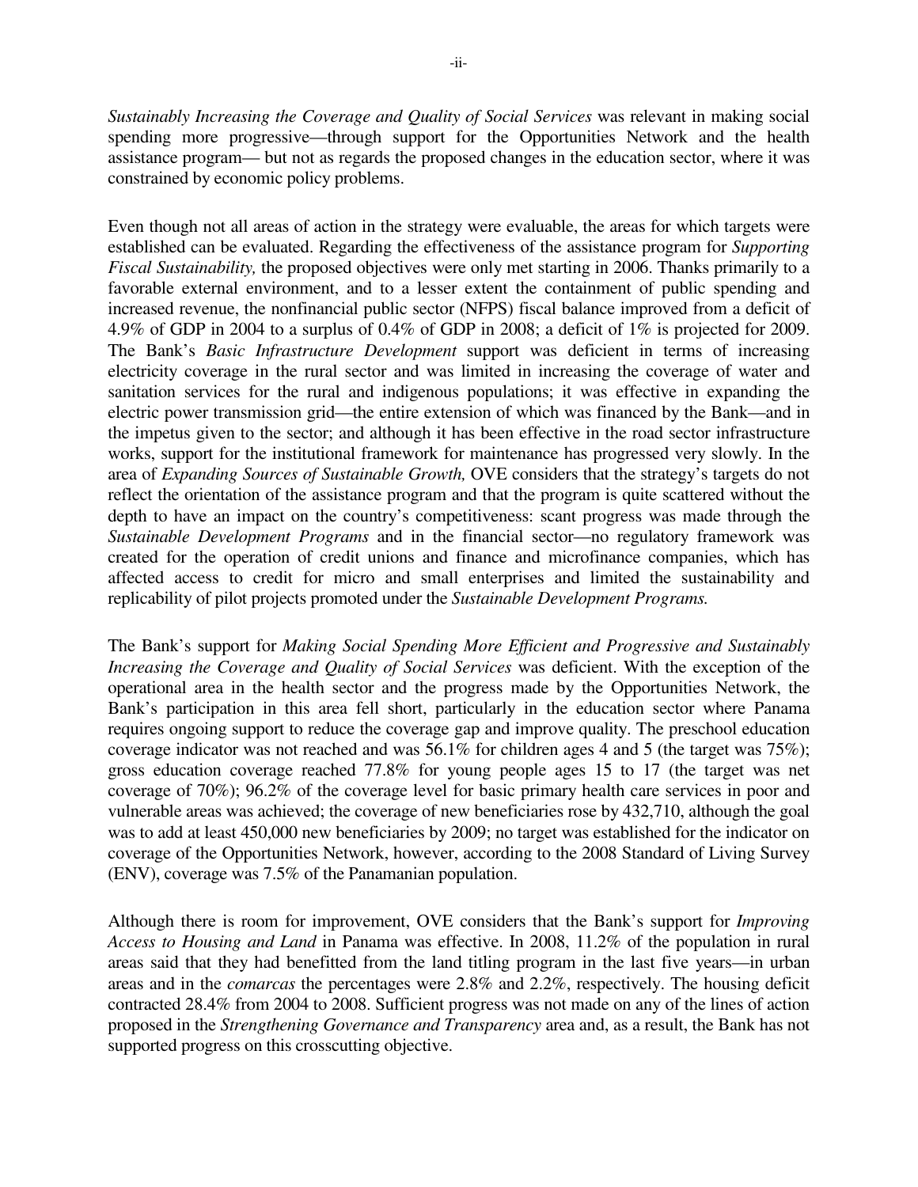*Sustainably Increasing the Coverage and Quality of Social Services* was relevant in making social spending more progressive—through support for the Opportunities Network and the health assistance program— but not as regards the proposed changes in the education sector, where it was constrained by economic policy problems.

Even though not all areas of action in the strategy were evaluable, the areas for which targets were established can be evaluated. Regarding the effectiveness of the assistance program for *Supporting Fiscal Sustainability,* the proposed objectives were only met starting in 2006. Thanks primarily to a favorable external environment, and to a lesser extent the containment of public spending and increased revenue, the nonfinancial public sector (NFPS) fiscal balance improved from a deficit of 4.9% of GDP in 2004 to a surplus of 0.4% of GDP in 2008; a deficit of 1% is projected for 2009. The Bank's *Basic Infrastructure Development* support was deficient in terms of increasing electricity coverage in the rural sector and was limited in increasing the coverage of water and sanitation services for the rural and indigenous populations; it was effective in expanding the electric power transmission grid—the entire extension of which was financed by the Bank—and in the impetus given to the sector; and although it has been effective in the road sector infrastructure works, support for the institutional framework for maintenance has progressed very slowly. In the area of *Expanding Sources of Sustainable Growth,* OVE considers that the strategy's targets do not reflect the orientation of the assistance program and that the program is quite scattered without the depth to have an impact on the country's competitiveness: scant progress was made through the *Sustainable Development Programs* and in the financial sector—no regulatory framework was created for the operation of credit unions and finance and microfinance companies, which has affected access to credit for micro and small enterprises and limited the sustainability and replicability of pilot projects promoted under the *Sustainable Development Programs.*

The Bank's support for *Making Social Spending More Efficient and Progressive and Sustainably Increasing the Coverage and Quality of Social Services* was deficient. With the exception of the operational area in the health sector and the progress made by the Opportunities Network, the Bank's participation in this area fell short, particularly in the education sector where Panama requires ongoing support to reduce the coverage gap and improve quality. The preschool education coverage indicator was not reached and was 56.1% for children ages 4 and 5 (the target was 75%); gross education coverage reached 77.8% for young people ages 15 to 17 (the target was net coverage of 70%); 96.2% of the coverage level for basic primary health care services in poor and vulnerable areas was achieved; the coverage of new beneficiaries rose by 432,710, although the goal was to add at least 450,000 new beneficiaries by 2009; no target was established for the indicator on coverage of the Opportunities Network, however, according to the 2008 Standard of Living Survey (ENV), coverage was 7.5% of the Panamanian population.

Although there is room for improvement, OVE considers that the Bank's support for *Improving Access to Housing and Land* in Panama was effective. In 2008, 11.2% of the population in rural areas said that they had benefitted from the land titling program in the last five years—in urban areas and in the *comarcas* the percentages were 2.8% and 2.2%, respectively. The housing deficit contracted 28.4% from 2004 to 2008. Sufficient progress was not made on any of the lines of action proposed in the *Strengthening Governance and Transparency* area and, as a result, the Bank has not supported progress on this crosscutting objective.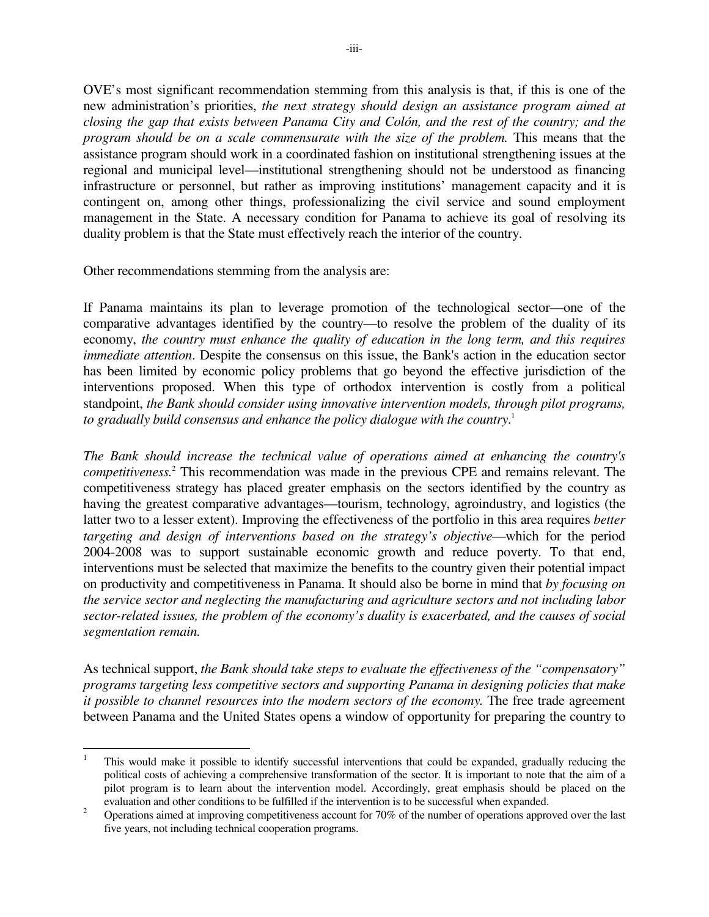OVE's most significant recommendation stemming from this analysis is that, if this is one of the new administration's priorities, *the next strategy should design an assistance program aimed at closing the gap that exists between Panama City and Colón, and the rest of the country; and the program should be on a scale commensurate with the size of the problem.* This means that the assistance program should work in a coordinated fashion on institutional strengthening issues at the regional and municipal level—institutional strengthening should not be understood as financing infrastructure or personnel, but rather as improving institutions' management capacity and it is contingent on, among other things, professionalizing the civil service and sound employment management in the State. A necessary condition for Panama to achieve its goal of resolving its duality problem is that the State must effectively reach the interior of the country.

Other recommendations stemming from the analysis are:

If Panama maintains its plan to leverage promotion of the technological sector—one of the comparative advantages identified by the country—to resolve the problem of the duality of its economy, *the country must enhance the quality of education in the long term, and this requires immediate attention*. Despite the consensus on this issue, the Bank's action in the education sector has been limited by economic policy problems that go beyond the effective jurisdiction of the interventions proposed. When this type of orthodox intervention is costly from a political standpoint, *the Bank should consider using innovative intervention models, through pilot programs, to gradually build consensus and enhance the policy dialogue with the country*.[1]

*The Bank should increase the technical value of operations aimed at enhancing the country's competitiveness.*[2] This recommendation was made in the previous CPE and remains relevant. The competitiveness strategy has placed greater emphasis on the sectors identified by the country as having the greatest comparative advantages—tourism, technology, agroindustry, and logistics (the latter two to a lesser extent). Improving the effectiveness of the portfolio in this area requires *better targeting and design of interventions based on the strategy's objective*—which for the period 2004-2008 was to support sustainable economic growth and reduce poverty. To that end, interventions must be selected that maximize the benefits to the country given their potential impact on productivity and competitiveness in Panama. It should also be borne in mind that *by focusing on the service sector and neglecting the manufacturing and agriculture sectors and not including labor sector-related issues, the problem of the economy's duality is exacerbated, and the causes of social segmentation remain.*

As technical support, *the Bank should take steps to evaluate the effectiveness of the "compensatory" programs targeting less competitive sectors and supporting Panama in designing policies that make it possible to channel resources into the modern sectors of the economy.* The free trade agreement between Panama and the United States opens a window of opportunity for preparing the country to

---

[1] This would make it possible to identify successful interventions that could be expanded, gradually reducing the political costs of achieving a comprehensive transformation of the sector. It is important to note that the aim of a pilot program is to learn about the intervention model. Accordingly, great emphasis should be placed on the evaluation and other conditions to be fulfilled if the intervention is to be successful when expanded.

[2] Operations aimed at improving competitiveness account for 70% of the number of operations approved over the last five years, not including technical cooperation programs.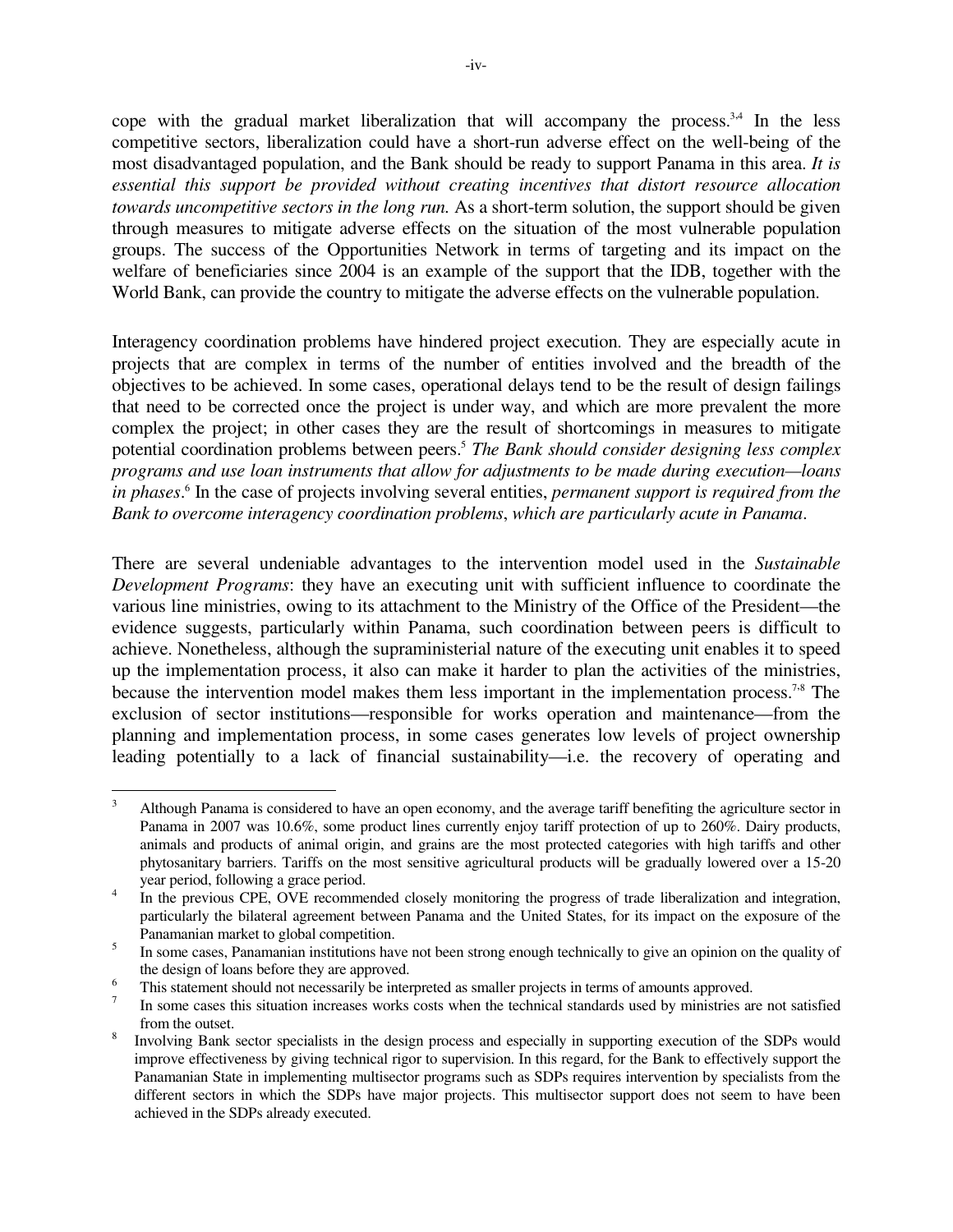cope with the gradual market liberalization that will accompany the process.[3,4] In the less competitive sectors, liberalization could have a short-run adverse effect on the well-being of the most disadvantaged population, and the Bank should be ready to support Panama in this area. *It is essential this support be provided without creating incentives that distort resource allocation towards uncompetitive sectors in the long run.* As a short-term solution, the support should be given through measures to mitigate adverse effects on the situation of the most vulnerable population groups. The success of the Opportunities Network in terms of targeting and its impact on the welfare of beneficiaries since 2004 is an example of the support that the IDB, together with the World Bank, can provide the country to mitigate the adverse effects on the vulnerable population.

Interagency coordination problems have hindered project execution. They are especially acute in projects that are complex in terms of the number of entities involved and the breadth of the objectives to be achieved. In some cases, operational delays tend to be the result of design failings that need to be corrected once the project is under way, and which are more prevalent the more complex the project; in other cases they are the result of shortcomings in measures to mitigate potential coordination problems between peers.[5] *The Bank should consider designing less complex programs and use loan instruments that allow for adjustments to be made during execution—loans in phases*.[6] In the case of projects involving several entities, *permanent support is required from the Bank to overcome interagency coordination problems*, *which are particularly acute in Panama*.

There are several undeniable advantages to the intervention model used in the *Sustainable Development Programs*: they have an executing unit with sufficient influence to coordinate the various line ministries, owing to its attachment to the Ministry of the Office of the President—the evidence suggests, particularly within Panama, such coordination between peers is difficult to achieve. Nonetheless, although the supraministerial nature of the executing unit enables it to speed up the implementation process, it also can make it harder to plan the activities of the ministries, because the intervention model makes them less important in the implementation process.[7,8] The exclusion of sector institutions—responsible for works operation and maintenance—from the planning and implementation process, in some cases generates low levels of project ownership leading potentially to a lack of financial sustainability—i.e. the recovery of operating and

---

[3] Although Panama is considered to have an open economy, and the average tariff benefiting the agriculture sector in Panama in 2007 was 10.6%, some product lines currently enjoy tariff protection of up to 260%. Dairy products, animals and products of animal origin, and grains are the most protected categories with high tariffs and other phytosanitary barriers. Tariffs on the most sensitive agricultural products will be gradually lowered over a 15-20 year period, following a grace period.

[4] In the previous CPE, OVE recommended closely monitoring the progress of trade liberalization and integration, particularly the bilateral agreement between Panama and the United States, for its impact on the exposure of the Panamanian market to global competition.

[5] In some cases, Panamanian institutions have not been strong enough technically to give an opinion on the quality of the design of loans before they are approved.

[6] This statement should not necessarily be interpreted as smaller projects in terms of amounts approved.

[7] In some cases this situation increases works costs when the technical standards used by ministries are not satisfied from the outset.

[8] Involving Bank sector specialists in the design process and especially in supporting execution of the SDPs would improve effectiveness by giving technical rigor to supervision. In this regard, for the Bank to effectively support the Panamanian State in implementing multisector programs such as SDPs requires intervention by specialists from the different sectors in which the SDPs have major projects. This multisector support does not seem to have been achieved in the SDPs already executed.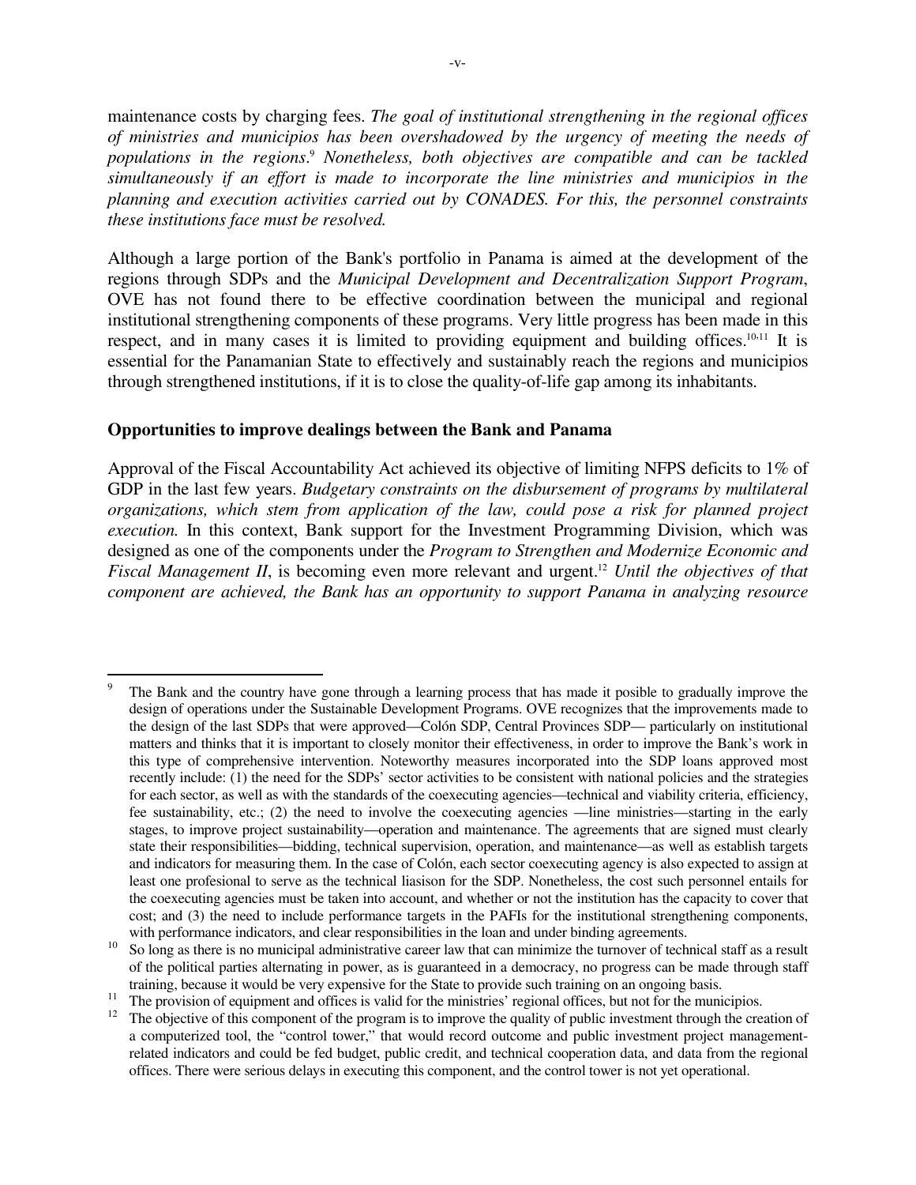maintenance costs by charging fees. *The goal of institutional strengthening in the regional offices of ministries and municipios has been overshadowed by the urgency of meeting the needs of populations in the regions.*[9] *Nonetheless, both objectives are compatible and can be tackled simultaneously if an effort is made to incorporate the line ministries and municipios in the planning and execution activities carried out by CONADES. For this, the personnel constraints these institutions face must be resolved.*

Although a large portion of the Bank's portfolio in Panama is aimed at the development of the regions through SDPs and the *Municipal Development and Decentralization Support Program*, OVE has not found there to be effective coordination between the municipal and regional institutional strengthening components of these programs. Very little progress has been made in this respect, and in many cases it is limited to providing equipment and building offices.[10,11] It is essential for the Panamanian State to effectively and sustainably reach the regions and municipios through strengthened institutions, if it is to close the quality-of-life gap among its inhabitants.

**Opportunities to improve dealings between the Bank and Panama**

Approval of the Fiscal Accountability Act achieved its objective of limiting NFPS deficits to 1% of GDP in the last few years. *Budgetary constraints on the disbursement of programs by multilateral organizations, which stem from application of the law, could pose a risk for planned project execution.* In this context, Bank support for the Investment Programming Division, which was designed as one of the components under the *Program to Strengthen and Modernize Economic and Fiscal Management II*, is becoming even more relevant and urgent.[12] *Until the objectives of that component are achieved, the Bank has an opportunity to support Panama in analyzing resource*

---

[9] The Bank and the country have gone through a learning process that has made it posible to gradually improve the design of operations under the Sustainable Development Programs. OVE recognizes that the improvements made to the design of the last SDPs that were approved—Colón SDP, Central Provinces SDP— particularly on institutional matters and thinks that it is important to closely monitor their effectiveness, in order to improve the Bank's work in this type of comprehensive intervention. Noteworthy measures incorporated into the SDP loans approved most recently include: (1) the need for the SDPs' sector activities to be consistent with national policies and the strategies for each sector, as well as with the standards of the coexecuting agencies—technical and viability criteria, efficiency, fee sustainability, etc.; (2) the need to involve the coexecuting agencies —line ministries—starting in the early stages, to improve project sustainability—operation and maintenance. The agreements that are signed must clearly state their responsibilities—bidding, technical supervision, operation, and maintenance—as well as establish targets and indicators for measuring them. In the case of Colón, each sector coexecuting agency is also expected to assign at least one profesional to serve as the technical liasison for the SDP. Nonetheless, the cost such personnel entails for the coexecuting agencies must be taken into account, and whether or not the institution has the capacity to cover that cost; and (3) the need to include performance targets in the PAFIs for the institutional strengthening components, with performance indicators, and clear responsibilities in the loan and under binding agreements.

[10] So long as there is no municipal administrative career law that can minimize the turnover of technical staff as a result of the political parties alternating in power, as is guaranteed in a democracy, no progress can be made through staff training, because it would be very expensive for the State to provide such training on an ongoing basis.

[11] The provision of equipment and offices is valid for the ministries' regional offices, but not for the municipios.

[12] The objective of this component of the program is to improve the quality of public investment through the creation of a computerized tool, the "control tower," that would record outcome and public investment project management-related indicators and could be fed budget, public credit, and technical cooperation data, and data from the regional offices. There were serious delays in executing this component, and the control tower is not yet operational.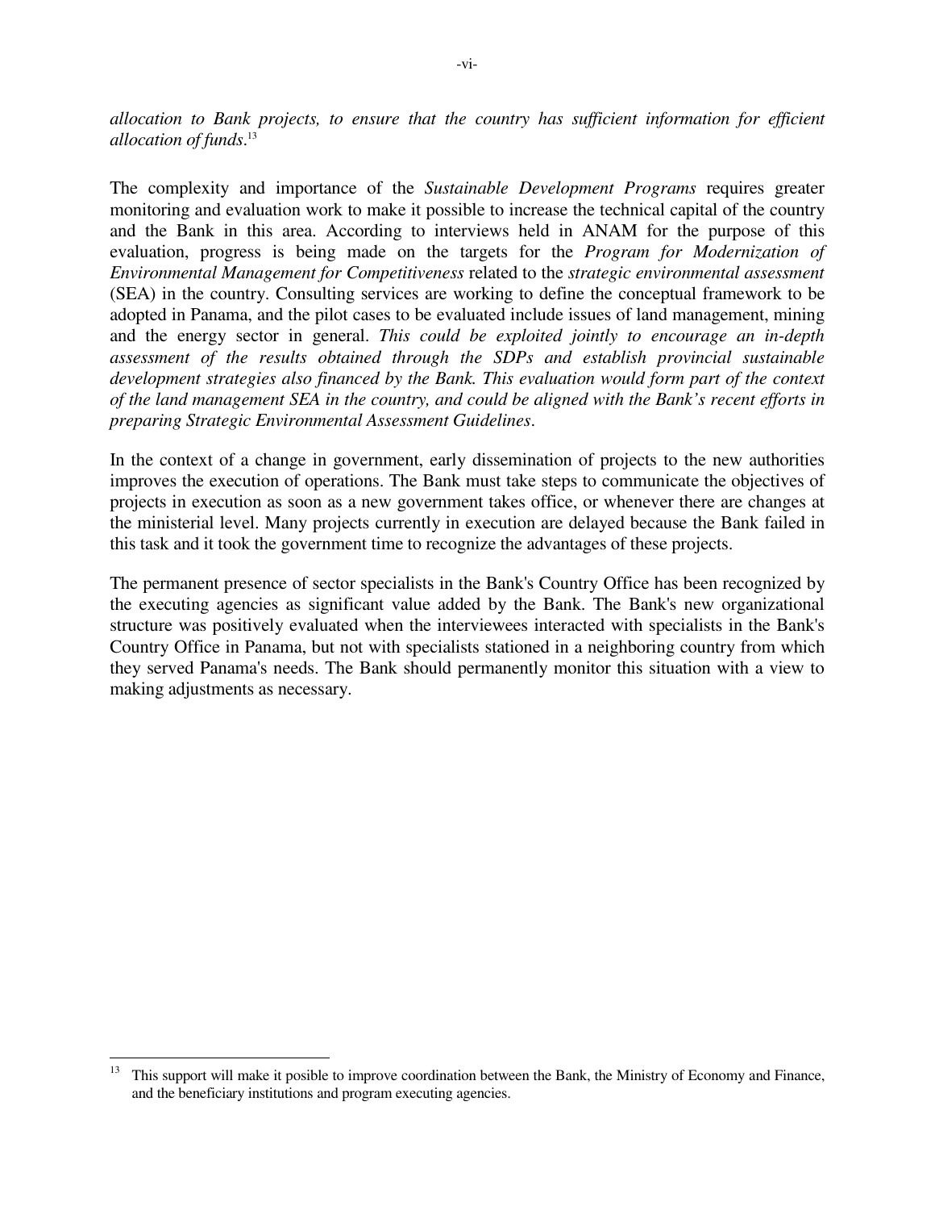*allocation to Bank projects, to ensure that the country has sufficient information for efficient allocation of funds*.[13]

The complexity and importance of the *Sustainable Development Programs* requires greater monitoring and evaluation work to make it possible to increase the technical capital of the country and the Bank in this area. According to interviews held in ANAM for the purpose of this evaluation, progress is being made on the targets for the *Program for Modernization of Environmental Management for Competitiveness* related to the *strategic environmental assessment* (SEA) in the country. Consulting services are working to define the conceptual framework to be adopted in Panama, and the pilot cases to be evaluated include issues of land management, mining and the energy sector in general. *This could be exploited jointly to encourage an in-depth assessment of the results obtained through the SDPs and establish provincial sustainable development strategies also financed by the Bank. This evaluation would form part of the context of the land management SEA in the country, and could be aligned with the Bank's recent efforts in preparing Strategic Environmental Assessment Guidelines*.

In the context of a change in government, early dissemination of projects to the new authorities improves the execution of operations. The Bank must take steps to communicate the objectives of projects in execution as soon as a new government takes office, or whenever there are changes at the ministerial level. Many projects currently in execution are delayed because the Bank failed in this task and it took the government time to recognize the advantages of these projects.

The permanent presence of sector specialists in the Bank's Country Office has been recognized by the executing agencies as significant value added by the Bank. The Bank's new organizational structure was positively evaluated when the interviewees interacted with specialists in the Bank's Country Office in Panama, but not with specialists stationed in a neighboring country from which they served Panama's needs. The Bank should permanently monitor this situation with a view to making adjustments as necessary.

---

[13] This support will make it posible to improve coordination between the Bank, the Ministry of Economy and Finance, and the beneficiary institutions and program executing agencies.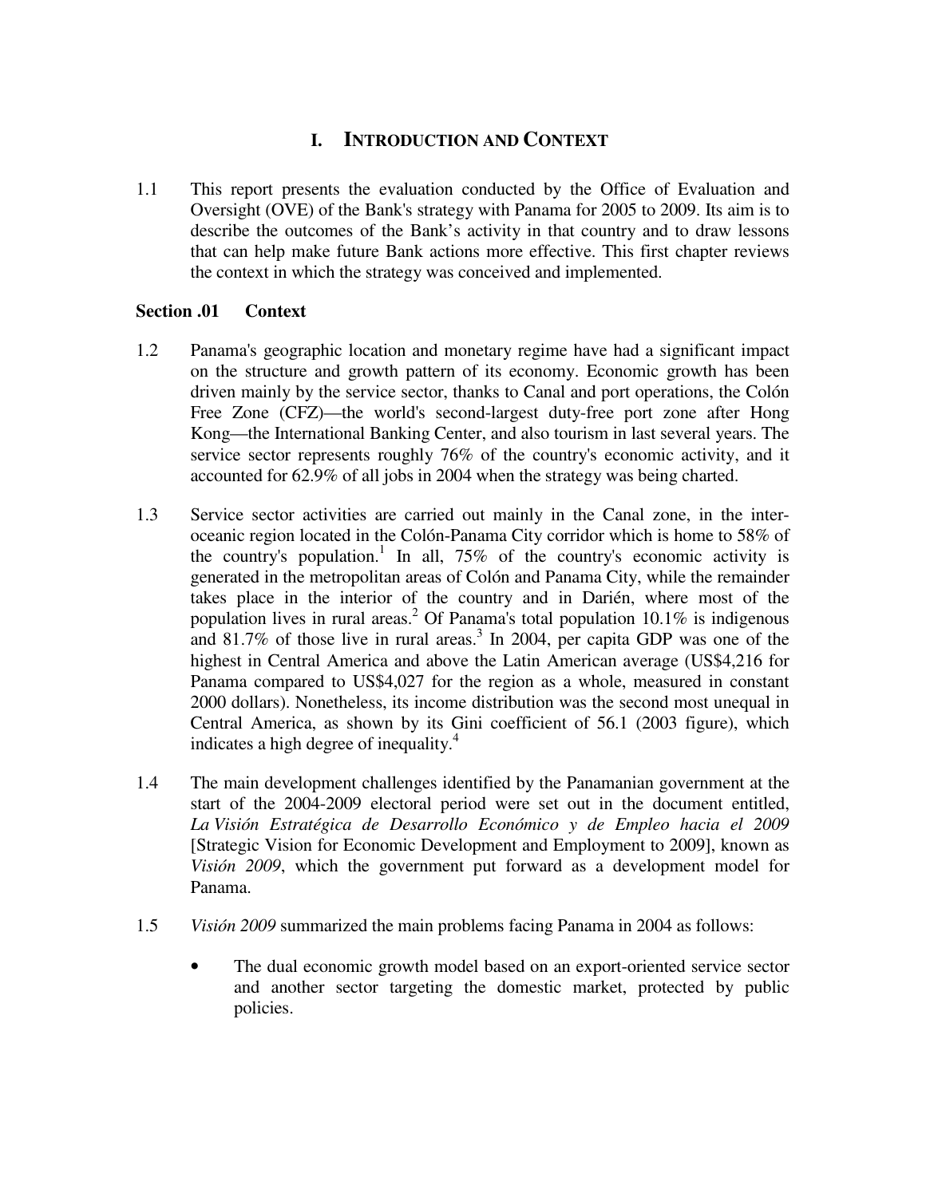# I. INTRODUCTION AND CONTEXT

1.1 This report presents the evaluation conducted by the Office of Evaluation and Oversight (OVE) of the Bank's strategy with Panama for 2005 to 2009. Its aim is to describe the outcomes of the Bank's activity in that country and to draw lessons that can help make future Bank actions more effective. This first chapter reviews the context in which the strategy was conceived and implemented.

## Section .01 Context

1.2 Panama's geographic location and monetary regime have had a significant impact on the structure and growth pattern of its economy. Economic growth has been driven mainly by the service sector, thanks to Canal and port operations, the Colón Free Zone (CFZ)—the world's second-largest duty-free port zone after Hong Kong—the International Banking Center, and also tourism in last several years. The service sector represents roughly 76% of the country's economic activity, and it accounted for 62.9% of all jobs in 2004 when the strategy was being charted.

1.3 Service sector activities are carried out mainly in the Canal zone, in the inter-oceanic region located in the Colón-Panama City corridor which is home to 58% of the country's population.[1] In all, 75% of the country's economic activity is generated in the metropolitan areas of Colón and Panama City, while the remainder takes place in the interior of the country and in Darién, where most of the population lives in rural areas.[2] Of Panama's total population 10.1% is indigenous and 81.7% of those live in rural areas.[3] In 2004, per capita GDP was one of the highest in Central America and above the Latin American average (US$4,216 for Panama compared to US$4,027 for the region as a whole, measured in constant 2000 dollars). Nonetheless, its income distribution was the second most unequal in Central America, as shown by its Gini coefficient of 56.1 (2003 figure), which indicates a high degree of inequality.[4]

1.4 The main development challenges identified by the Panamanian government at the start of the 2004-2009 electoral period were set out in the document entitled, *La Visión Estratégica de Desarrollo Económico y de Empleo hacia el 2009* [Strategic Vision for Economic Development and Employment to 2009], known as *Visión 2009*, which the government put forward as a development model for Panama.

1.5 *Visión 2009* summarized the main problems facing Panama in 2004 as follows:

- The dual economic growth model based on an export-oriented service sector and another sector targeting the domestic market, protected by public policies.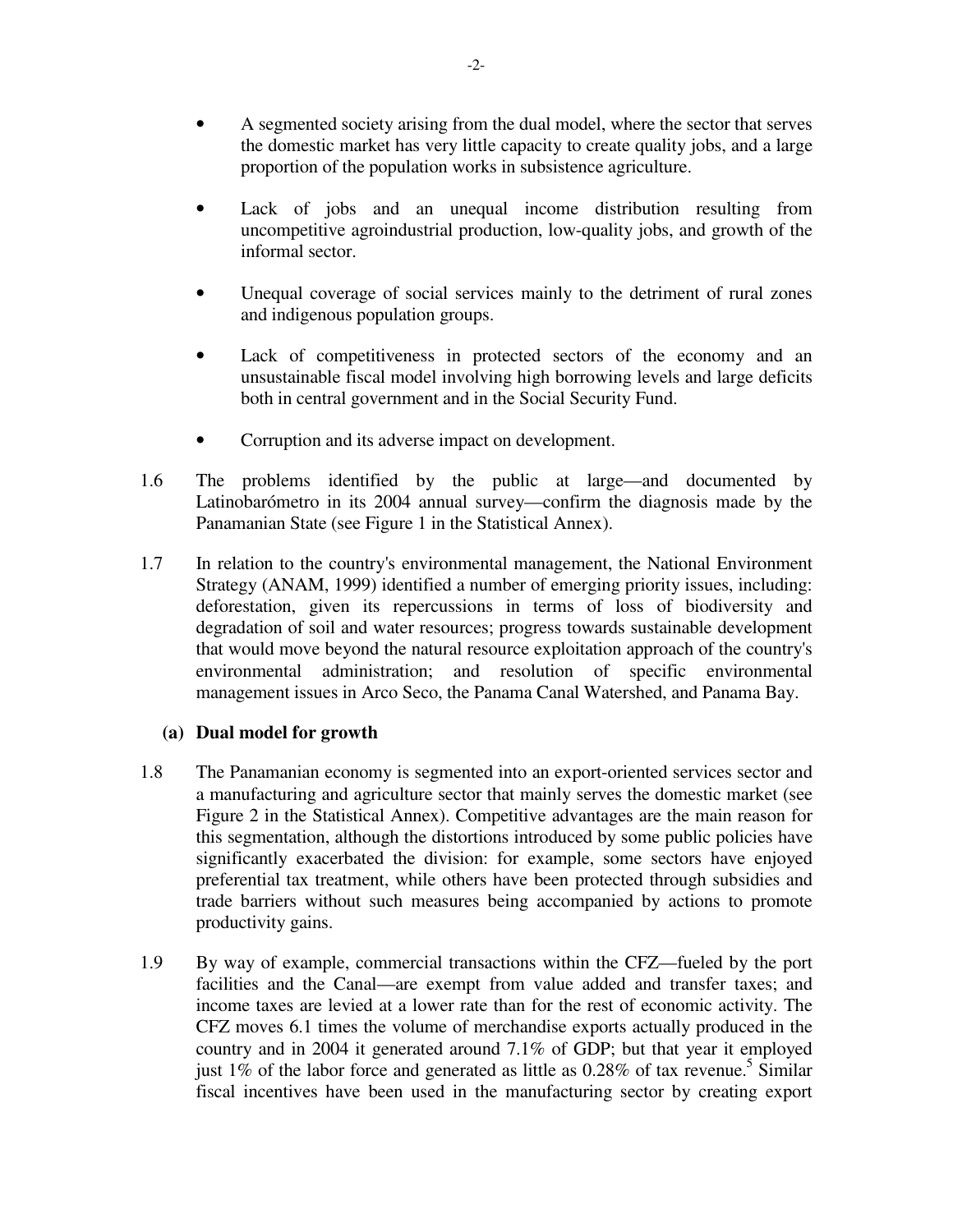- A segmented society arising from the dual model, where the sector that serves the domestic market has very little capacity to create quality jobs, and a large proportion of the population works in subsistence agriculture.

- Lack of jobs and an unequal income distribution resulting from uncompetitive agroindustrial production, low-quality jobs, and growth of the informal sector.

- Unequal coverage of social services mainly to the detriment of rural zones and indigenous population groups.

- Lack of competitiveness in protected sectors of the economy and an unsustainable fiscal model involving high borrowing levels and large deficits both in central government and in the Social Security Fund.

- Corruption and its adverse impact on development.

1.6 The problems identified by the public at large—and documented by Latinobarómetro in its 2004 annual survey—confirm the diagnosis made by the Panamanian State (see Figure 1 in the Statistical Annex).

1.7 In relation to the country's environmental management, the National Environment Strategy (ANAM, 1999) identified a number of emerging priority issues, including: deforestation, given its repercussions in terms of loss of biodiversity and degradation of soil and water resources; progress towards sustainable development that would move beyond the natural resource exploitation approach of the country's environmental administration; and resolution of specific environmental management issues in Arco Seco, the Panama Canal Watershed, and Panama Bay.

**(a) Dual model for growth**

1.8 The Panamanian economy is segmented into an export-oriented services sector and a manufacturing and agriculture sector that mainly serves the domestic market (see Figure 2 in the Statistical Annex). Competitive advantages are the main reason for this segmentation, although the distortions introduced by some public policies have significantly exacerbated the division: for example, some sectors have enjoyed preferential tax treatment, while others have been protected through subsidies and trade barriers without such measures being accompanied by actions to promote productivity gains.

1.9 By way of example, commercial transactions within the CFZ—fueled by the port facilities and the Canal—are exempt from value added and transfer taxes; and income taxes are levied at a lower rate than for the rest of economic activity. The CFZ moves 6.1 times the volume of merchandise exports actually produced in the country and in 2004 it generated around 7.1% of GDP; but that year it employed just 1% of the labor force and generated as little as 0.28% of tax revenue.[5] Similar fiscal incentives have been used in the manufacturing sector by creating export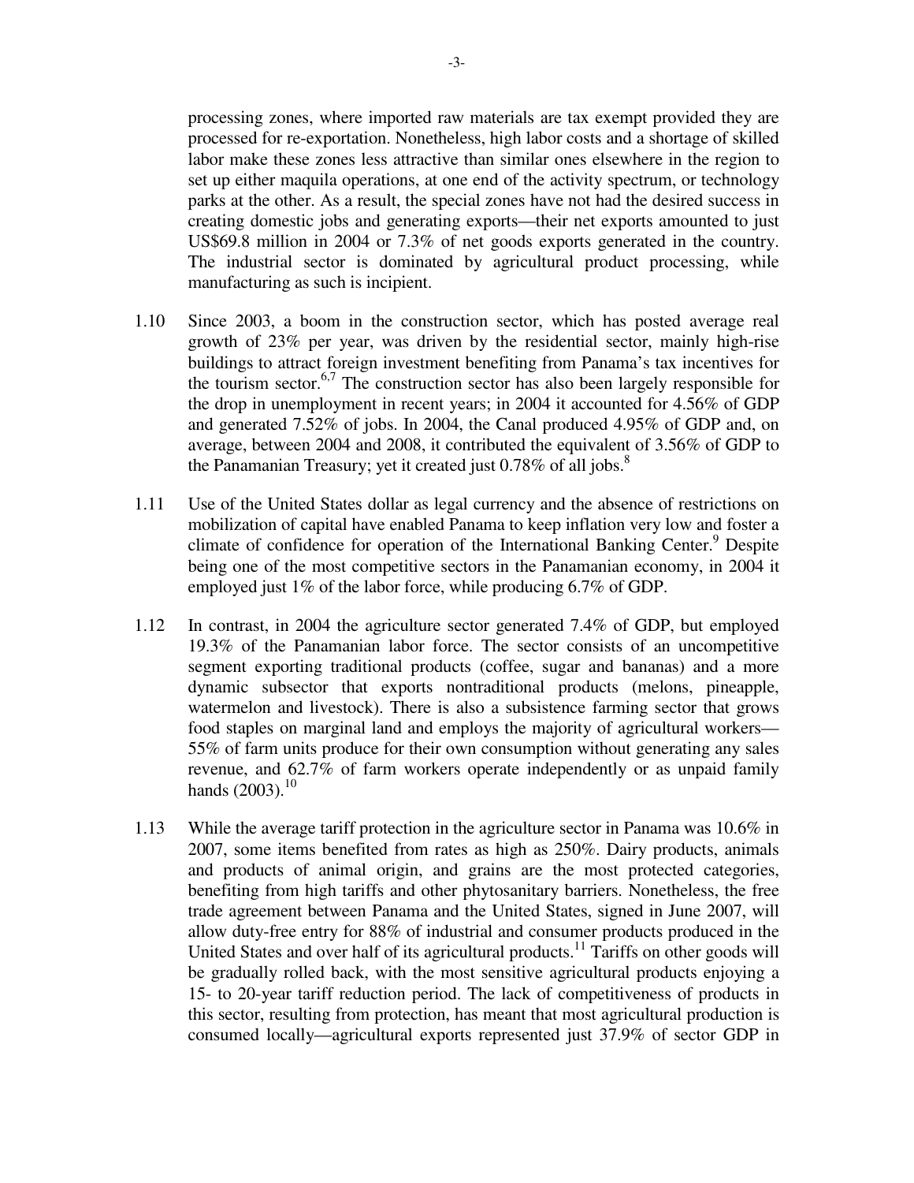processing zones, where imported raw materials are tax exempt provided they are processed for re-exportation. Nonetheless, high labor costs and a shortage of skilled labor make these zones less attractive than similar ones elsewhere in the region to set up either maquila operations, at one end of the activity spectrum, or technology parks at the other. As a result, the special zones have not had the desired success in creating domestic jobs and generating exports—their net exports amounted to just US$69.8 million in 2004 or 7.3% of net goods exports generated in the country. The industrial sector is dominated by agricultural product processing, while manufacturing as such is incipient.

1.10 Since 2003, a boom in the construction sector, which has posted average real growth of 23% per year, was driven by the residential sector, mainly high-rise buildings to attract foreign investment benefiting from Panama's tax incentives for the tourism sector.[6,7] The construction sector has also been largely responsible for the drop in unemployment in recent years; in 2004 it accounted for 4.56% of GDP and generated 7.52% of jobs. In 2004, the Canal produced 4.95% of GDP and, on average, between 2004 and 2008, it contributed the equivalent of 3.56% of GDP to the Panamanian Treasury; yet it created just 0.78% of all jobs.[8]

1.11 Use of the United States dollar as legal currency and the absence of restrictions on mobilization of capital have enabled Panama to keep inflation very low and foster a climate of confidence for operation of the International Banking Center.[9] Despite being one of the most competitive sectors in the Panamanian economy, in 2004 it employed just 1% of the labor force, while producing 6.7% of GDP.

1.12 In contrast, in 2004 the agriculture sector generated 7.4% of GDP, but employed 19.3% of the Panamanian labor force. The sector consists of an uncompetitive segment exporting traditional products (coffee, sugar and bananas) and a more dynamic subsector that exports nontraditional products (melons, pineapple, watermelon and livestock). There is also a subsistence farming sector that grows food staples on marginal land and employs the majority of agricultural workers—55% of farm units produce for their own consumption without generating any sales revenue, and 62.7% of farm workers operate independently or as unpaid family hands (2003).[10]

1.13 While the average tariff protection in the agriculture sector in Panama was 10.6% in 2007, some items benefited from rates as high as 250%. Dairy products, animals and products of animal origin, and grains are the most protected categories, benefiting from high tariffs and other phytosanitary barriers. Nonetheless, the free trade agreement between Panama and the United States, signed in June 2007, will allow duty-free entry for 88% of industrial and consumer products produced in the United States and over half of its agricultural products.[11] Tariffs on other goods will be gradually rolled back, with the most sensitive agricultural products enjoying a 15- to 20-year tariff reduction period. The lack of competitiveness of products in this sector, resulting from protection, has meant that most agricultural production is consumed locally—agricultural exports represented just 37.9% of sector GDP in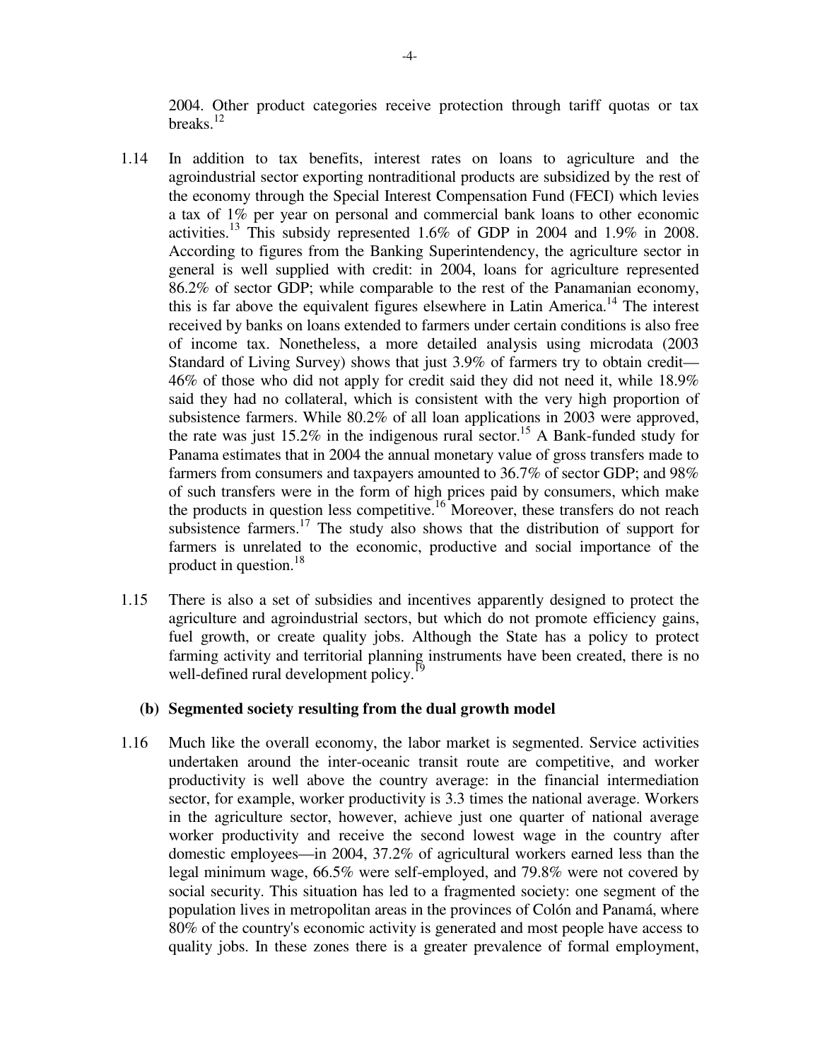2004. Other product categories receive protection through tariff quotas or tax breaks.[12]

1.14 In addition to tax benefits, interest rates on loans to agriculture and the agroindustrial sector exporting nontraditional products are subsidized by the rest of the economy through the Special Interest Compensation Fund (FECI) which levies a tax of 1% per year on personal and commercial bank loans to other economic activities.[13] This subsidy represented 1.6% of GDP in 2004 and 1.9% in 2008. According to figures from the Banking Superintendency, the agriculture sector in general is well supplied with credit: in 2004, loans for agriculture represented 86.2% of sector GDP; while comparable to the rest of the Panamanian economy, this is far above the equivalent figures elsewhere in Latin America.[14] The interest received by banks on loans extended to farmers under certain conditions is also free of income tax. Nonetheless, a more detailed analysis using microdata (2003 Standard of Living Survey) shows that just 3.9% of farmers try to obtain credit—46% of those who did not apply for credit said they did not need it, while 18.9% said they had no collateral, which is consistent with the very high proportion of subsistence farmers. While 80.2% of all loan applications in 2003 were approved, the rate was just 15.2% in the indigenous rural sector.[15] A Bank-funded study for Panama estimates that in 2004 the annual monetary value of gross transfers made to farmers from consumers and taxpayers amounted to 36.7% of sector GDP; and 98% of such transfers were in the form of high prices paid by consumers, which make the products in question less competitive.[16] Moreover, these transfers do not reach subsistence farmers.[17] The study also shows that the distribution of support for farmers is unrelated to the economic, productive and social importance of the product in question.[18]

1.15 There is also a set of subsidies and incentives apparently designed to protect the agriculture and agroindustrial sectors, but which do not promote efficiency gains, fuel growth, or create quality jobs. Although the State has a policy to protect farming activity and territorial planning instruments have been created, there is no well-defined rural development policy.[19]

### (b) Segmented society resulting from the dual growth model

1.16 Much like the overall economy, the labor market is segmented. Service activities undertaken around the inter-oceanic transit route are competitive, and worker productivity is well above the country average: in the financial intermediation sector, for example, worker productivity is 3.3 times the national average. Workers in the agriculture sector, however, achieve just one quarter of national average worker productivity and receive the second lowest wage in the country after domestic employees—in 2004, 37.2% of agricultural workers earned less than the legal minimum wage, 66.5% were self-employed, and 79.8% were not covered by social security. This situation has led to a fragmented society: one segment of the population lives in metropolitan areas in the provinces of Colón and Panamá, where 80% of the country's economic activity is generated and most people have access to quality jobs. In these zones there is a greater prevalence of formal employment,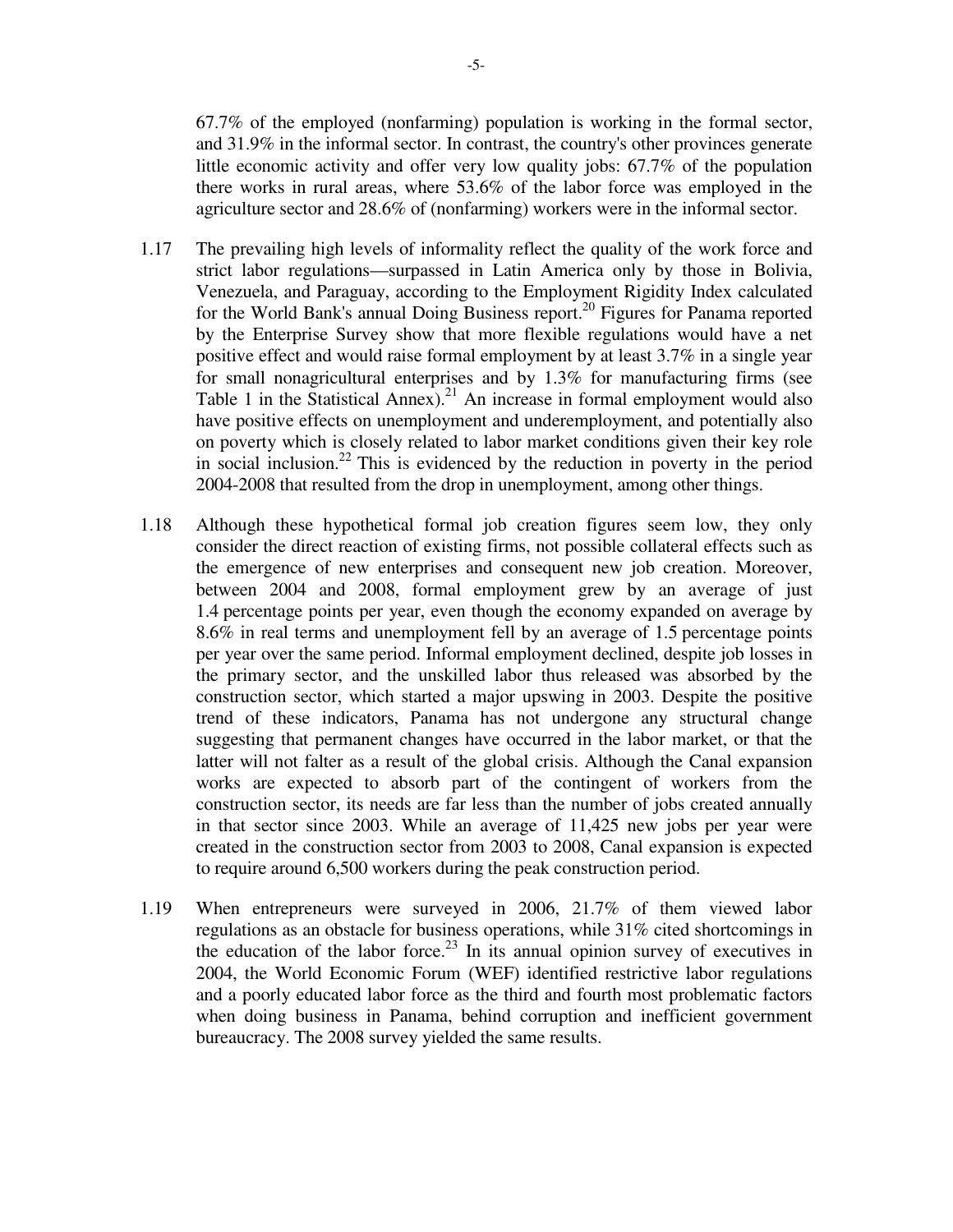67.7% of the employed (nonfarming) population is working in the formal sector, and 31.9% in the informal sector. In contrast, the country's other provinces generate little economic activity and offer very low quality jobs: 67.7% of the population there works in rural areas, where 53.6% of the labor force was employed in the agriculture sector and 28.6% of (nonfarming) workers were in the informal sector.

1.17 The prevailing high levels of informality reflect the quality of the work force and strict labor regulations—surpassed in Latin America only by those in Bolivia, Venezuela, and Paraguay, according to the Employment Rigidity Index calculated for the World Bank's annual Doing Business report.[20] Figures for Panama reported by the Enterprise Survey show that more flexible regulations would have a net positive effect and would raise formal employment by at least 3.7% in a single year for small nonagricultural enterprises and by 1.3% for manufacturing firms (see Table 1 in the Statistical Annex).[21] An increase in formal employment would also have positive effects on unemployment and underemployment, and potentially also on poverty which is closely related to labor market conditions given their key role in social inclusion.[22] This is evidenced by the reduction in poverty in the period 2004-2008 that resulted from the drop in unemployment, among other things.

1.18 Although these hypothetical formal job creation figures seem low, they only consider the direct reaction of existing firms, not possible collateral effects such as the emergence of new enterprises and consequent new job creation. Moreover, between 2004 and 2008, formal employment grew by an average of just 1.4 percentage points per year, even though the economy expanded on average by 8.6% in real terms and unemployment fell by an average of 1.5 percentage points per year over the same period. Informal employment declined, despite job losses in the primary sector, and the unskilled labor thus released was absorbed by the construction sector, which started a major upswing in 2003. Despite the positive trend of these indicators, Panama has not undergone any structural change suggesting that permanent changes have occurred in the labor market, or that the latter will not falter as a result of the global crisis. Although the Canal expansion works are expected to absorb part of the contingent of workers from the construction sector, its needs are far less than the number of jobs created annually in that sector since 2003. While an average of 11,425 new jobs per year were created in the construction sector from 2003 to 2008, Canal expansion is expected to require around 6,500 workers during the peak construction period.

1.19 When entrepreneurs were surveyed in 2006, 21.7% of them viewed labor regulations as an obstacle for business operations, while 31% cited shortcomings in the education of the labor force.[23] In its annual opinion survey of executives in 2004, the World Economic Forum (WEF) identified restrictive labor regulations and a poorly educated labor force as the third and fourth most problematic factors when doing business in Panama, behind corruption and inefficient government bureaucracy. The 2008 survey yielded the same results.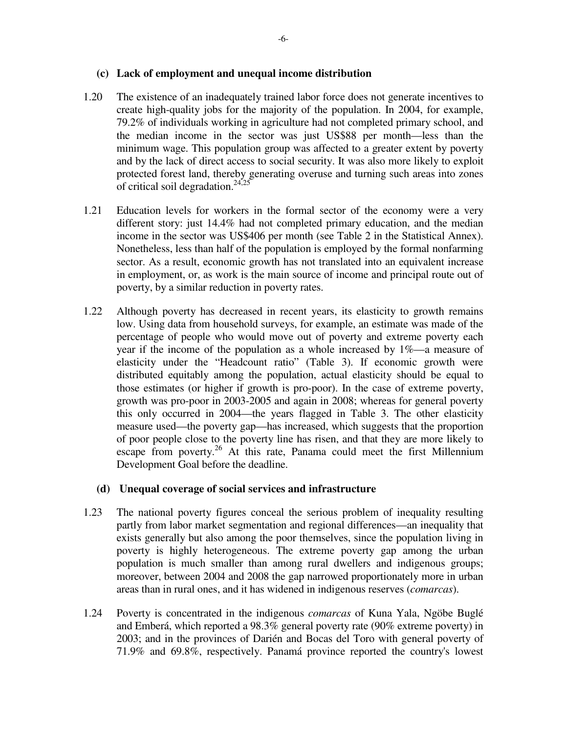### (c) Lack of employment and unequal income distribution

1.20 The existence of an inadequately trained labor force does not generate incentives to create high-quality jobs for the majority of the population. In 2004, for example, 79.2% of individuals working in agriculture had not completed primary school, and the median income in the sector was just US$88 per month—less than the minimum wage. This population group was affected to a greater extent by poverty and by the lack of direct access to social security. It was also more likely to exploit protected forest land, thereby generating overuse and turning such areas into zones of critical soil degradation.[24,25]

1.21 Education levels for workers in the formal sector of the economy were a very different story: just 14.4% had not completed primary education, and the median income in the sector was US$406 per month (see Table 2 in the Statistical Annex). Nonetheless, less than half of the population is employed by the formal nonfarming sector. As a result, economic growth has not translated into an equivalent increase in employment, or, as work is the main source of income and principal route out of poverty, by a similar reduction in poverty rates.

1.22 Although poverty has decreased in recent years, its elasticity to growth remains low. Using data from household surveys, for example, an estimate was made of the percentage of people who would move out of poverty and extreme poverty each year if the income of the population as a whole increased by 1%—a measure of elasticity under the "Headcount ratio" (Table 3). If economic growth were distributed equitably among the population, actual elasticity should be equal to those estimates (or higher if growth is pro-poor). In the case of extreme poverty, growth was pro-poor in 2003-2005 and again in 2008; whereas for general poverty this only occurred in 2004—the years flagged in Table 3. The other elasticity measure used—the poverty gap—has increased, which suggests that the proportion of poor people close to the poverty line has risen, and that they are more likely to escape from poverty.[26] At this rate, Panama could meet the first Millennium Development Goal before the deadline.

### (d) Unequal coverage of social services and infrastructure

1.23 The national poverty figures conceal the serious problem of inequality resulting partly from labor market segmentation and regional differences—an inequality that exists generally but also among the poor themselves, since the population living in poverty is highly heterogeneous. The extreme poverty gap among the urban population is much smaller than among rural dwellers and indigenous groups; moreover, between 2004 and 2008 the gap narrowed proportionately more in urban areas than in rural ones, and it has widened in indigenous reserves (*comarcas*).

1.24 Poverty is concentrated in the indigenous *comarcas* of Kuna Yala, Ngöbe Buglé and Emberá, which reported a 98.3% general poverty rate (90% extreme poverty) in 2003; and in the provinces of Darién and Bocas del Toro with general poverty of 71.9% and 69.8%, respectively. Panamá province reported the country's lowest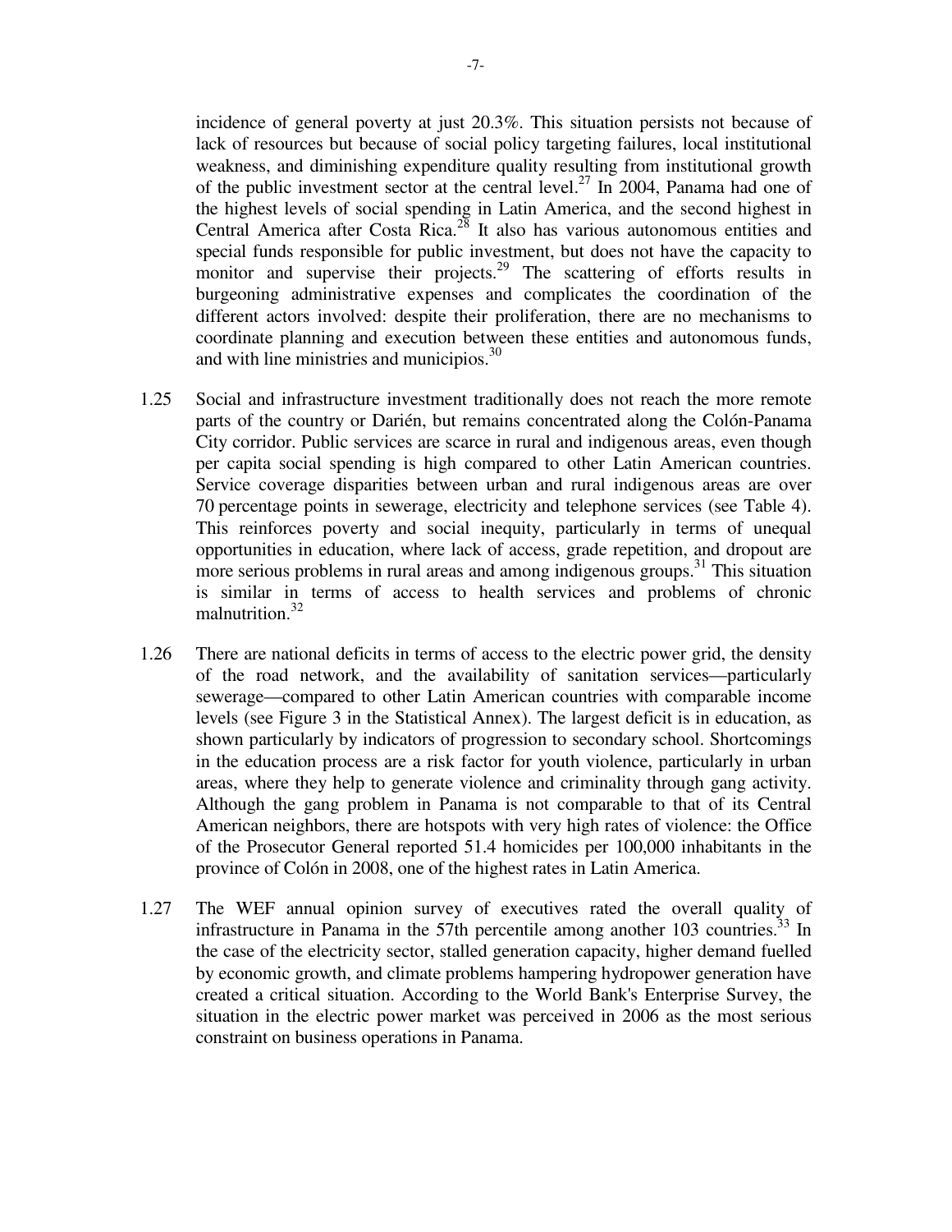incidence of general poverty at just 20.3%. This situation persists not because of lack of resources but because of social policy targeting failures, local institutional weakness, and diminishing expenditure quality resulting from institutional growth of the public investment sector at the central level.[27] In 2004, Panama had one of the highest levels of social spending in Latin America, and the second highest in Central America after Costa Rica.[28] It also has various autonomous entities and special funds responsible for public investment, but does not have the capacity to monitor and supervise their projects.[29] The scattering of efforts results in burgeoning administrative expenses and complicates the coordination of the different actors involved: despite their proliferation, there are no mechanisms to coordinate planning and execution between these entities and autonomous funds, and with line ministries and municipios.[30]

1.25 Social and infrastructure investment traditionally does not reach the more remote parts of the country or Darién, but remains concentrated along the Colón-Panama City corridor. Public services are scarce in rural and indigenous areas, even though per capita social spending is high compared to other Latin American countries. Service coverage disparities between urban and rural indigenous areas are over 70 percentage points in sewerage, electricity and telephone services (see Table 4). This reinforces poverty and social inequity, particularly in terms of unequal opportunities in education, where lack of access, grade repetition, and dropout are more serious problems in rural areas and among indigenous groups.[31] This situation is similar in terms of access to health services and problems of chronic malnutrition.[32]

1.26 There are national deficits in terms of access to the electric power grid, the density of the road network, and the availability of sanitation services—particularly sewerage—compared to other Latin American countries with comparable income levels (see Figure 3 in the Statistical Annex). The largest deficit is in education, as shown particularly by indicators of progression to secondary school. Shortcomings in the education process are a risk factor for youth violence, particularly in urban areas, where they help to generate violence and criminality through gang activity. Although the gang problem in Panama is not comparable to that of its Central American neighbors, there are hotspots with very high rates of violence: the Office of the Prosecutor General reported 51.4 homicides per 100,000 inhabitants in the province of Colón in 2008, one of the highest rates in Latin America.

1.27 The WEF annual opinion survey of executives rated the overall quality of infrastructure in Panama in the 57th percentile among another 103 countries.[33] In the case of the electricity sector, stalled generation capacity, higher demand fuelled by economic growth, and climate problems hampering hydropower generation have created a critical situation. According to the World Bank's Enterprise Survey, the situation in the electric power market was perceived in 2006 as the most serious constraint on business operations in Panama.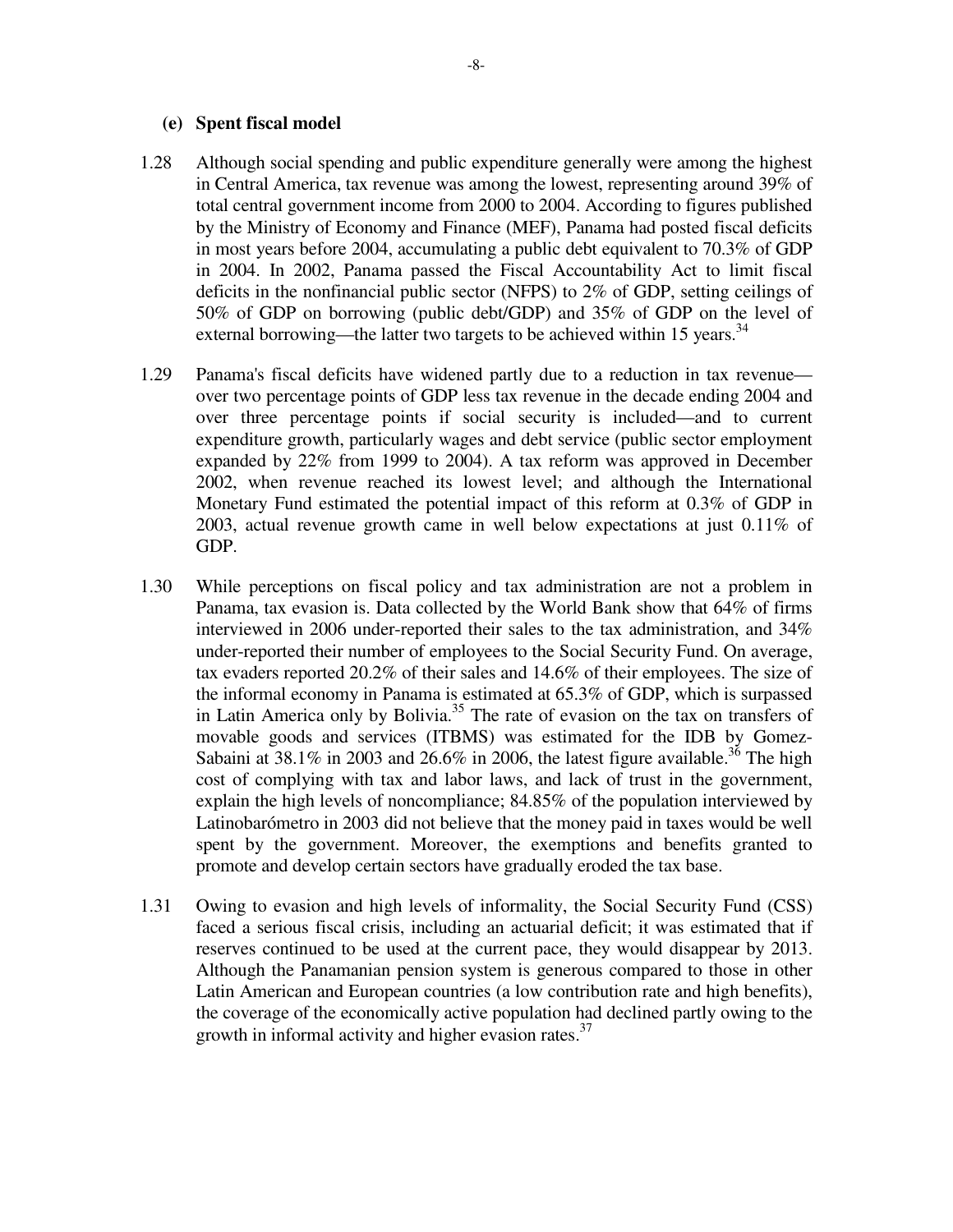### (e) Spent fiscal model

1.28 Although social spending and public expenditure generally were among the highest in Central America, tax revenue was among the lowest, representing around 39% of total central government income from 2000 to 2004. According to figures published by the Ministry of Economy and Finance (MEF), Panama had posted fiscal deficits in most years before 2004, accumulating a public debt equivalent to 70.3% of GDP in 2004. In 2002, Panama passed the Fiscal Accountability Act to limit fiscal deficits in the nonfinancial public sector (NFPS) to 2% of GDP, setting ceilings of 50% of GDP on borrowing (public debt/GDP) and 35% of GDP on the level of external borrowing—the latter two targets to be achieved within 15 years.[34]

1.29 Panama's fiscal deficits have widened partly due to a reduction in tax revenue—over two percentage points of GDP less tax revenue in the decade ending 2004 and over three percentage points if social security is included—and to current expenditure growth, particularly wages and debt service (public sector employment expanded by 22% from 1999 to 2004). A tax reform was approved in December 2002, when revenue reached its lowest level; and although the International Monetary Fund estimated the potential impact of this reform at 0.3% of GDP in 2003, actual revenue growth came in well below expectations at just 0.11% of GDP.

1.30 While perceptions on fiscal policy and tax administration are not a problem in Panama, tax evasion is. Data collected by the World Bank show that 64% of firms interviewed in 2006 under-reported their sales to the tax administration, and 34% under-reported their number of employees to the Social Security Fund. On average, tax evaders reported 20.2% of their sales and 14.6% of their employees. The size of the informal economy in Panama is estimated at 65.3% of GDP, which is surpassed in Latin America only by Bolivia.[35] The rate of evasion on the tax on transfers of movable goods and services (ITBMS) was estimated for the IDB by Gomez-Sabaini at 38.1% in 2003 and 26.6% in 2006, the latest figure available.[36] The high cost of complying with tax and labor laws, and lack of trust in the government, explain the high levels of noncompliance; 84.85% of the population interviewed by Latinobarómetro in 2003 did not believe that the money paid in taxes would be well spent by the government. Moreover, the exemptions and benefits granted to promote and develop certain sectors have gradually eroded the tax base.

1.31 Owing to evasion and high levels of informality, the Social Security Fund (CSS) faced a serious fiscal crisis, including an actuarial deficit; it was estimated that if reserves continued to be used at the current pace, they would disappear by 2013. Although the Panamanian pension system is generous compared to those in other Latin American and European countries (a low contribution rate and high benefits), the coverage of the economically active population had declined partly owing to the growth in informal activity and higher evasion rates.[37]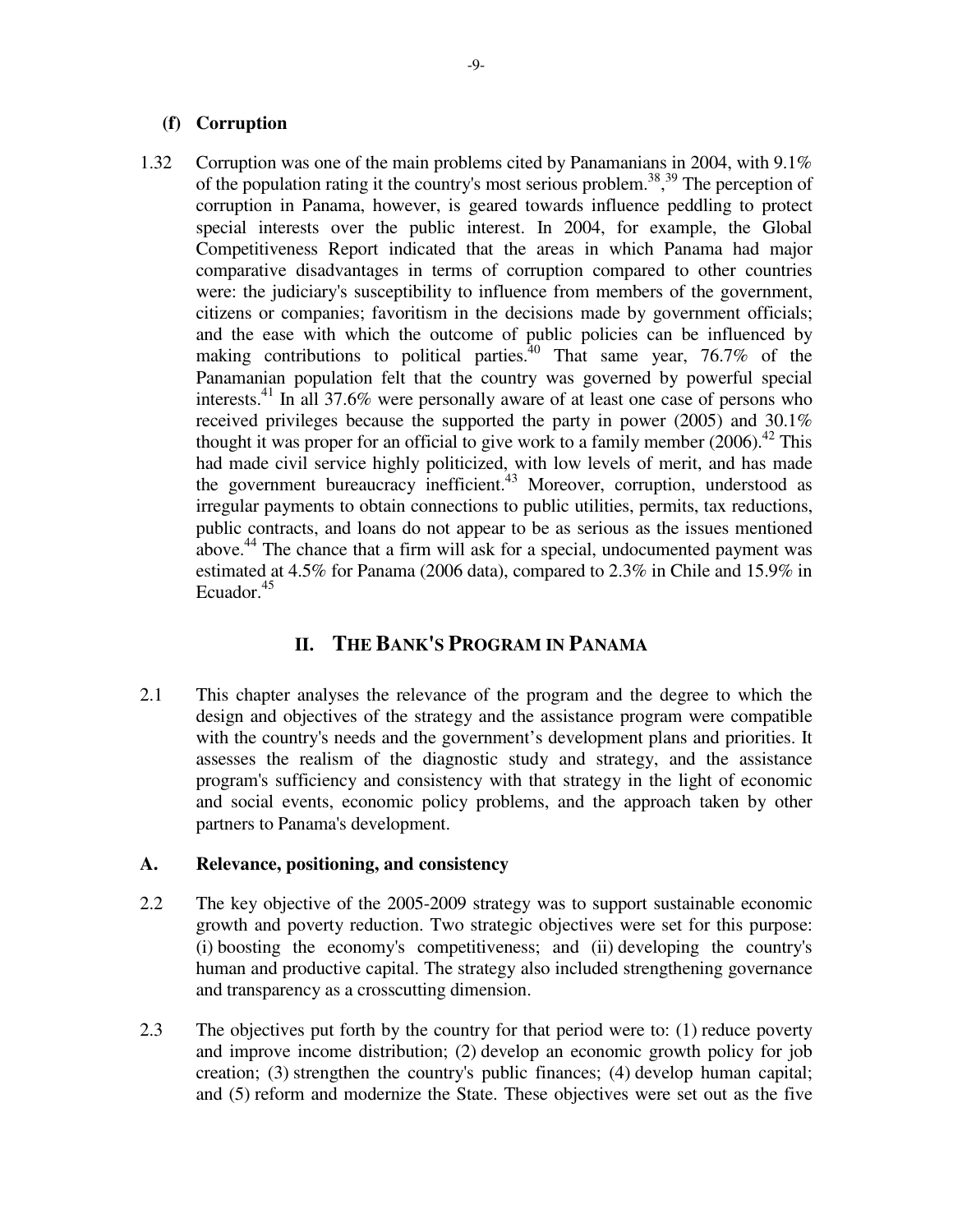### (f) Corruption

1.32 Corruption was one of the main problems cited by Panamanians in 2004, with 9.1% of the population rating it the country's most serious problem.[38],[39] The perception of corruption in Panama, however, is geared towards influence peddling to protect special interests over the public interest. In 2004, for example, the Global Competitiveness Report indicated that the areas in which Panama had major comparative disadvantages in terms of corruption compared to other countries were: the judiciary's susceptibility to influence from members of the government, citizens or companies; favoritism in the decisions made by government officials; and the ease with which the outcome of public policies can be influenced by making contributions to political parties.[40] That same year, 76.7% of the Panamanian population felt that the country was governed by powerful special interests.[41] In all 37.6% were personally aware of at least one case of persons who received privileges because the supported the party in power (2005) and 30.1% thought it was proper for an official to give work to a family member (2006).[42] This had made civil service highly politicized, with low levels of merit, and has made the government bureaucracy inefficient.[43] Moreover, corruption, understood as irregular payments to obtain connections to public utilities, permits, tax reductions, public contracts, and loans do not appear to be as serious as the issues mentioned above.[44] The chance that a firm will ask for a special, undocumented payment was estimated at 4.5% for Panama (2006 data), compared to 2.3% in Chile and 15.9% in Ecuador.[45]

## II. THE BANK'S PROGRAM IN PANAMA

2.1 This chapter analyses the relevance of the program and the degree to which the design and objectives of the strategy and the assistance program were compatible with the country's needs and the government's development plans and priorities. It assesses the realism of the diagnostic study and strategy, and the assistance program's sufficiency and consistency with that strategy in the light of economic and social events, economic policy problems, and the approach taken by other partners to Panama's development.

### A. Relevance, positioning, and consistency

2.2 The key objective of the 2005-2009 strategy was to support sustainable economic growth and poverty reduction. Two strategic objectives were set for this purpose: (i) boosting the economy's competitiveness; and (ii) developing the country's human and productive capital. The strategy also included strengthening governance and transparency as a crosscutting dimension.

2.3 The objectives put forth by the country for that period were to: (1) reduce poverty and improve income distribution; (2) develop an economic growth policy for job creation; (3) strengthen the country's public finances; (4) develop human capital; and (5) reform and modernize the State. These objectives were set out as the five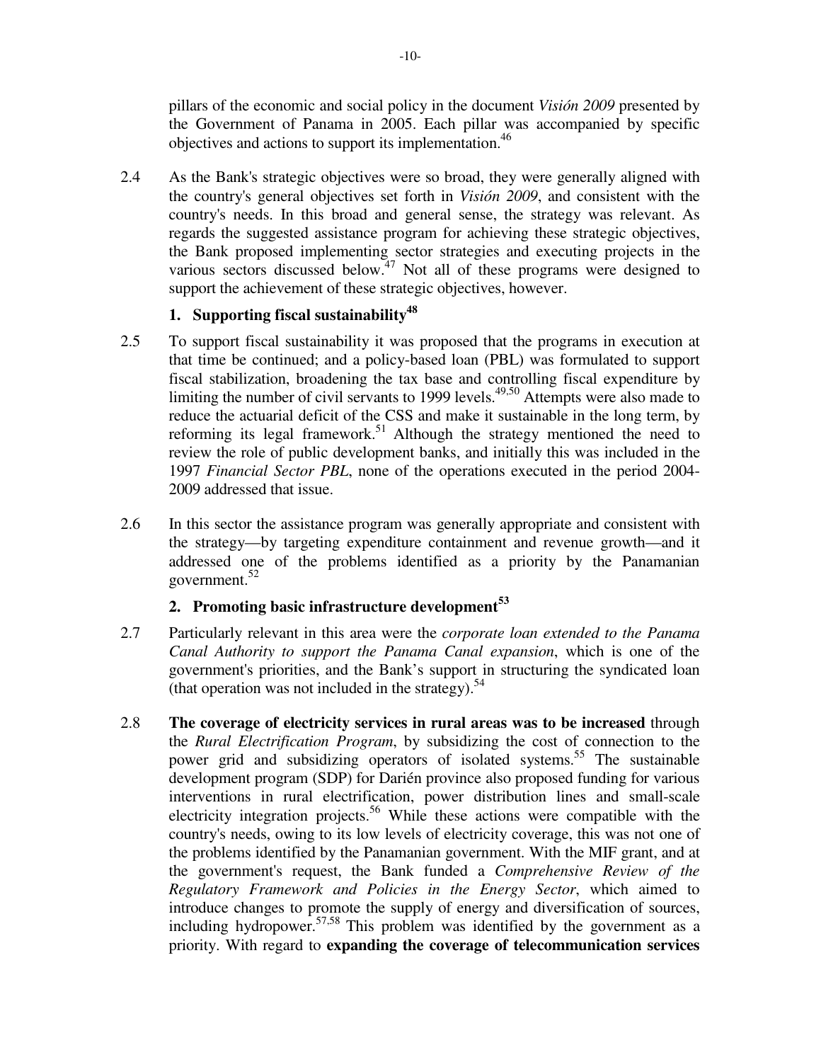pillars of the economic and social policy in the document *Visión 2009* presented by the Government of Panama in 2005. Each pillar was accompanied by specific objectives and actions to support its implementation.[46]

2.4 As the Bank's strategic objectives were so broad, they were generally aligned with the country's general objectives set forth in *Visión 2009*, and consistent with the country's needs. In this broad and general sense, the strategy was relevant. As regards the suggested assistance program for achieving these strategic objectives, the Bank proposed implementing sector strategies and executing projects in the various sectors discussed below.[47] Not all of these programs were designed to support the achievement of these strategic objectives, however.

### 1. Supporting fiscal sustainability[48]

2.5 To support fiscal sustainability it was proposed that the programs in execution at that time be continued; and a policy-based loan (PBL) was formulated to support fiscal stabilization, broadening the tax base and controlling fiscal expenditure by limiting the number of civil servants to 1999 levels.[49,50] Attempts were also made to reduce the actuarial deficit of the CSS and make it sustainable in the long term, by reforming its legal framework.[51] Although the strategy mentioned the need to review the role of public development banks, and initially this was included in the 1997 *Financial Sector PBL*, none of the operations executed in the period 2004-2009 addressed that issue.

2.6 In this sector the assistance program was generally appropriate and consistent with the strategy—by targeting expenditure containment and revenue growth—and it addressed one of the problems identified as a priority by the Panamanian government.[52]

### 2. Promoting basic infrastructure development[53]

2.7 Particularly relevant in this area were the *corporate loan extended to the Panama Canal Authority to support the Panama Canal expansion*, which is one of the government's priorities, and the Bank's support in structuring the syndicated loan (that operation was not included in the strategy).[54]

2.8 **The coverage of electricity services in rural areas was to be increased** through the *Rural Electrification Program*, by subsidizing the cost of connection to the power grid and subsidizing operators of isolated systems.[55] The sustainable development program (SDP) for Darién province also proposed funding for various interventions in rural electrification, power distribution lines and small-scale electricity integration projects.[56] While these actions were compatible with the country's needs, owing to its low levels of electricity coverage, this was not one of the problems identified by the Panamanian government. With the MIF grant, and at the government's request, the Bank funded a *Comprehensive Review of the Regulatory Framework and Policies in the Energy Sector*, which aimed to introduce changes to promote the supply of energy and diversification of sources, including hydropower.[57,58] This problem was identified by the government as a priority. With regard to **expanding the coverage of telecommunication services**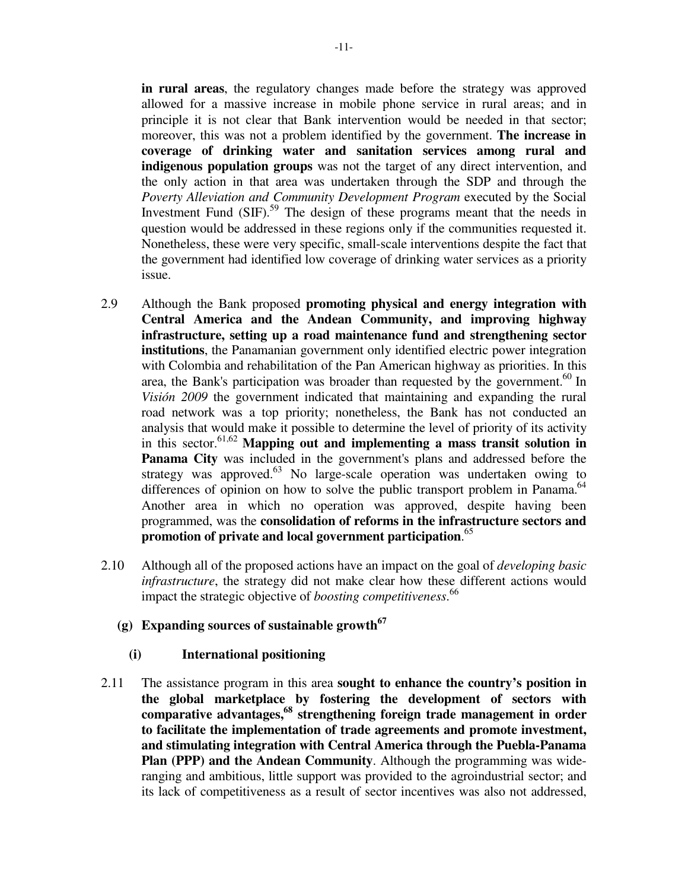**in rural areas**, the regulatory changes made before the strategy was approved allowed for a massive increase in mobile phone service in rural areas; and in principle it is not clear that Bank intervention would be needed in that sector; moreover, this was not a problem identified by the government. **The increase in coverage of drinking water and sanitation services among rural and indigenous population groups** was not the target of any direct intervention, and the only action in that area was undertaken through the SDP and through the *Poverty Alleviation and Community Development Program* executed by the Social Investment Fund (SIF).[59] The design of these programs meant that the needs in question would be addressed in these regions only if the communities requested it. Nonetheless, these were very specific, small-scale interventions despite the fact that the government had identified low coverage of drinking water services as a priority issue.

2.9 Although the Bank proposed **promoting physical and energy integration with Central America and the Andean Community, and improving highway infrastructure, setting up a road maintenance fund and strengthening sector institutions**, the Panamanian government only identified electric power integration with Colombia and rehabilitation of the Pan American highway as priorities. In this area, the Bank's participation was broader than requested by the government.[60] In *Visión 2009* the government indicated that maintaining and expanding the rural road network was a top priority; nonetheless, the Bank has not conducted an analysis that would make it possible to determine the level of priority of its activity in this sector.[61,62] **Mapping out and implementing a mass transit solution in Panama City** was included in the government's plans and addressed before the strategy was approved.[63] No large-scale operation was undertaken owing to differences of opinion on how to solve the public transport problem in Panama.[64] Another area in which no operation was approved, despite having been programmed, was the **consolidation of reforms in the infrastructure sectors and promotion of private and local government participation**.[65]

2.10 Although all of the proposed actions have an impact on the goal of *developing basic infrastructure*, the strategy did not make clear how these different actions would impact the strategic objective of *boosting competitiveness*.[66]

### (g) Expanding sources of sustainable growth[67]

#### (i) International positioning

2.11 The assistance program in this area **sought to enhance the country's position in the global marketplace by fostering the development of sectors with comparative advantages,[68] strengthening foreign trade management in order to facilitate the implementation of trade agreements and promote investment, and stimulating integration with Central America through the Puebla-Panama Plan (PPP) and the Andean Community**. Although the programming was wide-ranging and ambitious, little support was provided to the agroindustrial sector; and its lack of competitiveness as a result of sector incentives was also not addressed,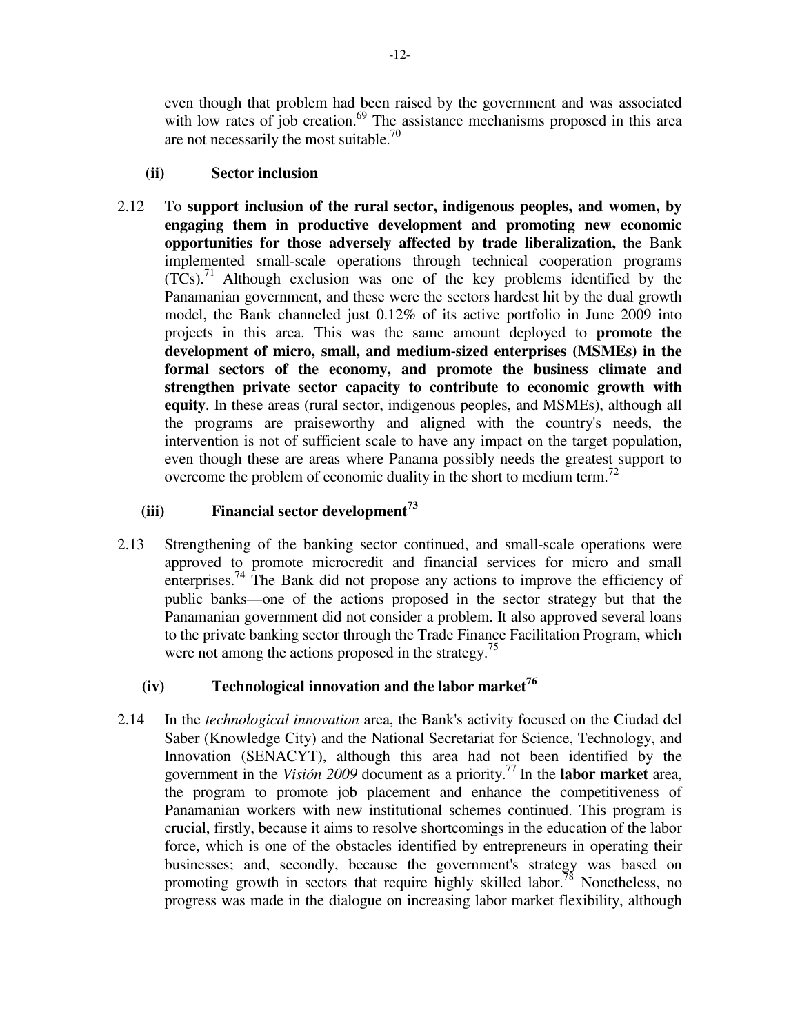even though that problem had been raised by the government and was associated with low rates of job creation.[69] The assistance mechanisms proposed in this area are not necessarily the most suitable.[70]

### (ii) Sector inclusion

2.12 To **support inclusion of the rural sector, indigenous peoples, and women, by engaging them in productive development and promoting new economic opportunities for those adversely affected by trade liberalization,** the Bank implemented small-scale operations through technical cooperation programs (TCs).[71] Although exclusion was one of the key problems identified by the Panamanian government, and these were the sectors hardest hit by the dual growth model, the Bank channeled just 0.12% of its active portfolio in June 2009 into projects in this area. This was the same amount deployed to **promote the development of micro, small, and medium-sized enterprises (MSMEs) in the formal sectors of the economy, and promote the business climate and strengthen private sector capacity to contribute to economic growth with equity**. In these areas (rural sector, indigenous peoples, and MSMEs), although all the programs are praiseworthy and aligned with the country's needs, the intervention is not of sufficient scale to have any impact on the target population, even though these are areas where Panama possibly needs the greatest support to overcome the problem of economic duality in the short to medium term.[72]

### (iii) Financial sector development[73]

2.13 Strengthening of the banking sector continued, and small-scale operations were approved to promote microcredit and financial services for micro and small enterprises.[74] The Bank did not propose any actions to improve the efficiency of public banks—one of the actions proposed in the sector strategy but that the Panamanian government did not consider a problem. It also approved several loans to the private banking sector through the Trade Finance Facilitation Program, which were not among the actions proposed in the strategy.[75]

### (iv) Technological innovation and the labor market[76]

2.14 In the *technological innovation* area, the Bank's activity focused on the Ciudad del Saber (Knowledge City) and the National Secretariat for Science, Technology, and Innovation (SENACYT), although this area had not been identified by the government in the *Visión 2009* document as a priority.[77] In the **labor market** area, the program to promote job placement and enhance the competitiveness of Panamanian workers with new institutional schemes continued. This program is crucial, firstly, because it aims to resolve shortcomings in the education of the labor force, which is one of the obstacles identified by entrepreneurs in operating their businesses; and, secondly, because the government's strategy was based on promoting growth in sectors that require highly skilled labor.[78] Nonetheless, no progress was made in the dialogue on increasing labor market flexibility, although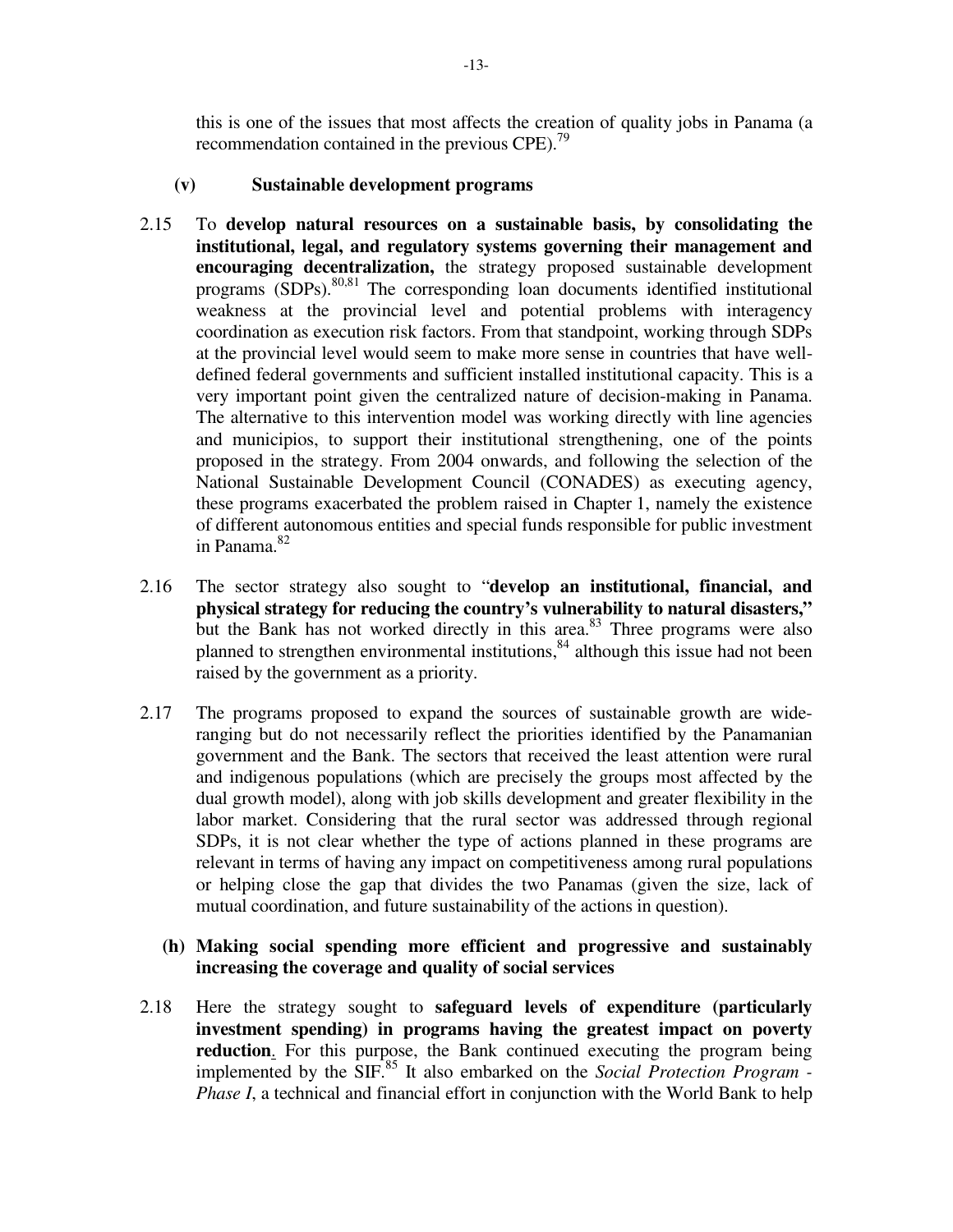this is one of the issues that most affects the creation of quality jobs in Panama (a recommendation contained in the previous CPE).[79]

**(v) Sustainable development programs**

2.15 To **develop natural resources on a sustainable basis, by consolidating the institutional, legal, and regulatory systems governing their management and encouraging decentralization,** the strategy proposed sustainable development programs (SDPs).[80,81] The corresponding loan documents identified institutional weakness at the provincial level and potential problems with interagency coordination as execution risk factors. From that standpoint, working through SDPs at the provincial level would seem to make more sense in countries that have well-defined federal governments and sufficient installed institutional capacity. This is a very important point given the centralized nature of decision-making in Panama. The alternative to this intervention model was working directly with line agencies and municipios, to support their institutional strengthening, one of the points proposed in the strategy. From 2004 onwards, and following the selection of the National Sustainable Development Council (CONADES) as executing agency, these programs exacerbated the problem raised in Chapter 1, namely the existence of different autonomous entities and special funds responsible for public investment in Panama.[82]

2.16 The sector strategy also sought to "**develop an institutional, financial, and physical strategy for reducing the country's vulnerability to natural disasters,"** but the Bank has not worked directly in this area.[83] Three programs were also planned to strengthen environmental institutions,[84] although this issue had not been raised by the government as a priority.

2.17 The programs proposed to expand the sources of sustainable growth are wide-ranging but do not necessarily reflect the priorities identified by the Panamanian government and the Bank. The sectors that received the least attention were rural and indigenous populations (which are precisely the groups most affected by the dual growth model), along with job skills development and greater flexibility in the labor market. Considering that the rural sector was addressed through regional SDPs, it is not clear whether the type of actions planned in these programs are relevant in terms of having any impact on competitiveness among rural populations or helping close the gap that divides the two Panamas (given the size, lack of mutual coordination, and future sustainability of the actions in question).

**(h) Making social spending more efficient and progressive and sustainably increasing the coverage and quality of social services**

2.18 Here the strategy sought to **safeguard levels of expenditure (particularly investment spending) in programs having the greatest impact on poverty reduction**. For this purpose, the Bank continued executing the program being implemented by the SIF.[85] It also embarked on the *Social Protection Program - Phase I*, a technical and financial effort in conjunction with the World Bank to help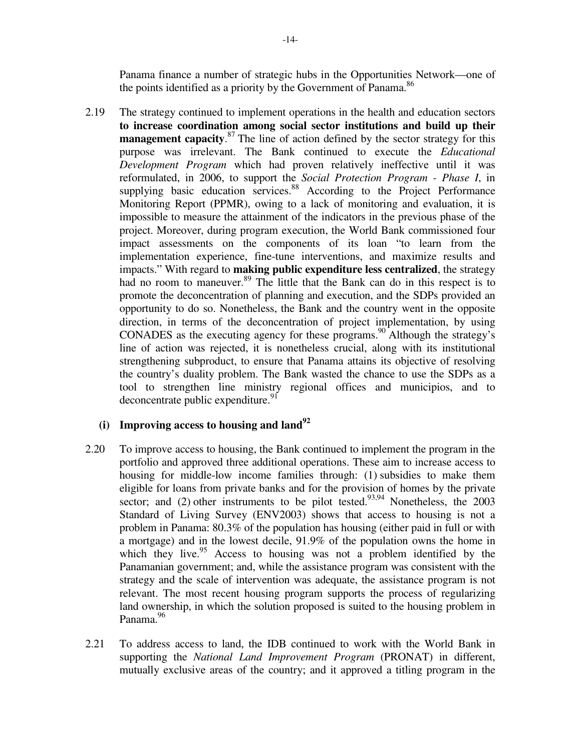Panama finance a number of strategic hubs in the Opportunities Network—one of the points identified as a priority by the Government of Panama.[86]

2.19 The strategy continued to implement operations in the health and education sectors **to increase coordination among social sector institutions and build up their management capacity**.[87] The line of action defined by the sector strategy for this purpose was irrelevant. The Bank continued to execute the *Educational Development Program* which had proven relatively ineffective until it was reformulated, in 2006, to support the *Social Protection Program - Phase I*, in supplying basic education services.[88] According to the Project Performance Monitoring Report (PPMR), owing to a lack of monitoring and evaluation, it is impossible to measure the attainment of the indicators in the previous phase of the project. Moreover, during program execution, the World Bank commissioned four impact assessments on the components of its loan "to learn from the implementation experience, fine-tune interventions, and maximize results and impacts." With regard to **making public expenditure less centralized**, the strategy had no room to maneuver.[89] The little that the Bank can do in this respect is to promote the deconcentration of planning and execution, and the SDPs provided an opportunity to do so. Nonetheless, the Bank and the country went in the opposite direction, in terms of the deconcentration of project implementation, by using CONADES as the executing agency for these programs.[90] Although the strategy's line of action was rejected, it is nonetheless crucial, along with its institutional strengthening subproduct, to ensure that Panama attains its objective of resolving the country's duality problem. The Bank wasted the chance to use the SDPs as a tool to strengthen line ministry regional offices and municipios, and to deconcentrate public expenditure.[91]

### (i) Improving access to housing and land[92]

2.20 To improve access to housing, the Bank continued to implement the program in the portfolio and approved three additional operations. These aim to increase access to housing for middle-low income families through: (1) subsidies to make them eligible for loans from private banks and for the provision of homes by the private sector; and (2) other instruments to be pilot tested.[93,94] Nonetheless, the 2003 Standard of Living Survey (ENV2003) shows that access to housing is not a problem in Panama: 80.3% of the population has housing (either paid in full or with a mortgage) and in the lowest decile, 91.9% of the population owns the home in which they live.[95] Access to housing was not a problem identified by the Panamanian government; and, while the assistance program was consistent with the strategy and the scale of intervention was adequate, the assistance program is not relevant. The most recent housing program supports the process of regularizing land ownership, in which the solution proposed is suited to the housing problem in Panama.[96]

2.21 To address access to land, the IDB continued to work with the World Bank in supporting the *National Land Improvement Program* (PRONAT) in different, mutually exclusive areas of the country; and it approved a titling program in the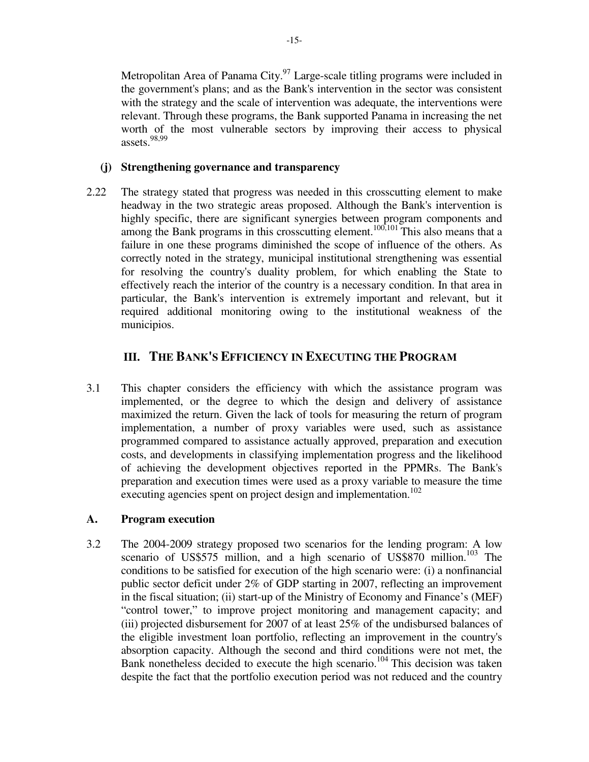Metropolitan Area of Panama City.[97] Large-scale titling programs were included in the government's plans; and as the Bank's intervention in the sector was consistent with the strategy and the scale of intervention was adequate, the interventions were relevant. Through these programs, the Bank supported Panama in increasing the net worth of the most vulnerable sectors by improving their access to physical assets.[98,99]

#### (j) Strengthening governance and transparency

2.22 The strategy stated that progress was needed in this crosscutting element to make headway in the two strategic areas proposed. Although the Bank's intervention is highly specific, there are significant synergies between program components and among the Bank programs in this crosscutting element.[100,101] This also means that a failure in one these programs diminished the scope of influence of the others. As correctly noted in the strategy, municipal institutional strengthening was essential for resolving the country's duality problem, for which enabling the State to effectively reach the interior of the country is a necessary condition. In that area in particular, the Bank's intervention is extremely important and relevant, but it required additional monitoring owing to the institutional weakness of the municipios.

## III. THE BANK'S EFFICIENCY IN EXECUTING THE PROGRAM

3.1 This chapter considers the efficiency with which the assistance program was implemented, or the degree to which the design and delivery of assistance maximized the return. Given the lack of tools for measuring the return of program implementation, a number of proxy variables were used, such as assistance programmed compared to assistance actually approved, preparation and execution costs, and developments in classifying implementation progress and the likelihood of achieving the development objectives reported in the PPMRs. The Bank's preparation and execution times were used as a proxy variable to measure the time executing agencies spent on project design and implementation.[102]

### A. Program execution

3.2 The 2004-2009 strategy proposed two scenarios for the lending program: A low scenario of US$575 million, and a high scenario of US$870 million.[103] The conditions to be satisfied for execution of the high scenario were: (i) a nonfinancial public sector deficit under 2% of GDP starting in 2007, reflecting an improvement in the fiscal situation; (ii) start-up of the Ministry of Economy and Finance's (MEF) "control tower," to improve project monitoring and management capacity; and (iii) projected disbursement for 2007 of at least 25% of the undisbursed balances of the eligible investment loan portfolio, reflecting an improvement in the country's absorption capacity. Although the second and third conditions were not met, the Bank nonetheless decided to execute the high scenario.[104] This decision was taken despite the fact that the portfolio execution period was not reduced and the country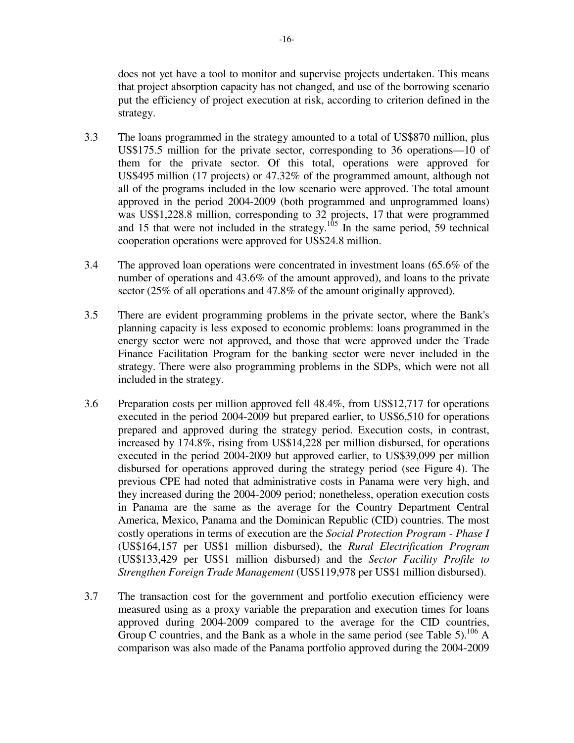does not yet have a tool to monitor and supervise projects undertaken. This means that project absorption capacity has not changed, and use of the borrowing scenario put the efficiency of project execution at risk, according to criterion defined in the strategy.

3.3 The loans programmed in the strategy amounted to a total of US$870 million, plus US$175.5 million for the private sector, corresponding to 36 operations—10 of them for the private sector. Of this total, operations were approved for US$495 million (17 projects) or 47.32% of the programmed amount, although not all of the programs included in the low scenario were approved. The total amount approved in the period 2004-2009 (both programmed and unprogrammed loans) was US$1,228.8 million, corresponding to 32 projects, 17 that were programmed and 15 that were not included in the strategy.[105] In the same period, 59 technical cooperation operations were approved for US$24.8 million.

3.4 The approved loan operations were concentrated in investment loans (65.6% of the number of operations and 43.6% of the amount approved), and loans to the private sector (25% of all operations and 47.8% of the amount originally approved).

3.5 There are evident programming problems in the private sector, where the Bank's planning capacity is less exposed to economic problems: loans programmed in the energy sector were not approved, and those that were approved under the Trade Finance Facilitation Program for the banking sector were never included in the strategy. There were also programming problems in the SDPs, which were not all included in the strategy.

3.6 Preparation costs per million approved fell 48.4%, from US$12,717 for operations executed in the period 2004-2009 but prepared earlier, to US$6,510 for operations prepared and approved during the strategy period. Execution costs, in contrast, increased by 174.8%, rising from US$14,228 per million disbursed, for operations executed in the period 2004-2009 but approved earlier, to US$39,099 per million disbursed for operations approved during the strategy period (see Figure 4). The previous CPE had noted that administrative costs in Panama were very high, and they increased during the 2004-2009 period; nonetheless, operation execution costs in Panama are the same as the average for the Country Department Central America, Mexico, Panama and the Dominican Republic (CID) countries. The most costly operations in terms of execution are the *Social Protection Program - Phase I* (US$164,157 per US$1 million disbursed), the *Rural Electrification Program* (US$133,429 per US$1 million disbursed) and the *Sector Facility Profile to Strengthen Foreign Trade Management* (US$119,978 per US$1 million disbursed).

3.7 The transaction cost for the government and portfolio execution efficiency were measured using as a proxy variable the preparation and execution times for loans approved during 2004-2009 compared to the average for the CID countries, Group C countries, and the Bank as a whole in the same period (see Table 5).[106] A comparison was also made of the Panama portfolio approved during the 2004-2009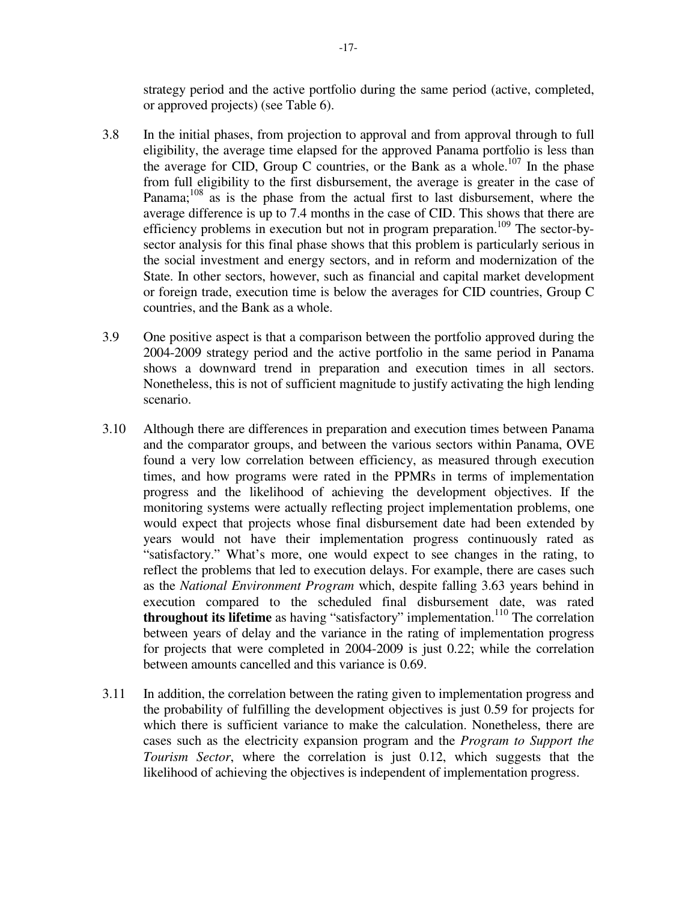strategy period and the active portfolio during the same period (active, completed, or approved projects) (see Table 6).

3.8 In the initial phases, from projection to approval and from approval through to full eligibility, the average time elapsed for the approved Panama portfolio is less than the average for CID, Group C countries, or the Bank as a whole.[107] In the phase from full eligibility to the first disbursement, the average is greater in the case of Panama;[108] as is the phase from the actual first to last disbursement, where the average difference is up to 7.4 months in the case of CID. This shows that there are efficiency problems in execution but not in program preparation.[109] The sector-by-sector analysis for this final phase shows that this problem is particularly serious in the social investment and energy sectors, and in reform and modernization of the State. In other sectors, however, such as financial and capital market development or foreign trade, execution time is below the averages for CID countries, Group C countries, and the Bank as a whole.

3.9 One positive aspect is that a comparison between the portfolio approved during the 2004-2009 strategy period and the active portfolio in the same period in Panama shows a downward trend in preparation and execution times in all sectors. Nonetheless, this is not of sufficient magnitude to justify activating the high lending scenario.

3.10 Although there are differences in preparation and execution times between Panama and the comparator groups, and between the various sectors within Panama, OVE found a very low correlation between efficiency, as measured through execution times, and how programs were rated in the PPMRs in terms of implementation progress and the likelihood of achieving the development objectives. If the monitoring systems were actually reflecting project implementation problems, one would expect that projects whose final disbursement date had been extended by years would not have their implementation progress continuously rated as "satisfactory." What's more, one would expect to see changes in the rating, to reflect the problems that led to execution delays. For example, there are cases such as the *National Environment Program* which, despite falling 3.63 years behind in execution compared to the scheduled final disbursement date, was rated **throughout its lifetime** as having "satisfactory" implementation.[110] The correlation between years of delay and the variance in the rating of implementation progress for projects that were completed in 2004-2009 is just 0.22; while the correlation between amounts cancelled and this variance is 0.69.

3.11 In addition, the correlation between the rating given to implementation progress and the probability of fulfilling the development objectives is just 0.59 for projects for which there is sufficient variance to make the calculation. Nonetheless, there are cases such as the electricity expansion program and the *Program to Support the Tourism Sector*, where the correlation is just 0.12, which suggests that the likelihood of achieving the objectives is independent of implementation progress.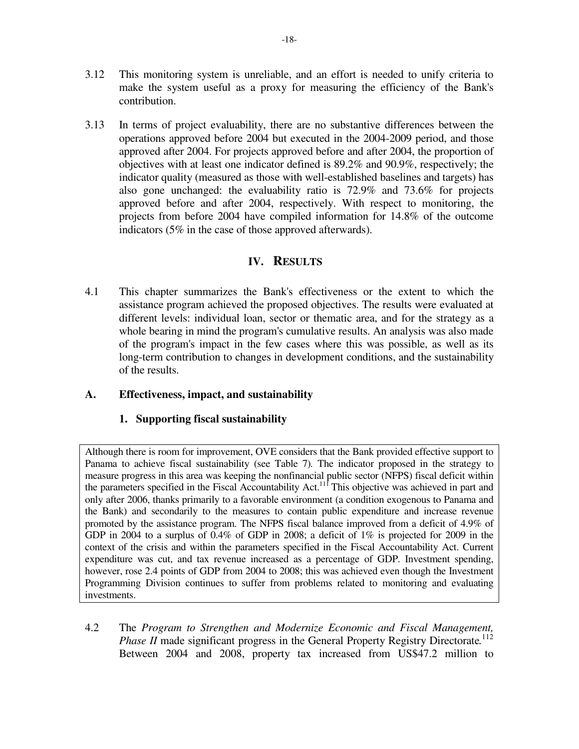3.12 This monitoring system is unreliable, and an effort is needed to unify criteria to make the system useful as a proxy for measuring the efficiency of the Bank's contribution.

3.13 In terms of project evaluability, there are no substantive differences between the operations approved before 2004 but executed in the 2004-2009 period, and those approved after 2004. For projects approved before and after 2004, the proportion of objectives with at least one indicator defined is 89.2% and 90.9%, respectively; the indicator quality (measured as those with well-established baselines and targets) has also gone unchanged: the evaluability ratio is 72.9% and 73.6% for projects approved before and after 2004, respectively. With respect to monitoring, the projects from before 2004 have compiled information for 14.8% of the outcome indicators (5% in the case of those approved afterwards).

## IV. RESULTS

4.1 This chapter summarizes the Bank's effectiveness or the extent to which the assistance program achieved the proposed objectives. The results were evaluated at different levels: individual loan, sector or thematic area, and for the strategy as a whole bearing in mind the program's cumulative results. An analysis was also made of the program's impact in the few cases where this was possible, as well as its long-term contribution to changes in development conditions, and the sustainability of the results.

### A. Effectiveness, impact, and sustainability

#### 1. Supporting fiscal sustainability

Although there is room for improvement, OVE considers that the Bank provided effective support to Panama to achieve fiscal sustainability (see Table 7). The indicator proposed in the strategy to measure progress in this area was keeping the nonfinancial public sector (NFPS) fiscal deficit within the parameters specified in the Fiscal Accountability Act.[111] This objective was achieved in part and only after 2006, thanks primarily to a favorable environment (a condition exogenous to Panama and the Bank) and secondarily to the measures to contain public expenditure and increase revenue promoted by the assistance program. The NFPS fiscal balance improved from a deficit of 4.9% of GDP in 2004 to a surplus of 0.4% of GDP in 2008; a deficit of 1% is projected for 2009 in the context of the crisis and within the parameters specified in the Fiscal Accountability Act. Current expenditure was cut, and tax revenue increased as a percentage of GDP. Investment spending, however, rose 2.4 points of GDP from 2004 to 2008; this was achieved even though the Investment Programming Division continues to suffer from problems related to monitoring and evaluating investments.

4.2 The *Program to Strengthen and Modernize Economic and Fiscal Management, Phase II* made significant progress in the General Property Registry Directorate.[112] Between 2004 and 2008, property tax increased from US$47.2 million to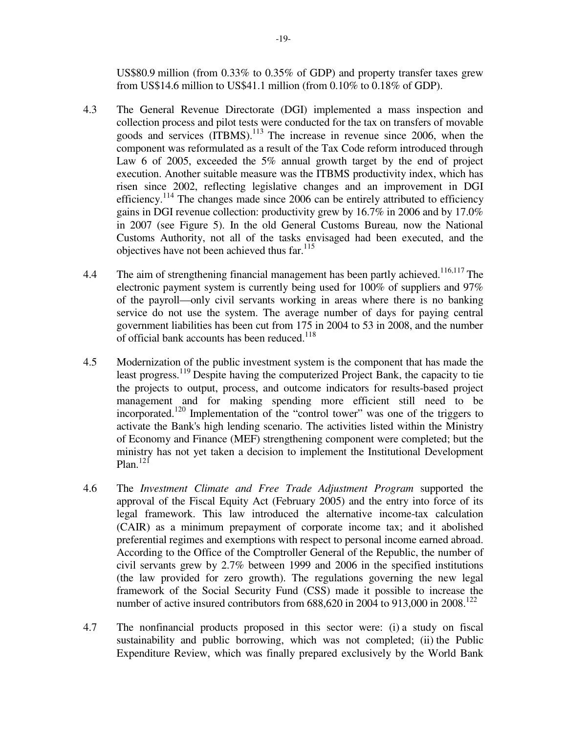US$80.9 million (from 0.33% to 0.35% of GDP) and property transfer taxes grew from US$14.6 million to US$41.1 million (from 0.10% to 0.18% of GDP).

4.3 The General Revenue Directorate (DGI) implemented a mass inspection and collection process and pilot tests were conducted for the tax on transfers of movable goods and services (ITBMS).[113] The increase in revenue since 2006, when the component was reformulated as a result of the Tax Code reform introduced through Law 6 of 2005, exceeded the 5% annual growth target by the end of project execution. Another suitable measure was the ITBMS productivity index, which has risen since 2002, reflecting legislative changes and an improvement in DGI efficiency.[114] The changes made since 2006 can be entirely attributed to efficiency gains in DGI revenue collection: productivity grew by 16.7% in 2006 and by 17.0% in 2007 (see Figure 5). In the old General Customs Bureau*,* now the National Customs Authority, not all of the tasks envisaged had been executed, and the objectives have not been achieved thus far.[115]

4.4 The aim of strengthening financial management has been partly achieved.[116,117] The electronic payment system is currently being used for 100% of suppliers and 97% of the payroll—only civil servants working in areas where there is no banking service do not use the system. The average number of days for paying central government liabilities has been cut from 175 in 2004 to 53 in 2008, and the number of official bank accounts has been reduced.[118]

4.5 Modernization of the public investment system is the component that has made the least progress.[119] Despite having the computerized Project Bank, the capacity to tie the projects to output, process, and outcome indicators for results-based project management and for making spending more efficient still need to be incorporated.[120] Implementation of the "control tower" was one of the triggers to activate the Bank's high lending scenario. The activities listed within the Ministry of Economy and Finance (MEF) strengthening component were completed; but the ministry has not yet taken a decision to implement the Institutional Development Plan.[121]

4.6 The *Investment Climate and Free Trade Adjustment Program* supported the approval of the Fiscal Equity Act (February 2005) and the entry into force of its legal framework. This law introduced the alternative income-tax calculation (CAIR) as a minimum prepayment of corporate income tax; and it abolished preferential regimes and exemptions with respect to personal income earned abroad. According to the Office of the Comptroller General of the Republic, the number of civil servants grew by 2.7% between 1999 and 2006 in the specified institutions (the law provided for zero growth). The regulations governing the new legal framework of the Social Security Fund (CSS) made it possible to increase the number of active insured contributors from 688,620 in 2004 to 913,000 in 2008.[122]

4.7 The nonfinancial products proposed in this sector were: (i) a study on fiscal sustainability and public borrowing, which was not completed; (ii) the Public Expenditure Review, which was finally prepared exclusively by the World Bank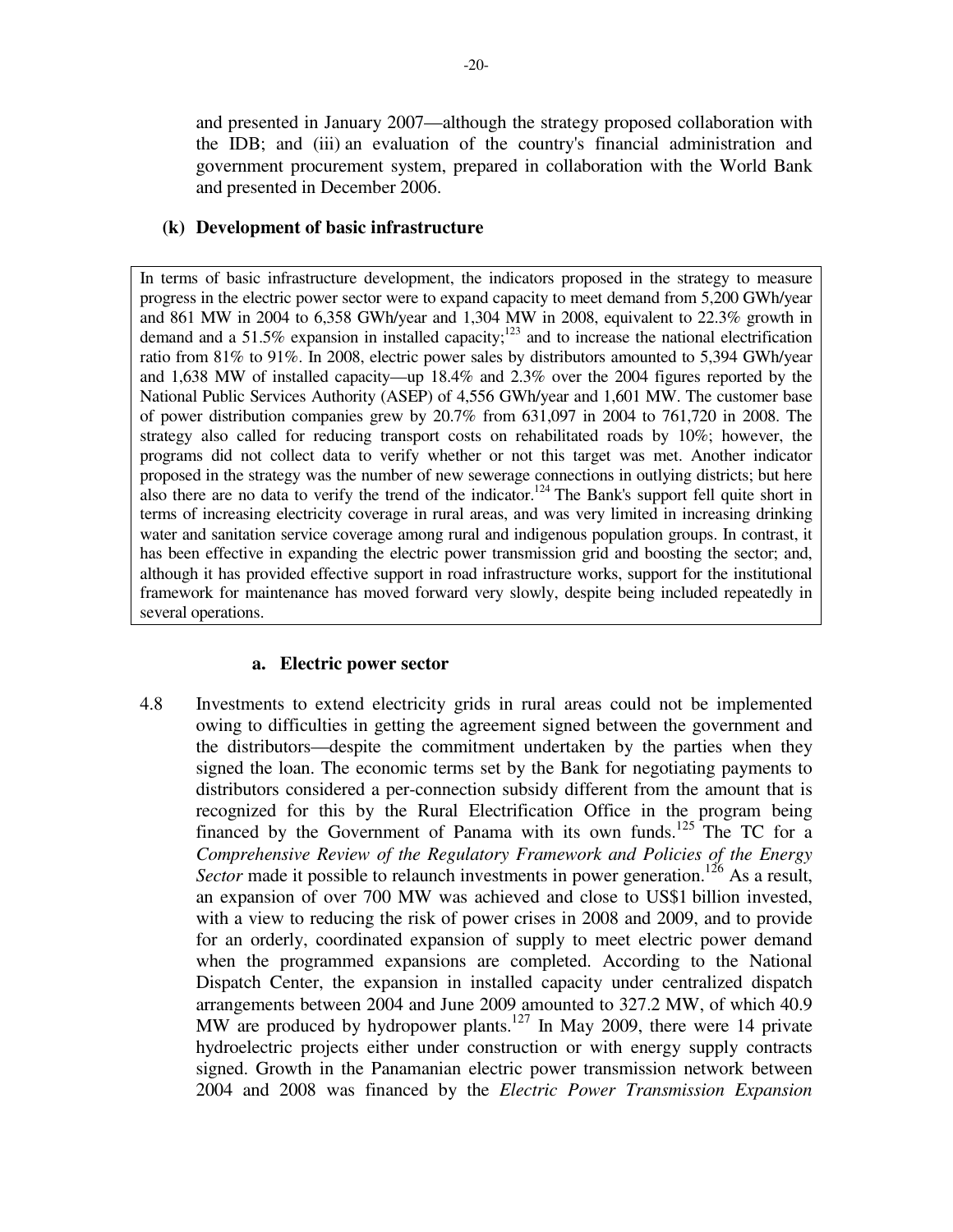and presented in January 2007—although the strategy proposed collaboration with the IDB; and (iii) an evaluation of the country's financial administration and government procurement system, prepared in collaboration with the World Bank and presented in December 2006.

**(k) Development of basic infrastructure**

In terms of basic infrastructure development, the indicators proposed in the strategy to measure progress in the electric power sector were to expand capacity to meet demand from 5,200 GWh/year and 861 MW in 2004 to 6,358 GWh/year and 1,304 MW in 2008, equivalent to 22.3% growth in demand and a 51.5% expansion in installed capacity;[123] and to increase the national electrification ratio from 81% to 91%. In 2008, electric power sales by distributors amounted to 5,394 GWh/year and 1,638 MW of installed capacity—up 18.4% and 2.3% over the 2004 figures reported by the National Public Services Authority (ASEP) of 4,556 GWh/year and 1,601 MW. The customer base of power distribution companies grew by 20.7% from 631,097 in 2004 to 761,720 in 2008. The strategy also called for reducing transport costs on rehabilitated roads by 10%; however, the programs did not collect data to verify whether or not this target was met. Another indicator proposed in the strategy was the number of new sewerage connections in outlying districts; but here also there are no data to verify the trend of the indicator.[124] The Bank's support fell quite short in terms of increasing electricity coverage in rural areas, and was very limited in increasing drinking water and sanitation service coverage among rural and indigenous population groups. In contrast, it has been effective in expanding the electric power transmission grid and boosting the sector; and, although it has provided effective support in road infrastructure works, support for the institutional framework for maintenance has moved forward very slowly, despite being included repeatedly in several operations.

**a. Electric power sector**

4.8 Investments to extend electricity grids in rural areas could not be implemented owing to difficulties in getting the agreement signed between the government and the distributors—despite the commitment undertaken by the parties when they signed the loan. The economic terms set by the Bank for negotiating payments to distributors considered a per-connection subsidy different from the amount that is recognized for this by the Rural Electrification Office in the program being financed by the Government of Panama with its own funds.[125] The TC for a *Comprehensive Review of the Regulatory Framework and Policies of the Energy Sector* made it possible to relaunch investments in power generation.[126] As a result, an expansion of over 700 MW was achieved and close to US$1 billion invested, with a view to reducing the risk of power crises in 2008 and 2009, and to provide for an orderly, coordinated expansion of supply to meet electric power demand when the programmed expansions are completed. According to the National Dispatch Center, the expansion in installed capacity under centralized dispatch arrangements between 2004 and June 2009 amounted to 327.2 MW, of which 40.9 MW are produced by hydropower plants.[127] In May 2009, there were 14 private hydroelectric projects either under construction or with energy supply contracts signed. Growth in the Panamanian electric power transmission network between 2004 and 2008 was financed by the *Electric Power Transmission Expansion*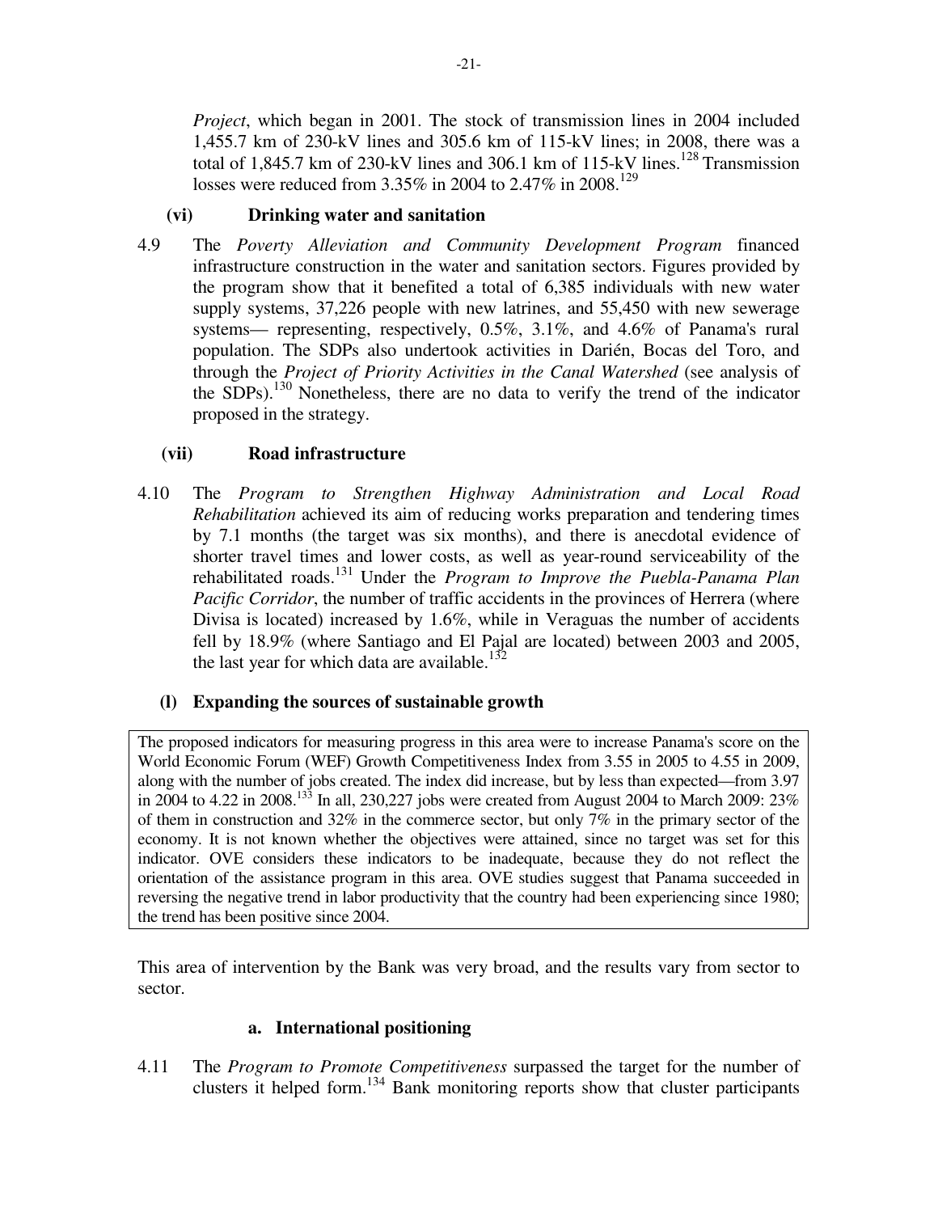*Project*, which began in 2001. The stock of transmission lines in 2004 included 1,455.7 km of 230-kV lines and 305.6 km of 115-kV lines; in 2008, there was a total of 1,845.7 km of 230-kV lines and 306.1 km of 115-kV lines.[128] Transmission losses were reduced from 3.35% in 2004 to 2.47% in 2008.[129]

#### (vi) Drinking water and sanitation

4.9 The *Poverty Alleviation and Community Development Program* financed infrastructure construction in the water and sanitation sectors. Figures provided by the program show that it benefited a total of 6,385 individuals with new water supply systems, 37,226 people with new latrines, and 55,450 with new sewerage systems— representing, respectively, 0.5%, 3.1%, and 4.6% of Panama's rural population. The SDPs also undertook activities in Darién, Bocas del Toro, and through the *Project of Priority Activities in the Canal Watershed* (see analysis of the SDPs).[130] Nonetheless, there are no data to verify the trend of the indicator proposed in the strategy.

#### (vii) Road infrastructure

4.10 The *Program to Strengthen Highway Administration and Local Road Rehabilitation* achieved its aim of reducing works preparation and tendering times by 7.1 months (the target was six months), and there is anecdotal evidence of shorter travel times and lower costs, as well as year-round serviceability of the rehabilitated roads.[131] Under the *Program to Improve the Puebla-Panama Plan Pacific Corridor*, the number of traffic accidents in the provinces of Herrera (where Divisa is located) increased by 1.6%, while in Veraguas the number of accidents fell by 18.9% (where Santiago and El Pajal are located) between 2003 and 2005, the last year for which data are available.[132]

### (l) Expanding the sources of sustainable growth

> The proposed indicators for measuring progress in this area were to increase Panama's score on the World Economic Forum (WEF) Growth Competitiveness Index from 3.55 in 2005 to 4.55 in 2009, along with the number of jobs created. The index did increase, but by less than expected—from 3.97 in 2004 to 4.22 in 2008.[133] In all, 230,227 jobs were created from August 2004 to March 2009: 23% of them in construction and 32% in the commerce sector, but only 7% in the primary sector of the economy. It is not known whether the objectives were attained, since no target was set for this indicator. OVE considers these indicators to be inadequate, because they do not reflect the orientation of the assistance program in this area. OVE studies suggest that Panama succeeded in reversing the negative trend in labor productivity that the country had been experiencing since 1980; the trend has been positive since 2004.

This area of intervention by the Bank was very broad, and the results vary from sector to sector.

#### a. International positioning

4.11 The *Program to Promote Competitiveness* surpassed the target for the number of clusters it helped form.[134] Bank monitoring reports show that cluster participants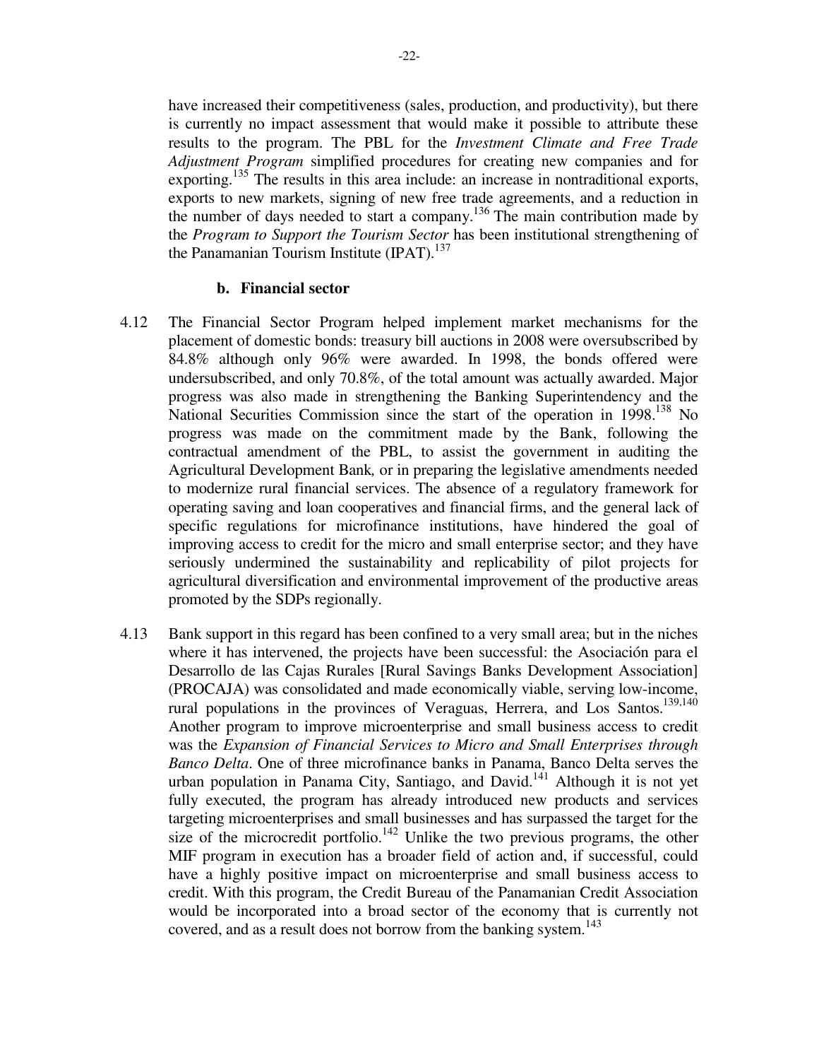have increased their competitiveness (sales, production, and productivity), but there is currently no impact assessment that would make it possible to attribute these results to the program. The PBL for the *Investment Climate and Free Trade Adjustment Program* simplified procedures for creating new companies and for exporting.[135] The results in this area include: an increase in nontraditional exports, exports to new markets, signing of new free trade agreements, and a reduction in the number of days needed to start a company.[136] The main contribution made by the *Program to Support the Tourism Sector* has been institutional strengthening of the Panamanian Tourism Institute (IPAT).[137]

### b. Financial sector

4.12 The Financial Sector Program helped implement market mechanisms for the placement of domestic bonds: treasury bill auctions in 2008 were oversubscribed by 84.8% although only 96% were awarded. In 1998, the bonds offered were undersubscribed, and only 70.8%, of the total amount was actually awarded. Major progress was also made in strengthening the Banking Superintendency and the National Securities Commission since the start of the operation in 1998.[138] No progress was made on the commitment made by the Bank, following the contractual amendment of the PBL, to assist the government in auditing the Agricultural Development Bank, or in preparing the legislative amendments needed to modernize rural financial services. The absence of a regulatory framework for operating saving and loan cooperatives and financial firms, and the general lack of specific regulations for microfinance institutions, have hindered the goal of improving access to credit for the micro and small enterprise sector; and they have seriously undermined the sustainability and replicability of pilot projects for agricultural diversification and environmental improvement of the productive areas promoted by the SDPs regionally.

4.13 Bank support in this regard has been confined to a very small area; but in the niches where it has intervened, the projects have been successful: the Asociación para el Desarrollo de las Cajas Rurales [Rural Savings Banks Development Association] (PROCAJA) was consolidated and made economically viable, serving low-income, rural populations in the provinces of Veraguas, Herrera, and Los Santos.[139,140] Another program to improve microenterprise and small business access to credit was the *Expansion of Financial Services to Micro and Small Enterprises through Banco Delta*. One of three microfinance banks in Panama, Banco Delta serves the urban population in Panama City, Santiago, and David.[141] Although it is not yet fully executed, the program has already introduced new products and services targeting microenterprises and small businesses and has surpassed the target for the size of the microcredit portfolio.[142] Unlike the two previous programs, the other MIF program in execution has a broader field of action and, if successful, could have a highly positive impact on microenterprise and small business access to credit. With this program, the Credit Bureau of the Panamanian Credit Association would be incorporated into a broad sector of the economy that is currently not covered, and as a result does not borrow from the banking system.[143]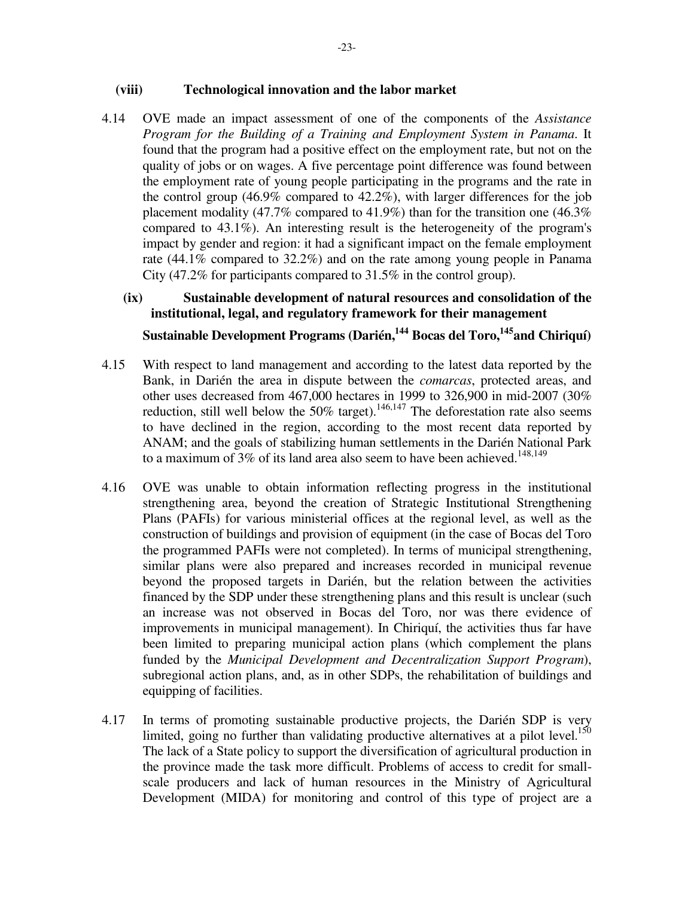### (viii) Technological innovation and the labor market

4.14 OVE made an impact assessment of one of the components of the *Assistance Program for the Building of a Training and Employment System in Panama*. It found that the program had a positive effect on the employment rate, but not on the quality of jobs or on wages. A five percentage point difference was found between the employment rate of young people participating in the programs and the rate in the control group (46.9% compared to 42.2%), with larger differences for the job placement modality (47.7% compared to 41.9%) than for the transition one (46.3% compared to 43.1%). An interesting result is the heterogeneity of the program's impact by gender and region: it had a significant impact on the female employment rate (44.1% compared to 32.2%) and on the rate among young people in Panama City (47.2% for participants compared to 31.5% in the control group).

### (ix) Sustainable development of natural resources and consolidation of the institutional, legal, and regulatory framework for their management

**Sustainable Development Programs (Darién,[144] Bocas del Toro,[145] and Chiriquí)**

4.15 With respect to land management and according to the latest data reported by the Bank, in Darién the area in dispute between the *comarcas*, protected areas, and other uses decreased from 467,000 hectares in 1999 to 326,900 in mid-2007 (30% reduction, still well below the 50% target).[146,147] The deforestation rate also seems to have declined in the region, according to the most recent data reported by ANAM; and the goals of stabilizing human settlements in the Darién National Park to a maximum of 3% of its land area also seem to have been achieved.[148,149]

4.16 OVE was unable to obtain information reflecting progress in the institutional strengthening area, beyond the creation of Strategic Institutional Strengthening Plans (PAFIs) for various ministerial offices at the regional level, as well as the construction of buildings and provision of equipment (in the case of Bocas del Toro the programmed PAFIs were not completed). In terms of municipal strengthening, similar plans were also prepared and increases recorded in municipal revenue beyond the proposed targets in Darién, but the relation between the activities financed by the SDP under these strengthening plans and this result is unclear (such an increase was not observed in Bocas del Toro, nor was there evidence of improvements in municipal management). In Chiriquí, the activities thus far have been limited to preparing municipal action plans (which complement the plans funded by the *Municipal Development and Decentralization Support Program*), subregional action plans, and, as in other SDPs, the rehabilitation of buildings and equipping of facilities.

4.17 In terms of promoting sustainable productive projects, the Darién SDP is very limited, going no further than validating productive alternatives at a pilot level.[150] The lack of a State policy to support the diversification of agricultural production in the province made the task more difficult. Problems of access to credit for small-scale producers and lack of human resources in the Ministry of Agricultural Development (MIDA) for monitoring and control of this type of project are a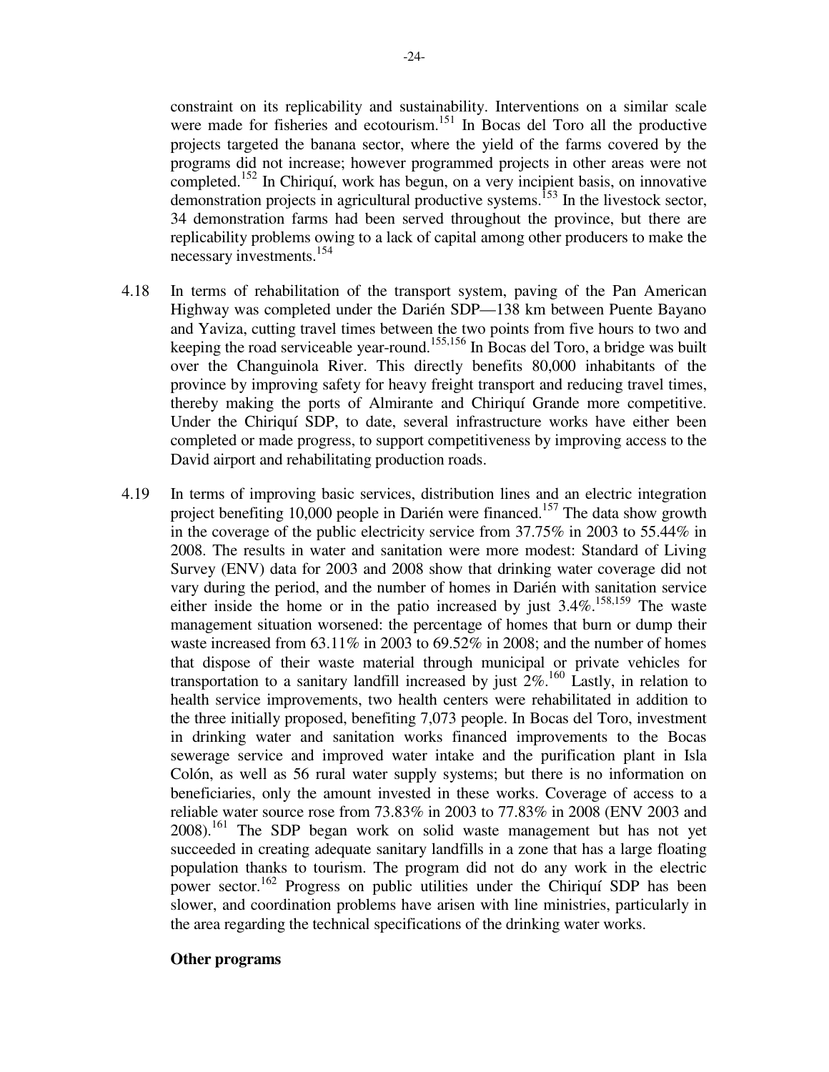constraint on its replicability and sustainability. Interventions on a similar scale were made for fisheries and ecotourism.[151] In Bocas del Toro all the productive projects targeted the banana sector, where the yield of the farms covered by the programs did not increase; however programmed projects in other areas were not completed.[152] In Chiriquí, work has begun, on a very incipient basis, on innovative demonstration projects in agricultural productive systems.[153] In the livestock sector, 34 demonstration farms had been served throughout the province, but there are replicability problems owing to a lack of capital among other producers to make the necessary investments.[154]

4.18 In terms of rehabilitation of the transport system, paving of the Pan American Highway was completed under the Darién SDP—138 km between Puente Bayano and Yaviza, cutting travel times between the two points from five hours to two and keeping the road serviceable year-round.[155,156] In Bocas del Toro, a bridge was built over the Changuinola River. This directly benefits 80,000 inhabitants of the province by improving safety for heavy freight transport and reducing travel times, thereby making the ports of Almirante and Chiriquí Grande more competitive. Under the Chiriquí SDP, to date, several infrastructure works have either been completed or made progress, to support competitiveness by improving access to the David airport and rehabilitating production roads.

4.19 In terms of improving basic services, distribution lines and an electric integration project benefiting 10,000 people in Darién were financed.[157] The data show growth in the coverage of the public electricity service from 37.75% in 2003 to 55.44% in 2008. The results in water and sanitation were more modest: Standard of Living Survey (ENV) data for 2003 and 2008 show that drinking water coverage did not vary during the period, and the number of homes in Darién with sanitation service either inside the home or in the patio increased by just 3.4%.[158,159] The waste management situation worsened: the percentage of homes that burn or dump their waste increased from 63.11% in 2003 to 69.52% in 2008; and the number of homes that dispose of their waste material through municipal or private vehicles for transportation to a sanitary landfill increased by just 2%.[160] Lastly, in relation to health service improvements, two health centers were rehabilitated in addition to the three initially proposed, benefiting 7,073 people. In Bocas del Toro, investment in drinking water and sanitation works financed improvements to the Bocas sewerage service and improved water intake and the purification plant in Isla Colón, as well as 56 rural water supply systems; but there is no information on beneficiaries, only the amount invested in these works. Coverage of access to a reliable water source rose from 73.83% in 2003 to 77.83% in 2008 (ENV 2003 and 2008).[161] The SDP began work on solid waste management but has not yet succeeded in creating adequate sanitary landfills in a zone that has a large floating population thanks to tourism. The program did not do any work in the electric power sector.[162] Progress on public utilities under the Chiriquí SDP has been slower, and coordination problems have arisen with line ministries, particularly in the area regarding the technical specifications of the drinking water works.

**Other programs**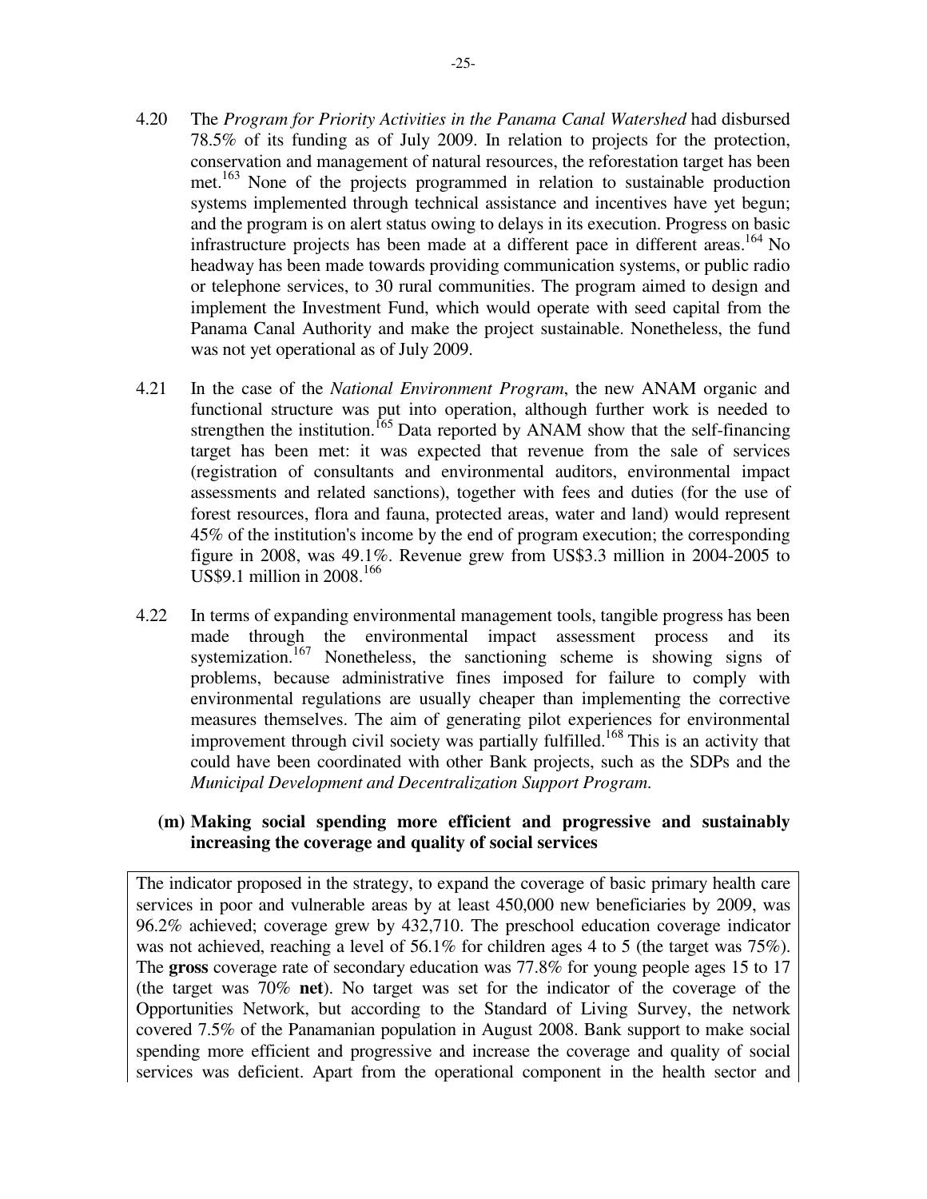4.20 The *Program for Priority Activities in the Panama Canal Watershed* had disbursed 78.5% of its funding as of July 2009. In relation to projects for the protection, conservation and management of natural resources, the reforestation target has been met.[163] None of the projects programmed in relation to sustainable production systems implemented through technical assistance and incentives have yet begun; and the program is on alert status owing to delays in its execution. Progress on basic infrastructure projects has been made at a different pace in different areas.[164] No headway has been made towards providing communication systems, or public radio or telephone services, to 30 rural communities. The program aimed to design and implement the Investment Fund, which would operate with seed capital from the Panama Canal Authority and make the project sustainable. Nonetheless, the fund was not yet operational as of July 2009.

4.21 In the case of the *National Environment Program*, the new ANAM organic and functional structure was put into operation, although further work is needed to strengthen the institution.[165] Data reported by ANAM show that the self-financing target has been met: it was expected that revenue from the sale of services (registration of consultants and environmental auditors, environmental impact assessments and related sanctions), together with fees and duties (for the use of forest resources, flora and fauna, protected areas, water and land) would represent 45% of the institution's income by the end of program execution; the corresponding figure in 2008, was 49.1%. Revenue grew from US$3.3 million in 2004-2005 to US$9.1 million in 2008.[166]

4.22 In terms of expanding environmental management tools, tangible progress has been made through the environmental impact assessment process and its systemization.[167] Nonetheless, the sanctioning scheme is showing signs of problems, because administrative fines imposed for failure to comply with environmental regulations are usually cheaper than implementing the corrective measures themselves. The aim of generating pilot experiences for environmental improvement through civil society was partially fulfilled.[168] This is an activity that could have been coordinated with other Bank projects, such as the SDPs and the *Municipal Development and Decentralization Support Program.*

**(m) Making social spending more efficient and progressive and sustainably increasing the coverage and quality of social services**

The indicator proposed in the strategy, to expand the coverage of basic primary health care services in poor and vulnerable areas by at least 450,000 new beneficiaries by 2009, was 96.2% achieved; coverage grew by 432,710. The preschool education coverage indicator was not achieved, reaching a level of 56.1% for children ages 4 to 5 (the target was 75%). The **gross** coverage rate of secondary education was 77.8% for young people ages 15 to 17 (the target was 70% **net**). No target was set for the indicator of the coverage of the Opportunities Network, but according to the Standard of Living Survey, the network covered 7.5% of the Panamanian population in August 2008. Bank support to make social spending more efficient and progressive and increase the coverage and quality of social services was deficient. Apart from the operational component in the health sector and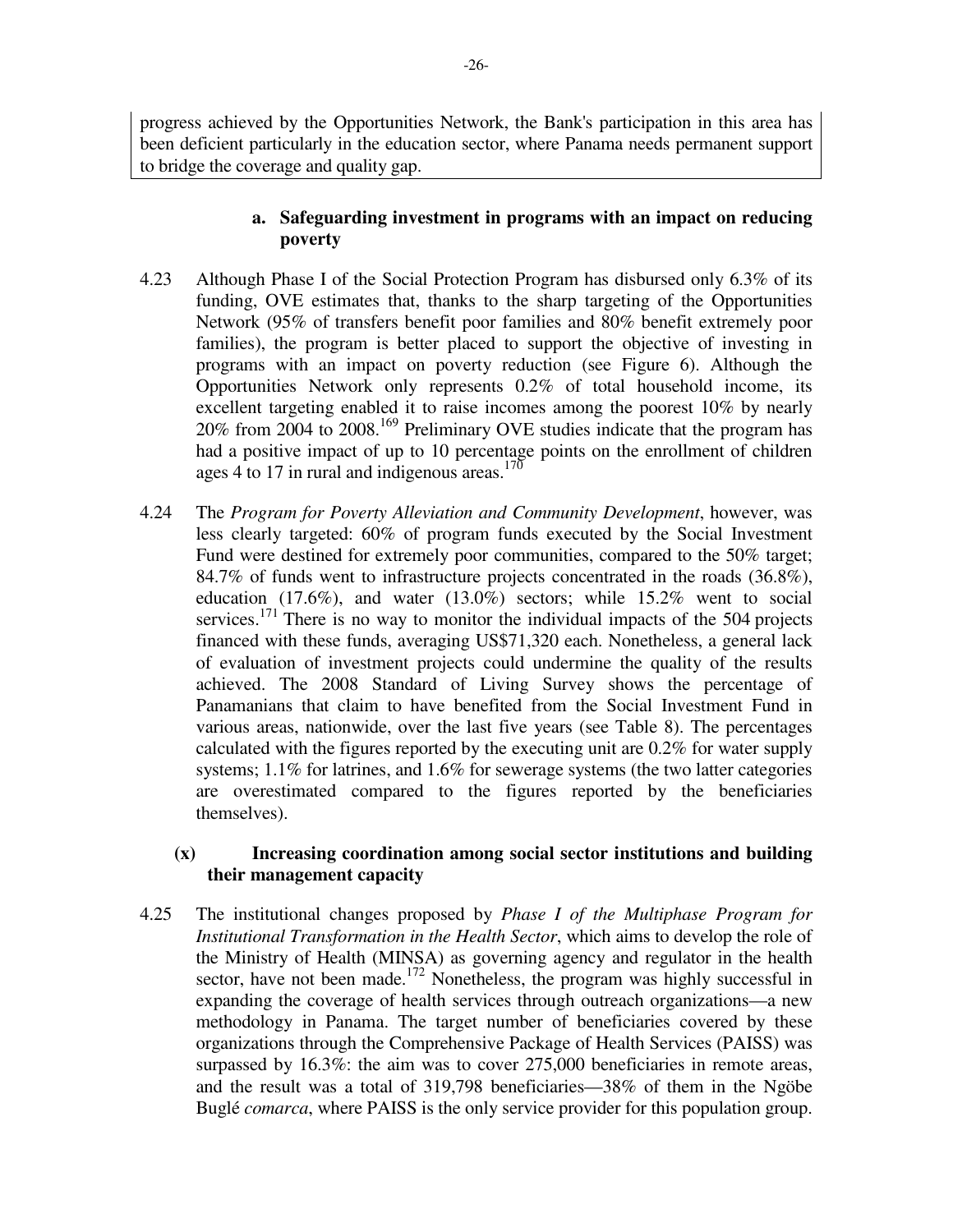progress achieved by the Opportunities Network, the Bank's participation in this area has been deficient particularly in the education sector, where Panama needs permanent support to bridge the coverage and quality gap.

### a. Safeguarding investment in programs with an impact on reducing poverty

4.23 Although Phase I of the Social Protection Program has disbursed only 6.3% of its funding, OVE estimates that, thanks to the sharp targeting of the Opportunities Network (95% of transfers benefit poor families and 80% benefit extremely poor families), the program is better placed to support the objective of investing in programs with an impact on poverty reduction (see Figure 6). Although the Opportunities Network only represents 0.2% of total household income, its excellent targeting enabled it to raise incomes among the poorest 10% by nearly 20% from 2004 to 2008.[169] Preliminary OVE studies indicate that the program has had a positive impact of up to 10 percentage points on the enrollment of children ages 4 to 17 in rural and indigenous areas.[170]

4.24 The *Program for Poverty Alleviation and Community Development*, however, was less clearly targeted: 60% of program funds executed by the Social Investment Fund were destined for extremely poor communities, compared to the 50% target; 84.7% of funds went to infrastructure projects concentrated in the roads (36.8%), education (17.6%), and water (13.0%) sectors; while 15.2% went to social services.[171] There is no way to monitor the individual impacts of the 504 projects financed with these funds, averaging US$71,320 each. Nonetheless, a general lack of evaluation of investment projects could undermine the quality of the results achieved. The 2008 Standard of Living Survey shows the percentage of Panamanians that claim to have benefited from the Social Investment Fund in various areas, nationwide, over the last five years (see Table 8). The percentages calculated with the figures reported by the executing unit are 0.2% for water supply systems; 1.1% for latrines, and 1.6% for sewerage systems (the two latter categories are overestimated compared to the figures reported by the beneficiaries themselves).

### (x) Increasing coordination among social sector institutions and building their management capacity

4.25 The institutional changes proposed by *Phase I of the Multiphase Program for Institutional Transformation in the Health Sector*, which aims to develop the role of the Ministry of Health (MINSA) as governing agency and regulator in the health sector, have not been made.[172] Nonetheless, the program was highly successful in expanding the coverage of health services through outreach organizations—a new methodology in Panama. The target number of beneficiaries covered by these organizations through the Comprehensive Package of Health Services (PAISS) was surpassed by 16.3%: the aim was to cover 275,000 beneficiaries in remote areas, and the result was a total of 319,798 beneficiaries—38% of them in the Ngöbe Buglé *comarca*, where PAISS is the only service provider for this population group.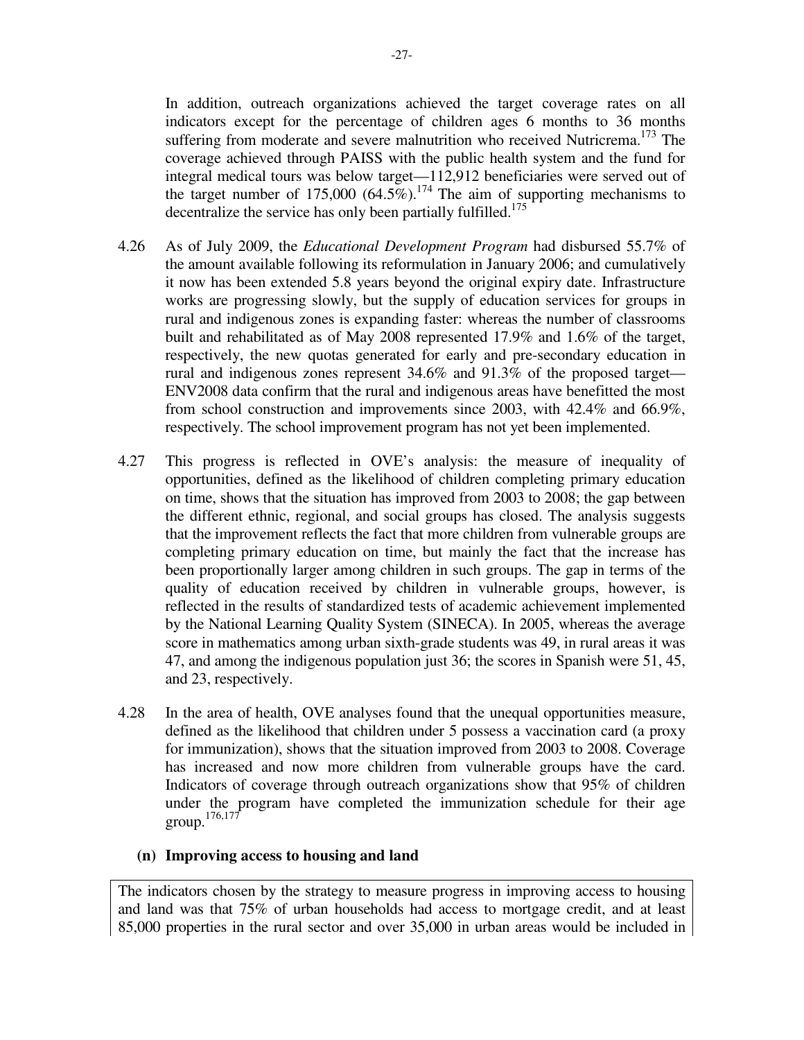In addition, outreach organizations achieved the target coverage rates on all indicators except for the percentage of children ages 6 months to 36 months suffering from moderate and severe malnutrition who received Nutricrema.[173] The coverage achieved through PAISS with the public health system and the fund for integral medical tours was below target—112,912 beneficiaries were served out of the target number of 175,000 (64.5%).[174] The aim of supporting mechanisms to decentralize the service has only been partially fulfilled.[175]

4.26 As of July 2009, the *Educational Development Program* had disbursed 55.7% of the amount available following its reformulation in January 2006; and cumulatively it now has been extended 5.8 years beyond the original expiry date. Infrastructure works are progressing slowly, but the supply of education services for groups in rural and indigenous zones is expanding faster: whereas the number of classrooms built and rehabilitated as of May 2008 represented 17.9% and 1.6% of the target, respectively, the new quotas generated for early and pre-secondary education in rural and indigenous zones represent 34.6% and 91.3% of the proposed target—ENV2008 data confirm that the rural and indigenous areas have benefitted the most from school construction and improvements since 2003, with 42.4% and 66.9%, respectively. The school improvement program has not yet been implemented.

4.27 This progress is reflected in OVE's analysis: the measure of inequality of opportunities, defined as the likelihood of children completing primary education on time, shows that the situation has improved from 2003 to 2008; the gap between the different ethnic, regional, and social groups has closed. The analysis suggests that the improvement reflects the fact that more children from vulnerable groups are completing primary education on time, but mainly the fact that the increase has been proportionally larger among children in such groups. The gap in terms of the quality of education received by children in vulnerable groups, however, is reflected in the results of standardized tests of academic achievement implemented by the National Learning Quality System (SINECA). In 2005, whereas the average score in mathematics among urban sixth-grade students was 49, in rural areas it was 47, and among the indigenous population just 36; the scores in Spanish were 51, 45, and 23, respectively.

4.28 In the area of health, OVE analyses found that the unequal opportunities measure, defined as the likelihood that children under 5 possess a vaccination card (a proxy for immunization), shows that the situation improved from 2003 to 2008. Coverage has increased and now more children from vulnerable groups have the card. Indicators of coverage through outreach organizations show that 95% of children under the program have completed the immunization schedule for their age group.[176,177]

**(n) Improving access to housing and land**

The indicators chosen by the strategy to measure progress in improving access to housing and land was that 75% of urban households had access to mortgage credit, and at least 85,000 properties in the rural sector and over 35,000 in urban areas would be included in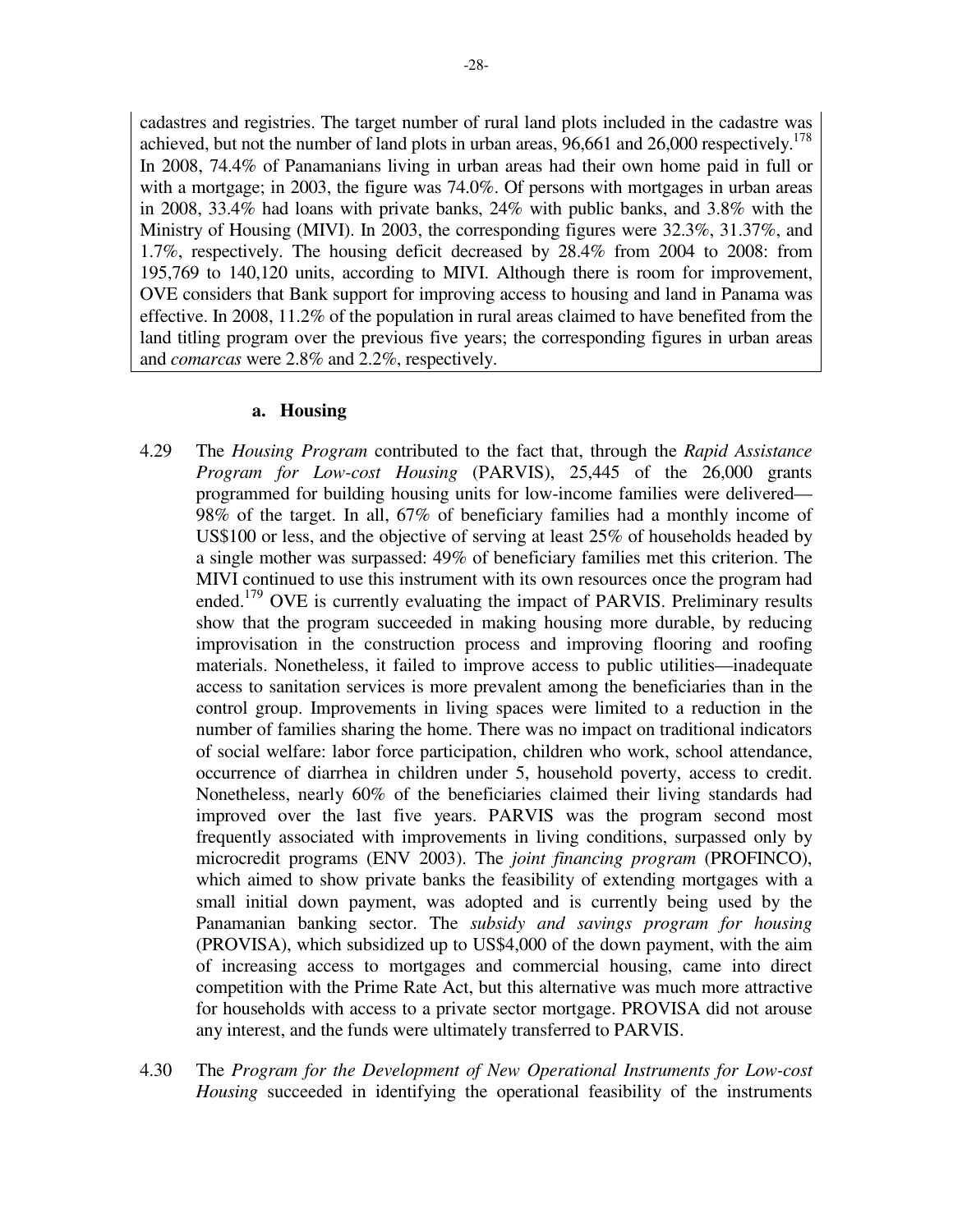cadastres and registries. The target number of rural land plots included in the cadastre was achieved, but not the number of land plots in urban areas, 96,661 and 26,000 respectively.[178] In 2008, 74.4% of Panamanians living in urban areas had their own home paid in full or with a mortgage; in 2003, the figure was 74.0%. Of persons with mortgages in urban areas in 2008, 33.4% had loans with private banks, 24% with public banks, and 3.8% with the Ministry of Housing (MIVI). In 2003, the corresponding figures were 32.3%, 31.37%, and 1.7%, respectively. The housing deficit decreased by 28.4% from 2004 to 2008: from 195,769 to 140,120 units, according to MIVI. Although there is room for improvement, OVE considers that Bank support for improving access to housing and land in Panama was effective. In 2008, 11.2% of the population in rural areas claimed to have benefited from the land titling program over the previous five years; the corresponding figures in urban areas and *comarcas* were 2.8% and 2.2%, respectively.

### a. Housing

4.29 The *Housing Program* contributed to the fact that, through the *Rapid Assistance Program for Low-cost Housing* (PARVIS), 25,445 of the 26,000 grants programmed for building housing units for low-income families were delivered—98% of the target. In all, 67% of beneficiary families had a monthly income of US$100 or less, and the objective of serving at least 25% of households headed by a single mother was surpassed: 49% of beneficiary families met this criterion. The MIVI continued to use this instrument with its own resources once the program had ended.[179] OVE is currently evaluating the impact of PARVIS. Preliminary results show that the program succeeded in making housing more durable, by reducing improvisation in the construction process and improving flooring and roofing materials. Nonetheless, it failed to improve access to public utilities—inadequate access to sanitation services is more prevalent among the beneficiaries than in the control group. Improvements in living spaces were limited to a reduction in the number of families sharing the home. There was no impact on traditional indicators of social welfare: labor force participation, children who work, school attendance, occurrence of diarrhea in children under 5, household poverty, access to credit. Nonetheless, nearly 60% of the beneficiaries claimed their living standards had improved over the last five years. PARVIS was the program second most frequently associated with improvements in living conditions, surpassed only by microcredit programs (ENV 2003). The *joint financing program* (PROFINCO), which aimed to show private banks the feasibility of extending mortgages with a small initial down payment, was adopted and is currently being used by the Panamanian banking sector. The *subsidy and savings program for housing* (PROVISA), which subsidized up to US$4,000 of the down payment, with the aim of increasing access to mortgages and commercial housing, came into direct competition with the Prime Rate Act, but this alternative was much more attractive for households with access to a private sector mortgage. PROVISA did not arouse any interest, and the funds were ultimately transferred to PARVIS.

4.30 The *Program for the Development of New Operational Instruments for Low-cost Housing* succeeded in identifying the operational feasibility of the instruments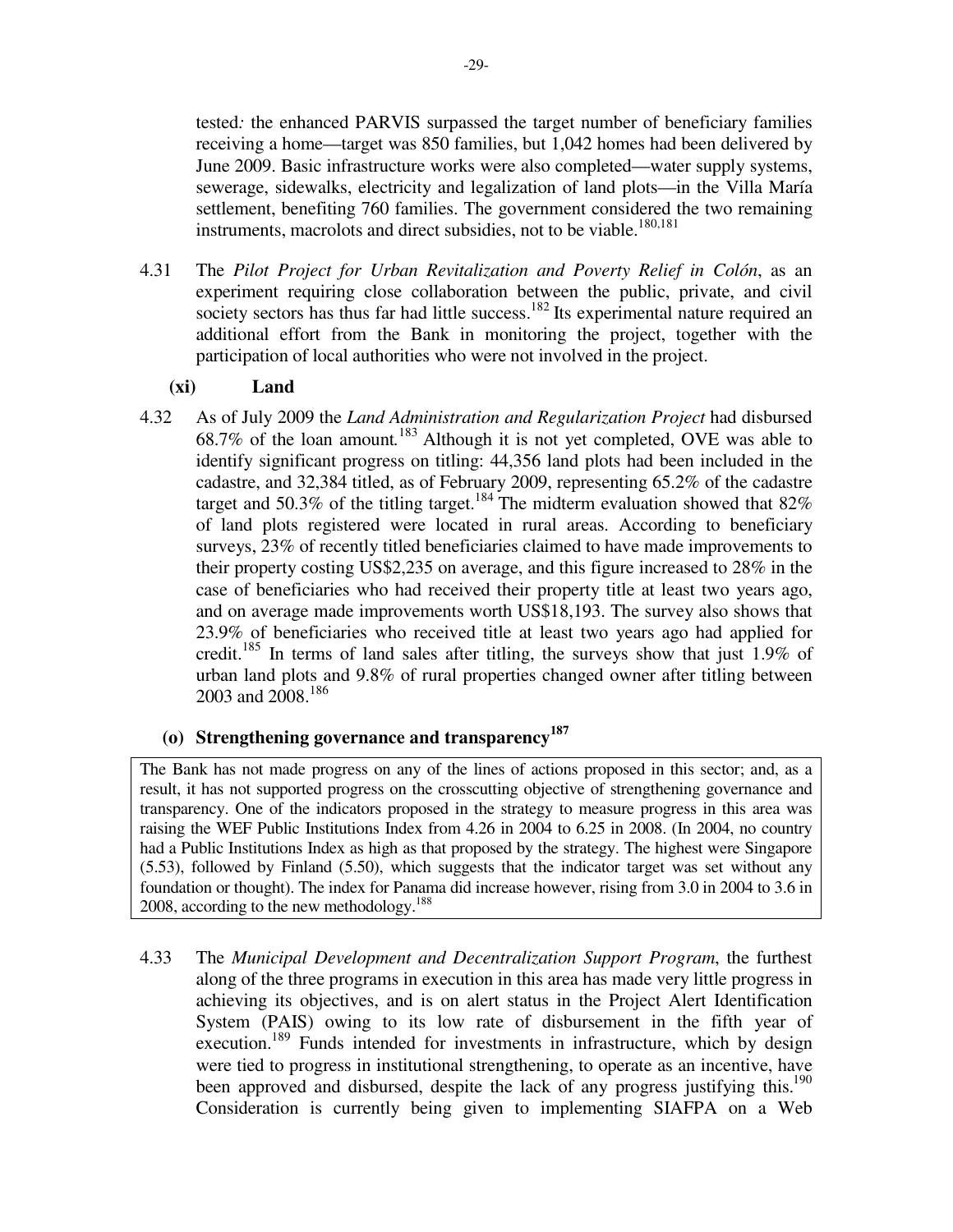tested*:* the enhanced PARVIS surpassed the target number of beneficiary families receiving a home—target was 850 families, but 1,042 homes had been delivered by June 2009. Basic infrastructure works were also completed—water supply systems, sewerage, sidewalks, electricity and legalization of land plots—in the Villa María settlement, benefiting 760 families. The government considered the two remaining instruments, macrolots and direct subsidies, not to be viable.[180,181]

4.31 The *Pilot Project for Urban Revitalization and Poverty Relief in Colón*, as an experiment requiring close collaboration between the public, private, and civil society sectors has thus far had little success.[182] Its experimental nature required an additional effort from the Bank in monitoring the project, together with the participation of local authorities who were not involved in the project.

**(xi) Land**

4.32 As of July 2009 the *Land Administration and Regularization Project* had disbursed 68.7% of the loan amount*.*[183] Although it is not yet completed, OVE was able to identify significant progress on titling: 44,356 land plots had been included in the cadastre, and 32,384 titled, as of February 2009, representing 65.2% of the cadastre target and 50.3% of the titling target.[184] The midterm evaluation showed that 82% of land plots registered were located in rural areas. According to beneficiary surveys, 23% of recently titled beneficiaries claimed to have made improvements to their property costing US$2,235 on average, and this figure increased to 28% in the case of beneficiaries who had received their property title at least two years ago, and on average made improvements worth US$18,193. The survey also shows that 23.9% of beneficiaries who received title at least two years ago had applied for credit.[185] In terms of land sales after titling, the surveys show that just 1.9% of urban land plots and 9.8% of rural properties changed owner after titling between 2003 and 2008.[186]

### (o) Strengthening governance and transparency[187]

> The Bank has not made progress on any of the lines of actions proposed in this sector; and, as a result, it has not supported progress on the crosscutting objective of strengthening governance and transparency. One of the indicators proposed in the strategy to measure progress in this area was raising the WEF Public Institutions Index from 4.26 in 2004 to 6.25 in 2008. (In 2004, no country had a Public Institutions Index as high as that proposed by the strategy. The highest were Singapore (5.53), followed by Finland (5.50), which suggests that the indicator target was set without any foundation or thought). The index for Panama did increase however, rising from 3.0 in 2004 to 3.6 in 2008, according to the new methodology.[188]

4.33 The *Municipal Development and Decentralization Support Program*, the furthest along of the three programs in execution in this area has made very little progress in achieving its objectives, and is on alert status in the Project Alert Identification System (PAIS) owing to its low rate of disbursement in the fifth year of execution.[189] Funds intended for investments in infrastructure, which by design were tied to progress in institutional strengthening, to operate as an incentive, have been approved and disbursed, despite the lack of any progress justifying this.[190] Consideration is currently being given to implementing SIAFPA on a Web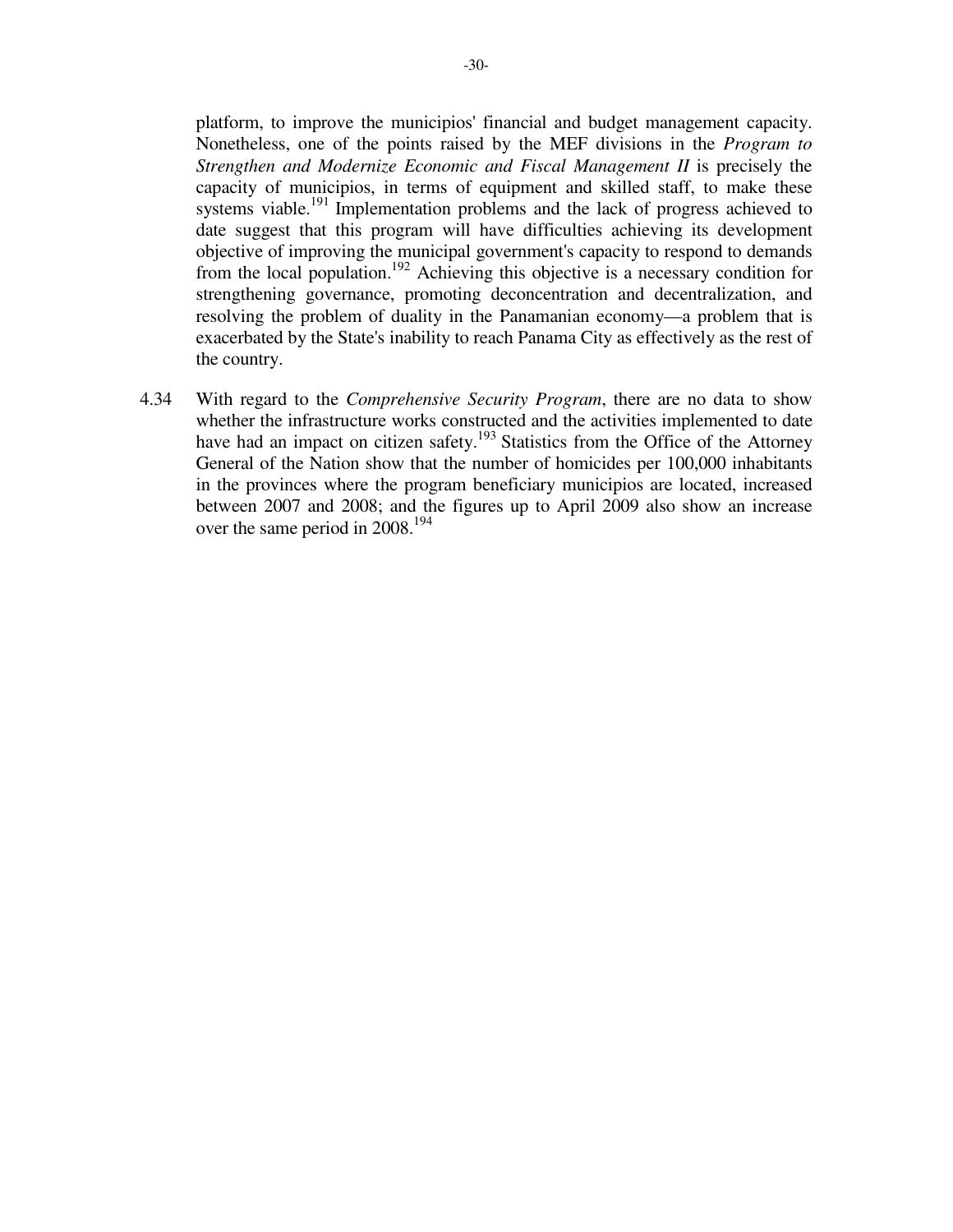platform, to improve the municipios' financial and budget management capacity. Nonetheless, one of the points raised by the MEF divisions in the *Program to Strengthen and Modernize Economic and Fiscal Management II* is precisely the capacity of municipios, in terms of equipment and skilled staff, to make these systems viable.[191] Implementation problems and the lack of progress achieved to date suggest that this program will have difficulties achieving its development objective of improving the municipal government's capacity to respond to demands from the local population.[192] Achieving this objective is a necessary condition for strengthening governance, promoting deconcentration and decentralization, and resolving the problem of duality in the Panamanian economy—a problem that is exacerbated by the State's inability to reach Panama City as effectively as the rest of the country.

4.34 With regard to the *Comprehensive Security Program*, there are no data to show whether the infrastructure works constructed and the activities implemented to date have had an impact on citizen safety.[193] Statistics from the Office of the Attorney General of the Nation show that the number of homicides per 100,000 inhabitants in the provinces where the program beneficiary municipios are located, increased between 2007 and 2008; and the figures up to April 2009 also show an increase over the same period in 2008.[194]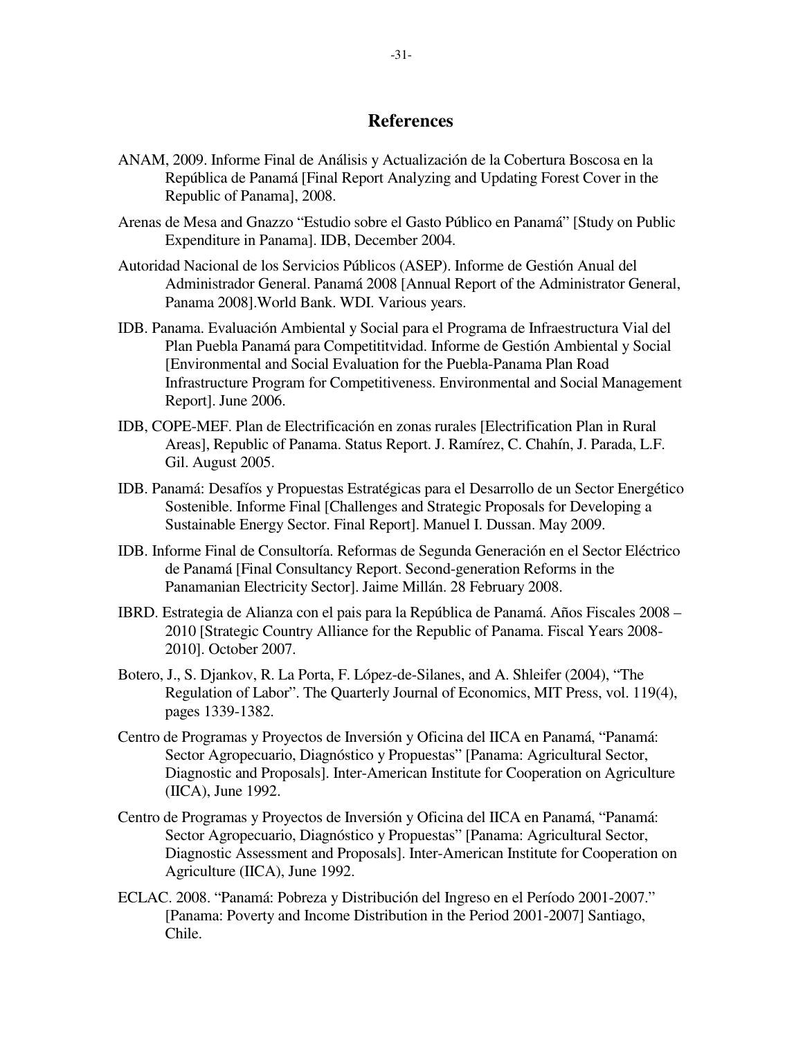## References

ANAM, 2009. Informe Final de Análisis y Actualización de la Cobertura Boscosa en la República de Panamá [Final Report Analyzing and Updating Forest Cover in the Republic of Panama], 2008.

Arenas de Mesa and Gnazzo "Estudio sobre el Gasto Público en Panamá" [Study on Public Expenditure in Panama]. IDB, December 2004.

Autoridad Nacional de los Servicios Públicos (ASEP). Informe de Gestión Anual del Administrador General. Panamá 2008 [Annual Report of the Administrator General, Panama 2008].World Bank. WDI. Various years.

IDB. Panama. Evaluación Ambiental y Social para el Programa de Infraestructura Vial del Plan Puebla Panamá para Compettitvidad. Informe de Gestión Ambiental y Social [Environmental and Social Evaluation for the Puebla-Panama Plan Road Infrastructure Program for Competitiveness. Environmental and Social Management Report]. June 2006.

IDB, COPE-MEF. Plan de Electrificación en zonas rurales [Electrification Plan in Rural Areas], Republic of Panama. Status Report. J. Ramírez, C. Chahín, J. Parada, L.F. Gil. August 2005.

IDB. Panamá: Desafíos y Propuestas Estratégicas para el Desarrollo de un Sector Energético Sostenible. Informe Final [Challenges and Strategic Proposals for Developing a Sustainable Energy Sector. Final Report]. Manuel I. Dussan. May 2009.

IDB. Informe Final de Consultoría. Reformas de Segunda Generación en el Sector Eléctrico de Panamá [Final Consultancy Report. Second-generation Reforms in the Panamanian Electricity Sector]. Jaime Millán. 28 February 2008.

IBRD. Estrategia de Alianza con el pais para la República de Panamá. Años Fiscales 2008 – 2010 [Strategic Country Alliance for the Republic of Panama. Fiscal Years 2008-2010]. October 2007.

Botero, J., S. Djankov, R. La Porta, F. López-de-Silanes, and A. Shleifer (2004), "The Regulation of Labor". The Quarterly Journal of Economics, MIT Press, vol. 119(4), pages 1339-1382.

Centro de Programas y Proyectos de Inversión y Oficina del IICA en Panamá, "Panamá: Sector Agropecuario, Diagnóstico y Propuestas" [Panama: Agricultural Sector, Diagnostic and Proposals]. Inter-American Institute for Cooperation on Agriculture (IICA), June 1992.

Centro de Programas y Proyectos de Inversión y Oficina del IICA en Panamá, "Panamá: Sector Agropecuario, Diagnóstico y Propuestas" [Panama: Agricultural Sector, Diagnostic Assessment and Proposals]. Inter-American Institute for Cooperation on Agriculture (IICA), June 1992.

ECLAC. 2008. "Panamá: Pobreza y Distribución del Ingreso en el Período 2001-2007." [Panama: Poverty and Income Distribution in the Period 2001-2007] Santiago, Chile.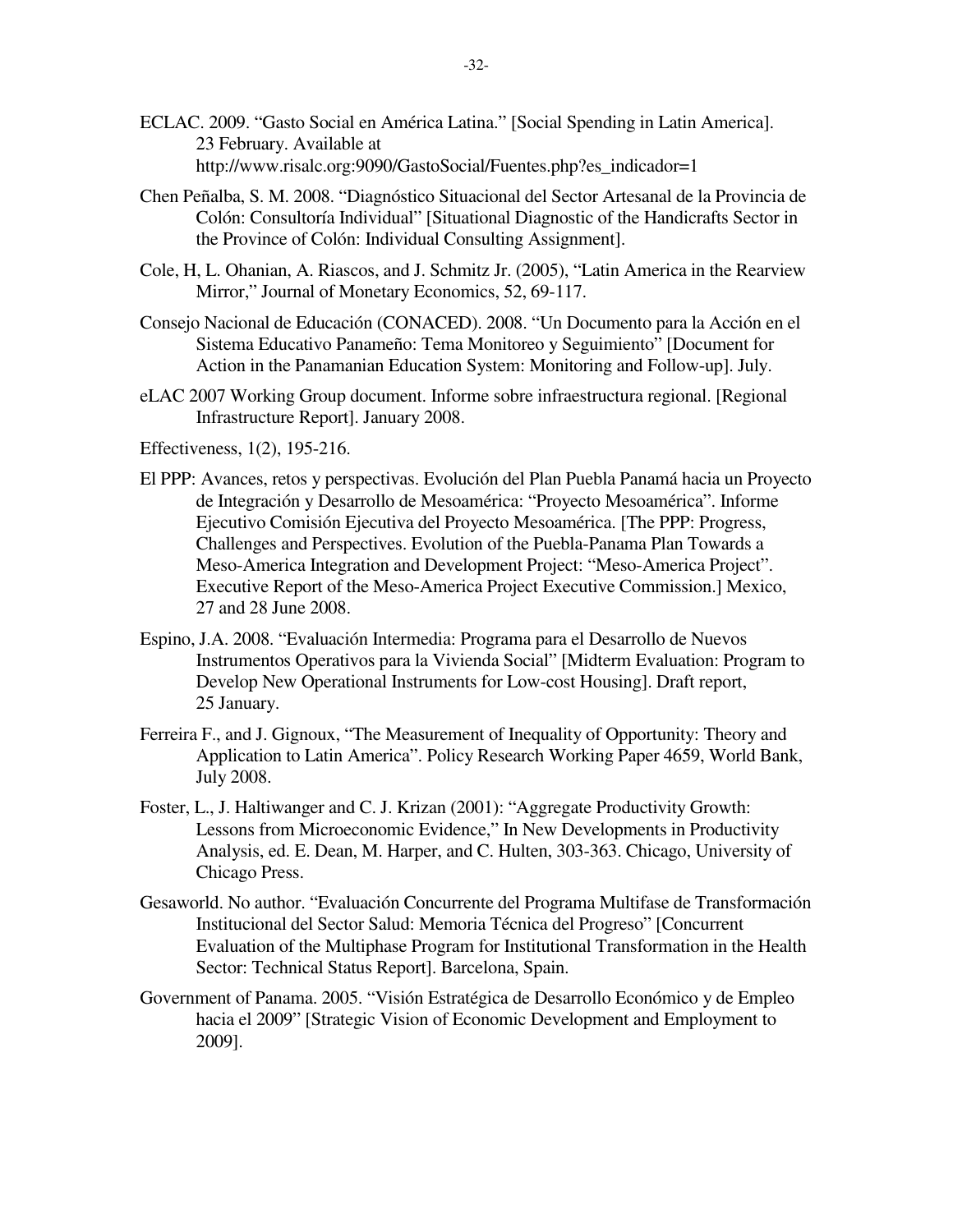ECLAC. 2009. "Gasto Social en América Latina." [Social Spending in Latin America]. 23 February. Available at http://www.risalc.org:9090/GastoSocial/Fuentes.php?es_indicador=1

Chen Peñalba, S. M. 2008. "Diagnóstico Situacional del Sector Artesanal de la Provincia de Colón: Consultoría Individual" [Situational Diagnostic of the Handicrafts Sector in the Province of Colón: Individual Consulting Assignment].

Cole, H, L. Ohanian, A. Riascos, and J. Schmitz Jr. (2005), "Latin America in the Rearview Mirror," Journal of Monetary Economics, 52, 69-117.

Consejo Nacional de Educación (CONACED). 2008. "Un Documento para la Acción en el Sistema Educativo Panameño: Tema Monitoreo y Seguimiento" [Document for Action in the Panamanian Education System: Monitoring and Follow-up]. July.

eLAC 2007 Working Group document. Informe sobre infraestructura regional. [Regional Infrastructure Report]. January 2008.

Effectiveness, 1(2), 195-216.

El PPP: Avances, retos y perspectivas. Evolución del Plan Puebla Panamá hacia un Proyecto de Integración y Desarrollo de Mesoamérica: "Proyecto Mesoamérica". Informe Ejecutivo Comisión Ejecutiva del Proyecto Mesoamérica. [The PPP: Progress, Challenges and Perspectives. Evolution of the Puebla-Panama Plan Towards a Meso-America Integration and Development Project: "Meso-America Project". Executive Report of the Meso-America Project Executive Commission.] Mexico, 27 and 28 June 2008.

Espino, J.A. 2008. "Evaluación Intermedia: Programa para el Desarrollo de Nuevos Instrumentos Operativos para la Vivienda Social" [Midterm Evaluation: Program to Develop New Operational Instruments for Low-cost Housing]. Draft report, 25 January.

Ferreira F., and J. Gignoux, "The Measurement of Inequality of Opportunity: Theory and Application to Latin America". Policy Research Working Paper 4659, World Bank, July 2008.

Foster, L., J. Haltiwanger and C. J. Krizan (2001): "Aggregate Productivity Growth: Lessons from Microeconomic Evidence," In New Developments in Productivity Analysis, ed. E. Dean, M. Harper, and C. Hulten, 303-363. Chicago, University of Chicago Press.

Gesaworld. No author. "Evaluación Concurrente del Programa Multifase de Transformación Institucional del Sector Salud: Memoria Técnica del Progreso" [Concurrent Evaluation of the Multiphase Program for Institutional Transformation in the Health Sector: Technical Status Report]. Barcelona, Spain.

Government of Panama. 2005. "Visión Estratégica de Desarrollo Económico y de Empleo hacia el 2009" [Strategic Vision of Economic Development and Employment to 2009].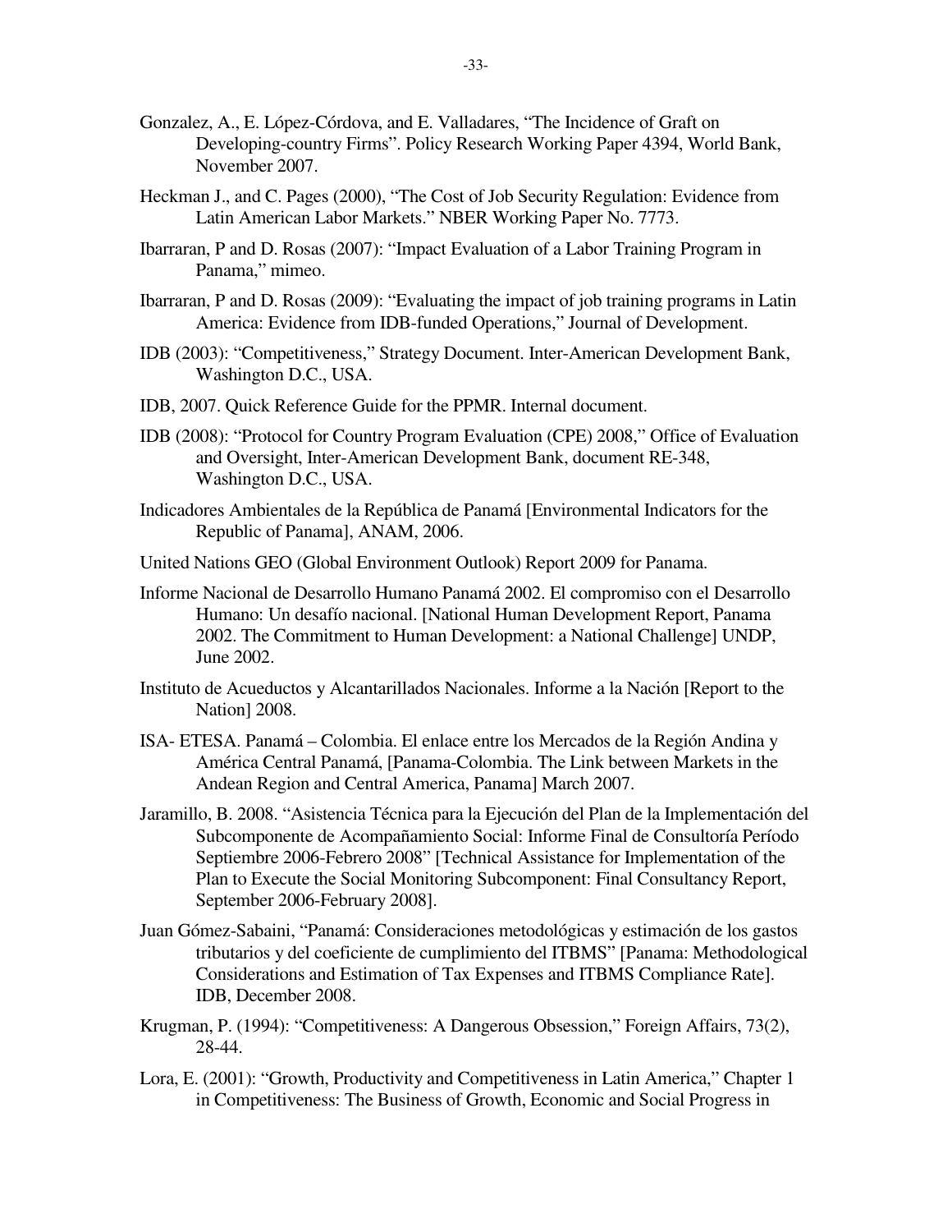Gonzalez, A., E. López-Córdova, and E. Valladares, "The Incidence of Graft on Developing-country Firms". Policy Research Working Paper 4394, World Bank, November 2007.

Heckman J., and C. Pages (2000), "The Cost of Job Security Regulation: Evidence from Latin American Labor Markets." NBER Working Paper No. 7773.

Ibarraran, P and D. Rosas (2007): "Impact Evaluation of a Labor Training Program in Panama," mimeo.

Ibarraran, P and D. Rosas (2009): "Evaluating the impact of job training programs in Latin America: Evidence from IDB-funded Operations," Journal of Development.

IDB (2003): "Competitiveness," Strategy Document. Inter-American Development Bank, Washington D.C., USA.

IDB, 2007. Quick Reference Guide for the PPMR. Internal document.

IDB (2008): "Protocol for Country Program Evaluation (CPE) 2008," Office of Evaluation and Oversight, Inter-American Development Bank, document RE-348, Washington D.C., USA.

Indicadores Ambientales de la República de Panamá [Environmental Indicators for the Republic of Panama], ANAM, 2006.

United Nations GEO (Global Environment Outlook) Report 2009 for Panama.

Informe Nacional de Desarrollo Humano Panamá 2002. El compromiso con el Desarrollo Humano: Un desafío nacional. [National Human Development Report, Panama 2002. The Commitment to Human Development: a National Challenge] UNDP, June 2002.

Instituto de Acueductos y Alcantarillados Nacionales. Informe a la Nación [Report to the Nation] 2008.

ISA- ETESA. Panamá – Colombia. El enlace entre los Mercados de la Región Andina y América Central Panamá, [Panama-Colombia. The Link between Markets in the Andean Region and Central America, Panama] March 2007.

Jaramillo, B. 2008. "Asistencia Técnica para la Ejecución del Plan de la Implementación del Subcomponente de Acompañamiento Social: Informe Final de Consultoría Período Septiembre 2006-Febrero 2008" [Technical Assistance for Implementation of the Plan to Execute the Social Monitoring Subcomponent: Final Consultancy Report, September 2006-February 2008].

Juan Gómez-Sabaini, "Panamá: Consideraciones metodológicas y estimación de los gastos tributarios y del coeficiente de cumplimiento del ITBMS" [Panama: Methodological Considerations and Estimation of Tax Expenses and ITBMS Compliance Rate]. IDB, December 2008.

Krugman, P. (1994): "Competitiveness: A Dangerous Obsession," Foreign Affairs, 73(2), 28-44.

Lora, E. (2001): "Growth, Productivity and Competitiveness in Latin America," Chapter 1 in Competitiveness: The Business of Growth, Economic and Social Progress in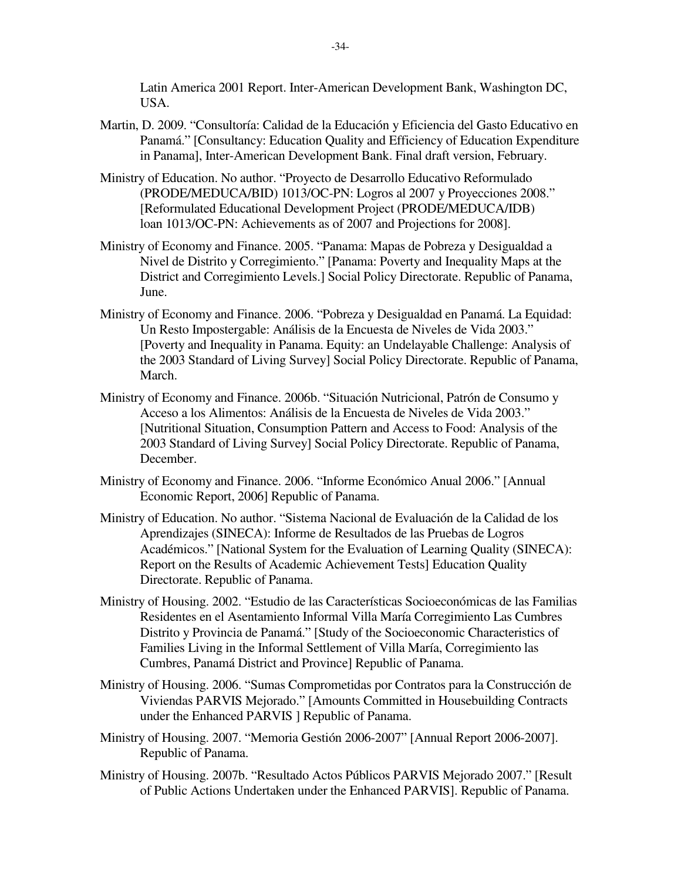Latin America 2001 Report. Inter-American Development Bank, Washington DC, USA.

Martin, D. 2009. "Consultoría: Calidad de la Educación y Eficiencia del Gasto Educativo en Panamá." [Consultancy: Education Quality and Efficiency of Education Expenditure in Panama], Inter-American Development Bank. Final draft version, February.

Ministry of Education. No author. "Proyecto de Desarrollo Educativo Reformulado (PRODE/MEDUCA/BID) 1013/OC-PN: Logros al 2007 y Proyecciones 2008." [Reformulated Educational Development Project (PRODE/MEDUCA/IDB) loan 1013/OC-PN: Achievements as of 2007 and Projections for 2008].

Ministry of Economy and Finance. 2005. "Panama: Mapas de Pobreza y Desigualdad a Nivel de Distrito y Corregimiento." [Panama: Poverty and Inequality Maps at the District and Corregimiento Levels.] Social Policy Directorate. Republic of Panama, June.

Ministry of Economy and Finance. 2006. "Pobreza y Desigualdad en Panamá. La Equidad: Un Resto Impostergable: Análisis de la Encuesta de Niveles de Vida 2003." [Poverty and Inequality in Panama. Equity: an Undelayable Challenge: Analysis of the 2003 Standard of Living Survey] Social Policy Directorate. Republic of Panama, March.

Ministry of Economy and Finance. 2006b. "Situación Nutricional, Patrón de Consumo y Acceso a los Alimentos: Análisis de la Encuesta de Niveles de Vida 2003." [Nutritional Situation, Consumption Pattern and Access to Food: Analysis of the 2003 Standard of Living Survey] Social Policy Directorate. Republic of Panama, December.

Ministry of Economy and Finance. 2006. "Informe Económico Anual 2006." [Annual Economic Report, 2006] Republic of Panama.

Ministry of Education. No author. "Sistema Nacional de Evaluación de la Calidad de los Aprendizajes (SINECA): Informe de Resultados de las Pruebas de Logros Académicos." [National System for the Evaluation of Learning Quality (SINECA): Report on the Results of Academic Achievement Tests] Education Quality Directorate. Republic of Panama.

Ministry of Housing. 2002. "Estudio de las Características Socioeconómicas de las Familias Residentes en el Asentamiento Informal Villa María Corregimiento Las Cumbres Distrito y Provincia de Panamá." [Study of the Socioeconomic Characteristics of Families Living in the Informal Settlement of Villa María, Corregimiento las Cumbres, Panamá District and Province] Republic of Panama.

Ministry of Housing. 2006. "Sumas Comprometidas por Contratos para la Construcción de Viviendas PARVIS Mejorado." [Amounts Committed in Housebuilding Contracts under the Enhanced PARVIS ] Republic of Panama.

Ministry of Housing. 2007. "Memoria Gestión 2006-2007" [Annual Report 2006-2007]. Republic of Panama.

Ministry of Housing. 2007b. "Resultado Actos Públicos PARVIS Mejorado 2007." [Result of Public Actions Undertaken under the Enhanced PARVIS]. Republic of Panama.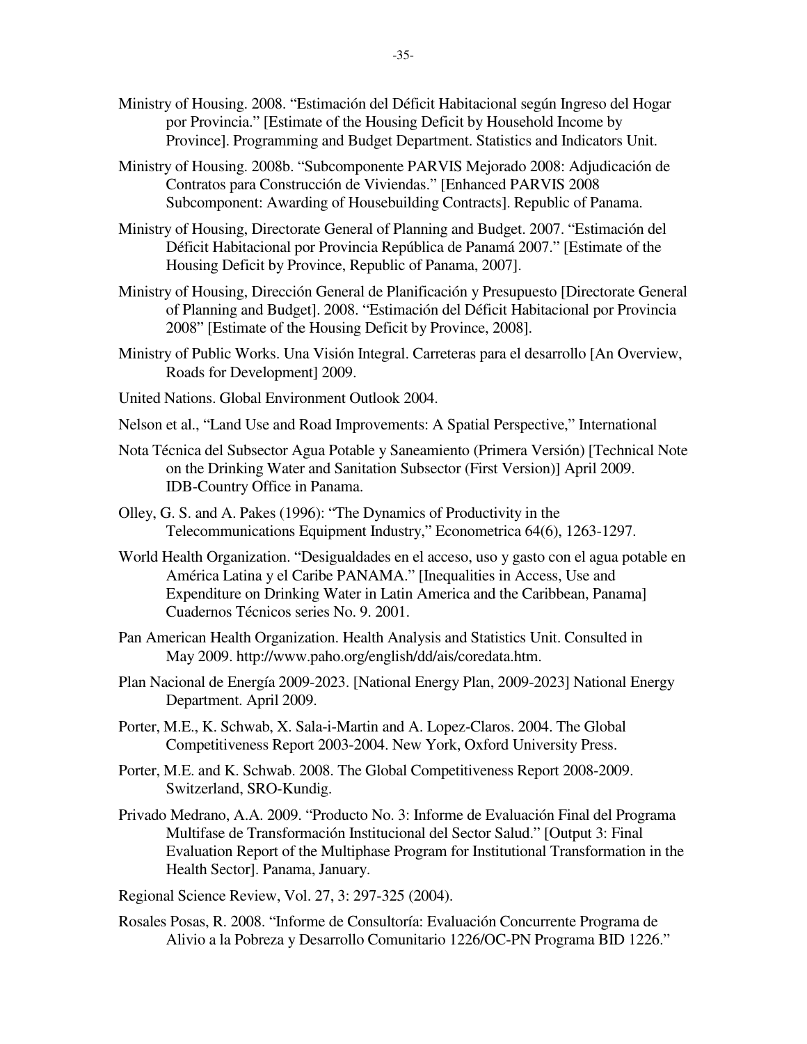Ministry of Housing. 2008. "Estimación del Déficit Habitacional según Ingreso del Hogar por Provincia." [Estimate of the Housing Deficit by Household Income by Province]. Programming and Budget Department. Statistics and Indicators Unit.

Ministry of Housing. 2008b. "Subcomponente PARVIS Mejorado 2008: Adjudicación de Contratos para Construcción de Viviendas." [Enhanced PARVIS 2008 Subcomponent: Awarding of Housebuilding Contracts]. Republic of Panama.

Ministry of Housing, Directorate General of Planning and Budget. 2007. "Estimación del Déficit Habitacional por Provincia República de Panamá 2007." [Estimate of the Housing Deficit by Province, Republic of Panama, 2007].

Ministry of Housing, Dirección General de Planificación y Presupuesto [Directorate General of Planning and Budget]. 2008. "Estimación del Déficit Habitacional por Provincia 2008" [Estimate of the Housing Deficit by Province, 2008].

Ministry of Public Works. Una Visión Integral. Carreteras para el desarrollo [An Overview, Roads for Development] 2009.

United Nations. Global Environment Outlook 2004.

Nelson et al., "Land Use and Road Improvements: A Spatial Perspective," International

Nota Técnica del Subsector Agua Potable y Saneamiento (Primera Versión) [Technical Note on the Drinking Water and Sanitation Subsector (First Version)] April 2009. IDB-Country Office in Panama.

Olley, G. S. and A. Pakes (1996): "The Dynamics of Productivity in the Telecommunications Equipment Industry," Econometrica 64(6), 1263-1297.

World Health Organization. "Desigualdades en el acceso, uso y gasto con el agua potable en América Latina y el Caribe PANAMA." [Inequalities in Access, Use and Expenditure on Drinking Water in Latin America and the Caribbean, Panama] Cuadernos Técnicos series No. 9. 2001.

Pan American Health Organization. Health Analysis and Statistics Unit. Consulted in May 2009. http://www.paho.org/english/dd/ais/coredata.htm.

Plan Nacional de Energía 2009-2023. [National Energy Plan, 2009-2023] National Energy Department. April 2009.

Porter, M.E., K. Schwab, X. Sala-i-Martin and A. Lopez-Claros. 2004. The Global Competitiveness Report 2003-2004. New York, Oxford University Press.

Porter, M.E. and K. Schwab. 2008. The Global Competitiveness Report 2008-2009. Switzerland, SRO-Kundig.

Privado Medrano, A.A. 2009. "Producto No. 3: Informe de Evaluación Final del Programa Multifase de Transformación Institucional del Sector Salud." [Output 3: Final Evaluation Report of the Multiphase Program for Institutional Transformation in the Health Sector]. Panama, January.

Regional Science Review, Vol. 27, 3: 297-325 (2004).

Rosales Posas, R. 2008. "Informe de Consultoría: Evaluación Concurrente Programa de Alivio a la Pobreza y Desarrollo Comunitario 1226/OC-PN Programa BID 1226."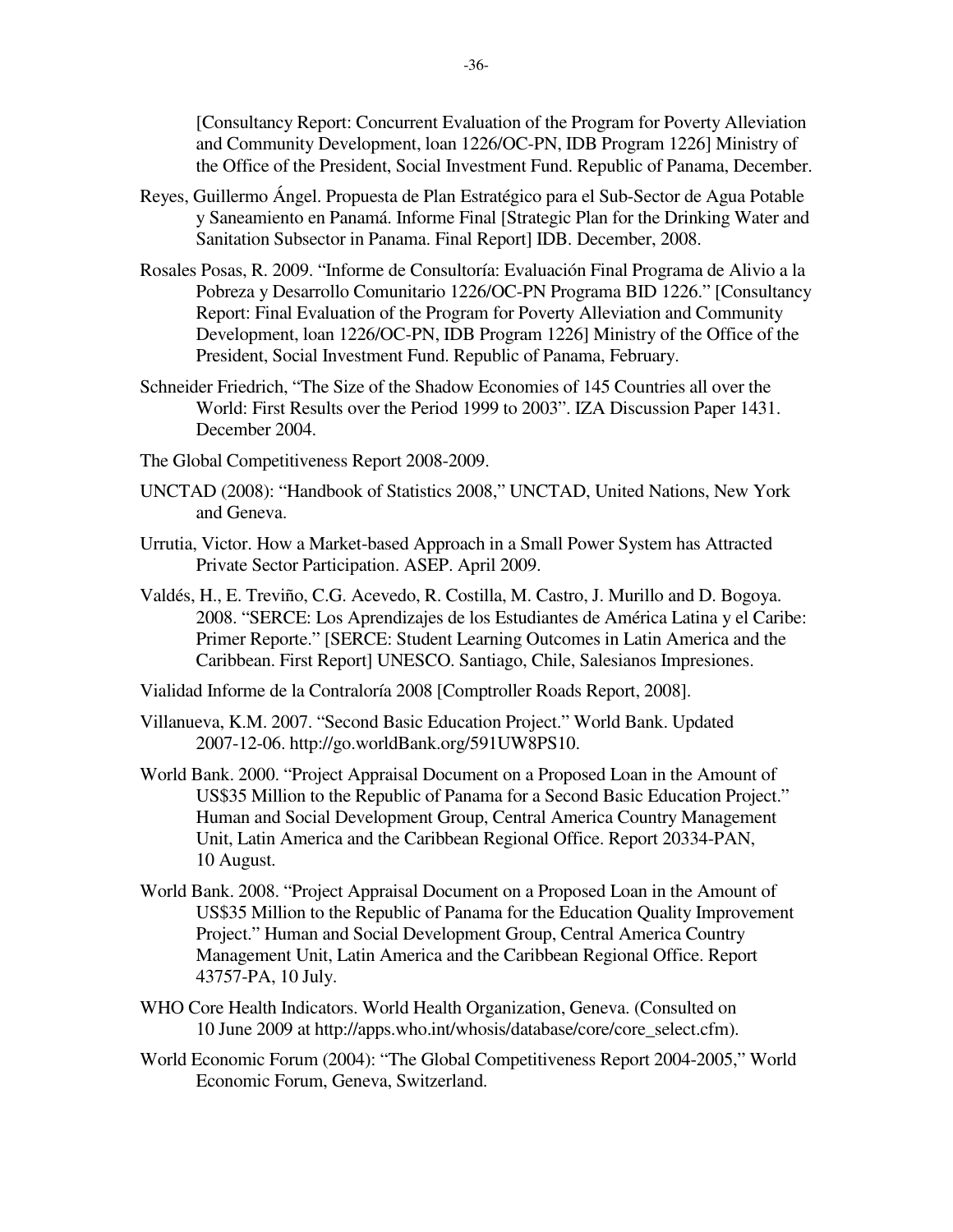[Consultancy Report: Concurrent Evaluation of the Program for Poverty Alleviation and Community Development, loan 1226/OC-PN, IDB Program 1226] Ministry of the Office of the President, Social Investment Fund. Republic of Panama, December.

Reyes, Guillermo Ángel. Propuesta de Plan Estratégico para el Sub-Sector de Agua Potable y Saneamiento en Panamá. Informe Final [Strategic Plan for the Drinking Water and Sanitation Subsector in Panama. Final Report] IDB. December, 2008.

Rosales Posas, R. 2009. "Informe de Consultoría: Evaluación Final Programa de Alivio a la Pobreza y Desarrollo Comunitario 1226/OC-PN Programa BID 1226." [Consultancy Report: Final Evaluation of the Program for Poverty Alleviation and Community Development, loan 1226/OC-PN, IDB Program 1226] Ministry of the Office of the President, Social Investment Fund. Republic of Panama, February.

Schneider Friedrich, "The Size of the Shadow Economies of 145 Countries all over the World: First Results over the Period 1999 to 2003". IZA Discussion Paper 1431. December 2004.

The Global Competitiveness Report 2008-2009.

UNCTAD (2008): "Handbook of Statistics 2008," UNCTAD, United Nations, New York and Geneva.

Urrutia, Victor. How a Market-based Approach in a Small Power System has Attracted Private Sector Participation. ASEP. April 2009.

Valdés, H., E. Treviño, C.G. Acevedo, R. Costilla, M. Castro, J. Murillo and D. Bogoya. 2008. "SERCE: Los Aprendizajes de los Estudiantes de América Latina y el Caribe: Primer Reporte." [SERCE: Student Learning Outcomes in Latin America and the Caribbean. First Report] UNESCO. Santiago, Chile, Salesianos Impresiones.

Vialidad Informe de la Contraloría 2008 [Comptroller Roads Report, 2008].

Villanueva, K.M. 2007. "Second Basic Education Project." World Bank. Updated 2007-12-06. http://go.worldBank.org/591UW8PS10.

World Bank. 2000. "Project Appraisal Document on a Proposed Loan in the Amount of US$35 Million to the Republic of Panama for a Second Basic Education Project." Human and Social Development Group, Central America Country Management Unit, Latin America and the Caribbean Regional Office. Report 20334-PAN, 10 August.

World Bank. 2008. "Project Appraisal Document on a Proposed Loan in the Amount of US$35 Million to the Republic of Panama for the Education Quality Improvement Project." Human and Social Development Group, Central America Country Management Unit, Latin America and the Caribbean Regional Office. Report 43757-PA, 10 July.

WHO Core Health Indicators. World Health Organization, Geneva. (Consulted on 10 June 2009 at http://apps.who.int/whosis/database/core/core_select.cfm).

World Economic Forum (2004): "The Global Competitiveness Report 2004-2005," World Economic Forum, Geneva, Switzerland.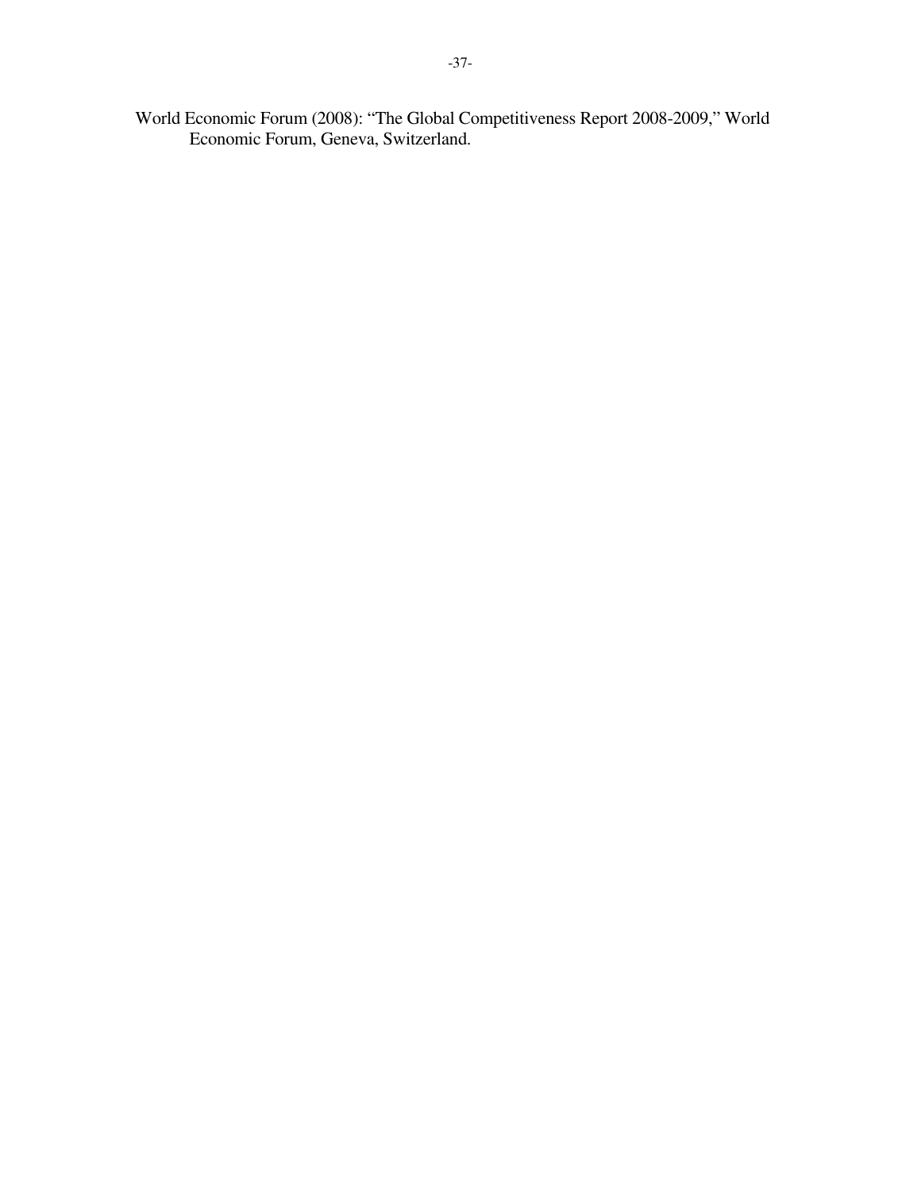World Economic Forum (2008): "The Global Competitiveness Report 2008-2009," World Economic Forum, Geneva, Switzerland.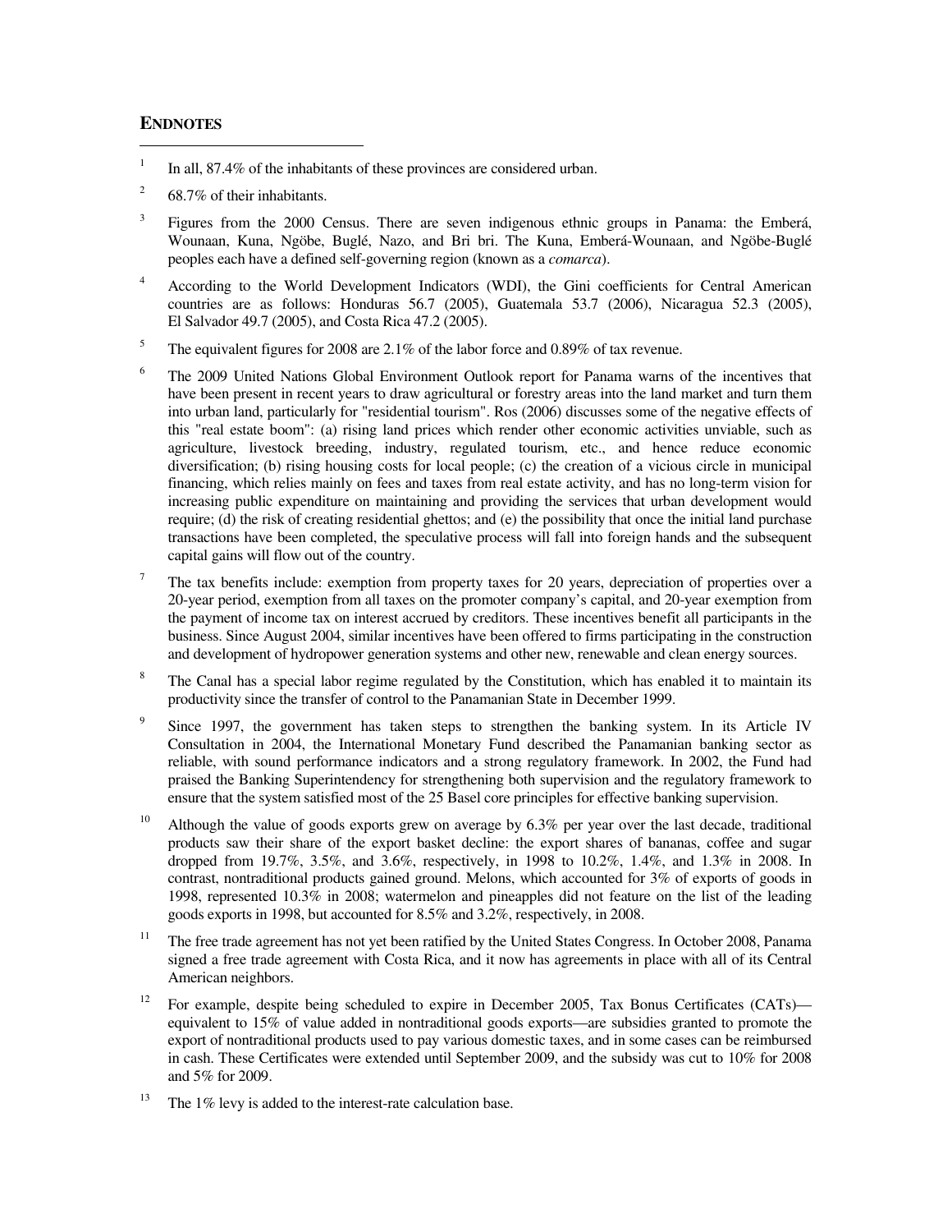## ENDNOTES

1. In all, 87.4% of the inhabitants of these provinces are considered urban.

2. 68.7% of their inhabitants.

3. Figures from the 2000 Census. There are seven indigenous ethnic groups in Panama: the Emberá, Wounaan, Kuna, Ngöbe, Buglé, Nazo, and Bri bri. The Kuna, Emberá-Wounaan, and Ngöbe-Buglé peoples each have a defined self-governing region (known as a *comarca*).

4. According to the World Development Indicators (WDI), the Gini coefficients for Central American countries are as follows: Honduras 56.7 (2005), Guatemala 53.7 (2006), Nicaragua 52.3 (2005), El Salvador 49.7 (2005), and Costa Rica 47.2 (2005).

5. The equivalent figures for 2008 are 2.1% of the labor force and 0.89% of tax revenue.

6. The 2009 United Nations Global Environment Outlook report for Panama warns of the incentives that have been present in recent years to draw agricultural or forestry areas into the land market and turn them into urban land, particularly for "residential tourism". Ros (2006) discusses some of the negative effects of this "real estate boom": (a) rising land prices which render other economic activities unviable, such as agriculture, livestock breeding, industry, regulated tourism, etc., and hence reduce economic diversification; (b) rising housing costs for local people; (c) the creation of a vicious circle in municipal financing, which relies mainly on fees and taxes from real estate activity, and has no long-term vision for increasing public expenditure on maintaining and providing the services that urban development would require; (d) the risk of creating residential ghettos; and (e) the possibility that once the initial land purchase transactions have been completed, the speculative process will fall into foreign hands and the subsequent capital gains will flow out of the country.

7. The tax benefits include: exemption from property taxes for 20 years, depreciation of properties over a 20-year period, exemption from all taxes on the promoter company's capital, and 20-year exemption from the payment of income tax on interest accrued by creditors. These incentives benefit all participants in the business. Since August 2004, similar incentives have been offered to firms participating in the construction and development of hydropower generation systems and other new, renewable and clean energy sources.

8. The Canal has a special labor regime regulated by the Constitution, which has enabled it to maintain its productivity since the transfer of control to the Panamanian State in December 1999.

9. Since 1997, the government has taken steps to strengthen the banking system. In its Article IV Consultation in 2004, the International Monetary Fund described the Panamanian banking sector as reliable, with sound performance indicators and a strong regulatory framework. In 2002, the Fund had praised the Banking Superintendency for strengthening both supervision and the regulatory framework to ensure that the system satisfied most of the 25 Basel core principles for effective banking supervision.

10. Although the value of goods exports grew on average by 6.3% per year over the last decade, traditional products saw their share of the export basket decline: the export shares of bananas, coffee and sugar dropped from 19.7%, 3.5%, and 3.6%, respectively, in 1998 to 10.2%, 1.4%, and 1.3% in 2008. In contrast, nontraditional products gained ground. Melons, which accounted for 3% of exports of goods in 1998, represented 10.3% in 2008; watermelon and pineapples did not feature on the list of the leading goods exports in 1998, but accounted for 8.5% and 3.2%, respectively, in 2008.

11. The free trade agreement has not yet been ratified by the United States Congress. In October 2008, Panama signed a free trade agreement with Costa Rica, and it now has agreements in place with all of its Central American neighbors.

12. For example, despite being scheduled to expire in December 2005, Tax Bonus Certificates (CATs)—equivalent to 15% of value added in nontraditional goods exports—are subsidies granted to promote the export of nontraditional products used to pay various domestic taxes, and in some cases can be reimbursed in cash. These Certificates were extended until September 2009, and the subsidy was cut to 10% for 2008 and 5% for 2009.

13. The 1% levy is added to the interest-rate calculation base.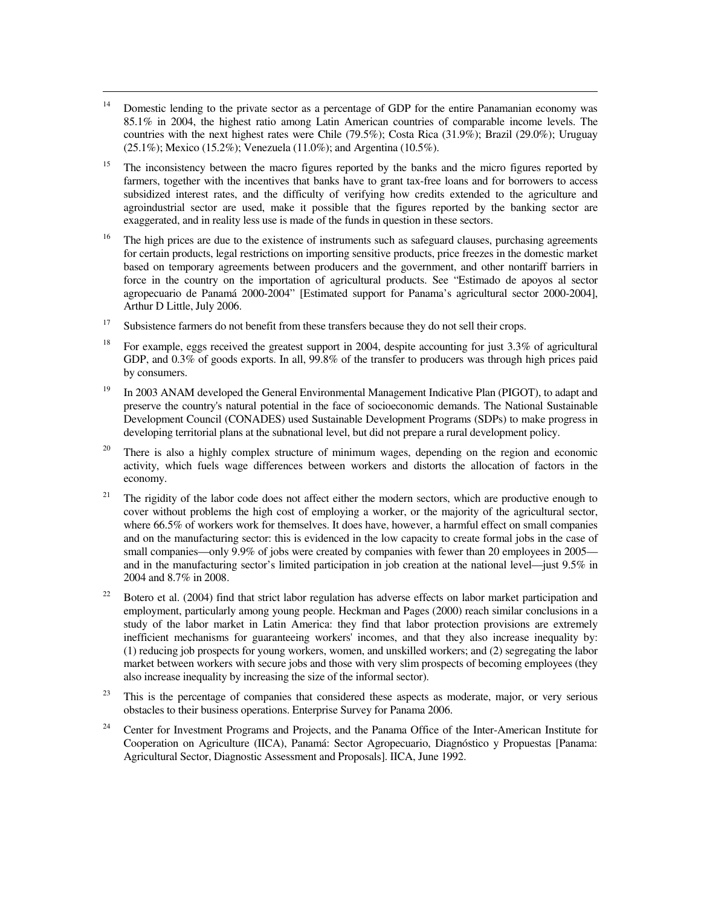[14] Domestic lending to the private sector as a percentage of GDP for the entire Panamanian economy was 85.1% in 2004, the highest ratio among Latin American countries of comparable income levels. The countries with the next highest rates were Chile (79.5%); Costa Rica (31.9%); Brazil (29.0%); Uruguay (25.1%); Mexico (15.2%); Venezuela (11.0%); and Argentina (10.5%).

[15] The inconsistency between the macro figures reported by the banks and the micro figures reported by farmers, together with the incentives that banks have to grant tax-free loans and for borrowers to access subsidized interest rates, and the difficulty of verifying how credits extended to the agriculture and agroindustrial sector are used, make it possible that the figures reported by the banking sector are exaggerated, and in reality less use is made of the funds in question in these sectors.

[16] The high prices are due to the existence of instruments such as safeguard clauses, purchasing agreements for certain products, legal restrictions on importing sensitive products, price freezes in the domestic market based on temporary agreements between producers and the government, and other nontariff barriers in force in the country on the importation of agricultural products. See "Estimado de apoyos al sector agropecuario de Panamá 2000-2004" [Estimated support for Panama's agricultural sector 2000-2004], Arthur D Little, July 2006.

[17] Subsistence farmers do not benefit from these transfers because they do not sell their crops.

[18] For example, eggs received the greatest support in 2004, despite accounting for just 3.3% of agricultural GDP, and 0.3% of goods exports. In all, 99.8% of the transfer to producers was through high prices paid by consumers.

[19] In 2003 ANAM developed the General Environmental Management Indicative Plan (PIGOT), to adapt and preserve the country's natural potential in the face of socioeconomic demands. The National Sustainable Development Council (CONADES) used Sustainable Development Programs (SDPs) to make progress in developing territorial plans at the subnational level, but did not prepare a rural development policy.

[20] There is also a highly complex structure of minimum wages, depending on the region and economic activity, which fuels wage differences between workers and distorts the allocation of factors in the economy.

[21] The rigidity of the labor code does not affect either the modern sectors, which are productive enough to cover without problems the high cost of employing a worker, or the majority of the agricultural sector, where 66.5% of workers work for themselves. It does have, however, a harmful effect on small companies and on the manufacturing sector: this is evidenced in the low capacity to create formal jobs in the case of small companies—only 9.9% of jobs were created by companies with fewer than 20 employees in 2005—and in the manufacturing sector's limited participation in job creation at the national level—just 9.5% in 2004 and 8.7% in 2008.

[22] Botero et al. (2004) find that strict labor regulation has adverse effects on labor market participation and employment, particularly among young people. Heckman and Pages (2000) reach similar conclusions in a study of the labor market in Latin America: they find that labor protection provisions are extremely inefficient mechanisms for guaranteeing workers' incomes, and that they also increase inequality by: (1) reducing job prospects for young workers, women, and unskilled workers; and (2) segregating the labor market between workers with secure jobs and those with very slim prospects of becoming employees (they also increase inequality by increasing the size of the informal sector).

[23] This is the percentage of companies that considered these aspects as moderate, major, or very serious obstacles to their business operations. Enterprise Survey for Panama 2006.

[24] Center for Investment Programs and Projects, and the Panama Office of the Inter-American Institute for Cooperation on Agriculture (IICA), Panamá: Sector Agropecuario, Diagnóstico y Propuestas [Panama: Agricultural Sector, Diagnostic Assessment and Proposals]. IICA, June 1992.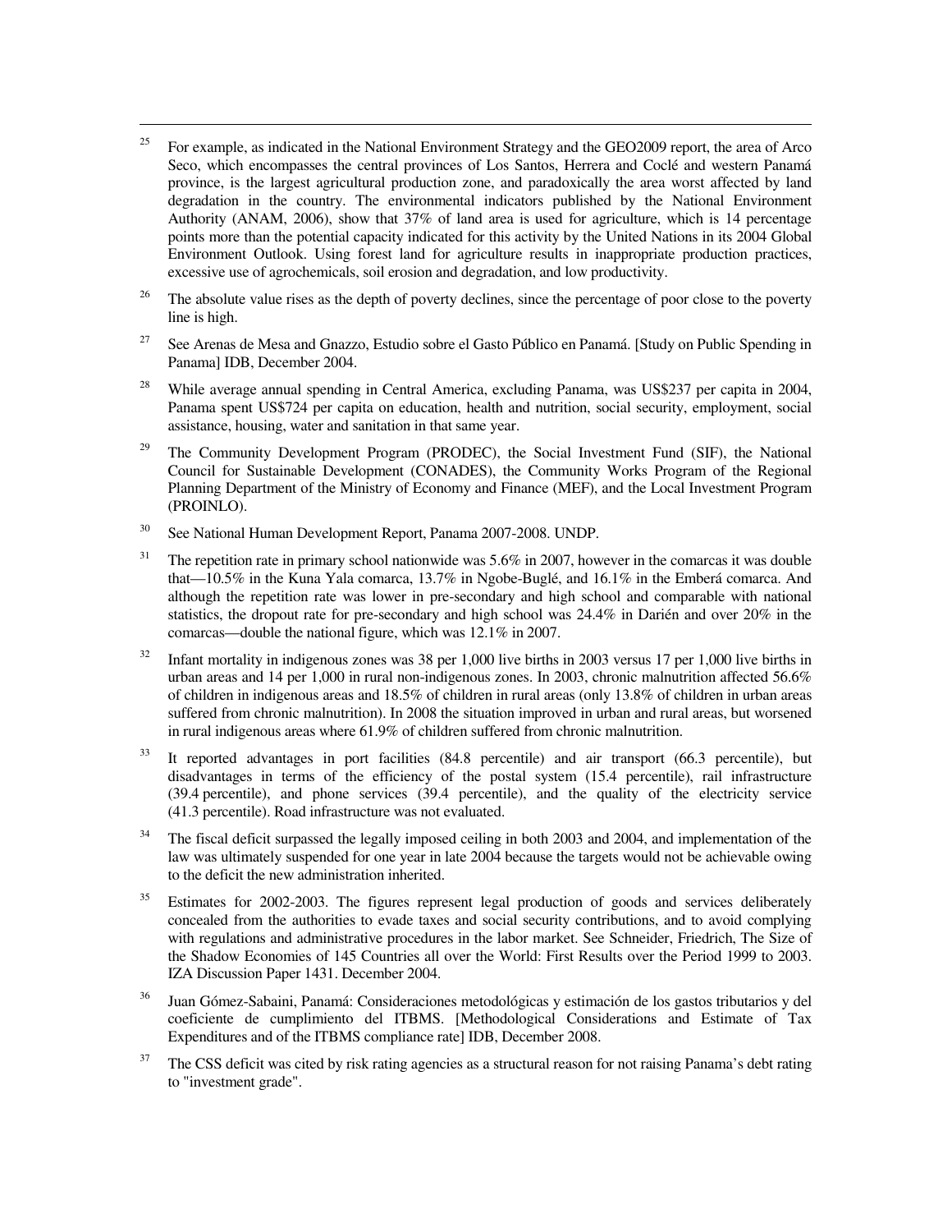[25] For example, as indicated in the National Environment Strategy and the GEO2009 report, the area of Arco Seco, which encompasses the central provinces of Los Santos, Herrera and Coclé and western Panamá province, is the largest agricultural production zone, and paradoxically the area worst affected by land degradation in the country. The environmental indicators published by the National Environment Authority (ANAM, 2006), show that 37% of land area is used for agriculture, which is 14 percentage points more than the potential capacity indicated for this activity by the United Nations in its 2004 Global Environment Outlook. Using forest land for agriculture results in inappropriate production practices, excessive use of agrochemicals, soil erosion and degradation, and low productivity.

[26] The absolute value rises as the depth of poverty declines, since the percentage of poor close to the poverty line is high.

[27] See Arenas de Mesa and Gnazzo, Estudio sobre el Gasto Público en Panamá. [Study on Public Spending in Panama] IDB, December 2004.

[28] While average annual spending in Central America, excluding Panama, was US$237 per capita in 2004, Panama spent US$724 per capita on education, health and nutrition, social security, employment, social assistance, housing, water and sanitation in that same year.

[29] The Community Development Program (PRODEC), the Social Investment Fund (SIF), the National Council for Sustainable Development (CONADES), the Community Works Program of the Regional Planning Department of the Ministry of Economy and Finance (MEF), and the Local Investment Program (PROINLO).

[30] See National Human Development Report, Panama 2007-2008. UNDP.

[31] The repetition rate in primary school nationwide was 5.6% in 2007, however in the comarcas it was double that—10.5% in the Kuna Yala comarca, 13.7% in Ngobe-Buglé, and 16.1% in the Emberá comarca. And although the repetition rate was lower in pre-secondary and high school and comparable with national statistics, the dropout rate for pre-secondary and high school was 24.4% in Darién and over 20% in the comarcas—double the national figure, which was 12.1% in 2007.

[32] Infant mortality in indigenous zones was 38 per 1,000 live births in 2003 versus 17 per 1,000 live births in urban areas and 14 per 1,000 in rural non-indigenous zones. In 2003, chronic malnutrition affected 56.6% of children in indigenous areas and 18.5% of children in rural areas (only 13.8% of children in urban areas suffered from chronic malnutrition). In 2008 the situation improved in urban and rural areas, but worsened in rural indigenous areas where 61.9% of children suffered from chronic malnutrition.

[33] It reported advantages in port facilities (84.8 percentile) and air transport (66.3 percentile), but disadvantages in terms of the efficiency of the postal system (15.4 percentile), rail infrastructure (39.4 percentile), and phone services (39.4 percentile), and the quality of the electricity service (41.3 percentile). Road infrastructure was not evaluated.

[34] The fiscal deficit surpassed the legally imposed ceiling in both 2003 and 2004, and implementation of the law was ultimately suspended for one year in late 2004 because the targets would not be achievable owing to the deficit the new administration inherited.

[35] Estimates for 2002-2003. The figures represent legal production of goods and services deliberately concealed from the authorities to evade taxes and social security contributions, and to avoid complying with regulations and administrative procedures in the labor market. See Schneider, Friedrich, The Size of the Shadow Economies of 145 Countries all over the World: First Results over the Period 1999 to 2003. IZA Discussion Paper 1431. December 2004.

[36] Juan Gómez-Sabaini, Panamá: Consideraciones metodológicas y estimación de los gastos tributarios y del coeficiente de cumplimiento del ITBMS. [Methodological Considerations and Estimate of Tax Expenditures and of the ITBMS compliance rate] IDB, December 2008.

[37] The CSS deficit was cited by risk rating agencies as a structural reason for not raising Panama's debt rating to "investment grade".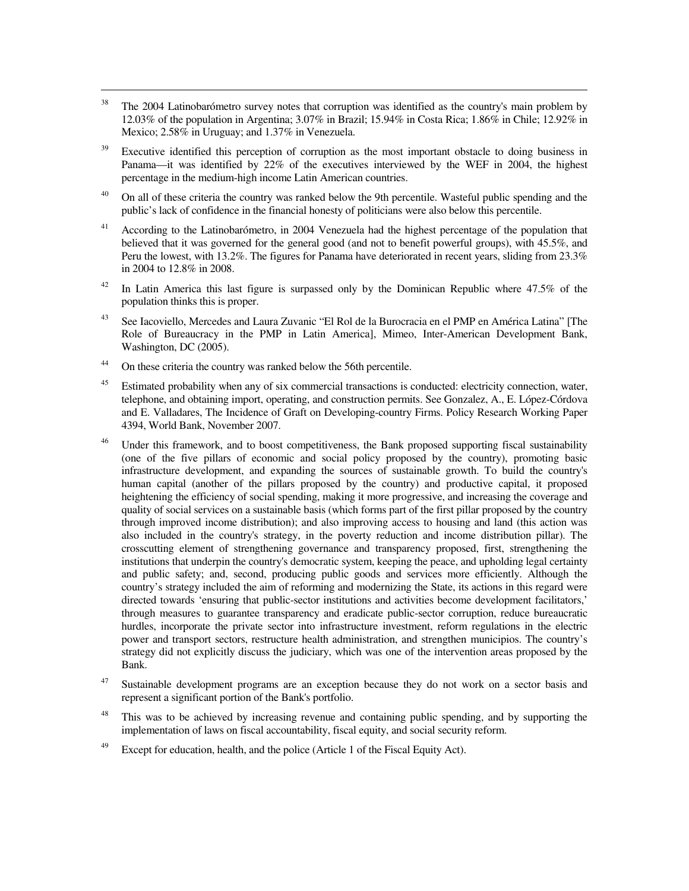[38] The 2004 Latinobarómetro survey notes that corruption was identified as the country's main problem by 12.03% of the population in Argentina; 3.07% in Brazil; 15.94% in Costa Rica; 1.86% in Chile; 12.92% in Mexico; 2.58% in Uruguay; and 1.37% in Venezuela.

[39] Executive identified this perception of corruption as the most important obstacle to doing business in Panama—it was identified by 22% of the executives interviewed by the WEF in 2004, the highest percentage in the medium-high income Latin American countries.

[40] On all of these criteria the country was ranked below the 9th percentile. Wasteful public spending and the public's lack of confidence in the financial honesty of politicians were also below this percentile.

[41] According to the Latinobarómetro, in 2004 Venezuela had the highest percentage of the population that believed that it was governed for the general good (and not to benefit powerful groups), with 45.5%, and Peru the lowest, with 13.2%. The figures for Panama have deteriorated in recent years, sliding from 23.3% in 2004 to 12.8% in 2008.

[42] In Latin America this last figure is surpassed only by the Dominican Republic where 47.5% of the population thinks this is proper.

[43] See Iacoviello, Mercedes and Laura Zuvanic "El Rol de la Burocracia en el PMP en América Latina" [The Role of Bureaucracy in the PMP in Latin America], Mimeo, Inter-American Development Bank, Washington, DC (2005).

[44] On these criteria the country was ranked below the 56th percentile.

[45] Estimated probability when any of six commercial transactions is conducted: electricity connection, water, telephone, and obtaining import, operating, and construction permits. See Gonzalez, A., E. López-Córdova and E. Valladares, The Incidence of Graft on Developing-country Firms. Policy Research Working Paper 4394, World Bank, November 2007.

[46] Under this framework, and to boost competitiveness, the Bank proposed supporting fiscal sustainability (one of the five pillars of economic and social policy proposed by the country), promoting basic infrastructure development, and expanding the sources of sustainable growth. To build the country's human capital (another of the pillars proposed by the country) and productive capital, it proposed heightening the efficiency of social spending, making it more progressive, and increasing the coverage and quality of social services on a sustainable basis (which forms part of the first pillar proposed by the country through improved income distribution); and also improving access to housing and land (this action was also included in the country's strategy, in the poverty reduction and income distribution pillar). The crosscutting element of strengthening governance and transparency proposed, first, strengthening the institutions that underpin the country's democratic system, keeping the peace, and upholding legal certainty and public safety; and, second, producing public goods and services more efficiently. Although the country's strategy included the aim of reforming and modernizing the State, its actions in this regard were directed towards 'ensuring that public-sector institutions and activities become development facilitators,' through measures to guarantee transparency and eradicate public-sector corruption, reduce bureaucratic hurdles, incorporate the private sector into infrastructure investment, reform regulations in the electric power and transport sectors, restructure health administration, and strengthen municipios. The country's strategy did not explicitly discuss the judiciary, which was one of the intervention areas proposed by the Bank.

[47] Sustainable development programs are an exception because they do not work on a sector basis and represent a significant portion of the Bank's portfolio.

[48] This was to be achieved by increasing revenue and containing public spending, and by supporting the implementation of laws on fiscal accountability, fiscal equity, and social security reform.

[49] Except for education, health, and the police (Article 1 of the Fiscal Equity Act).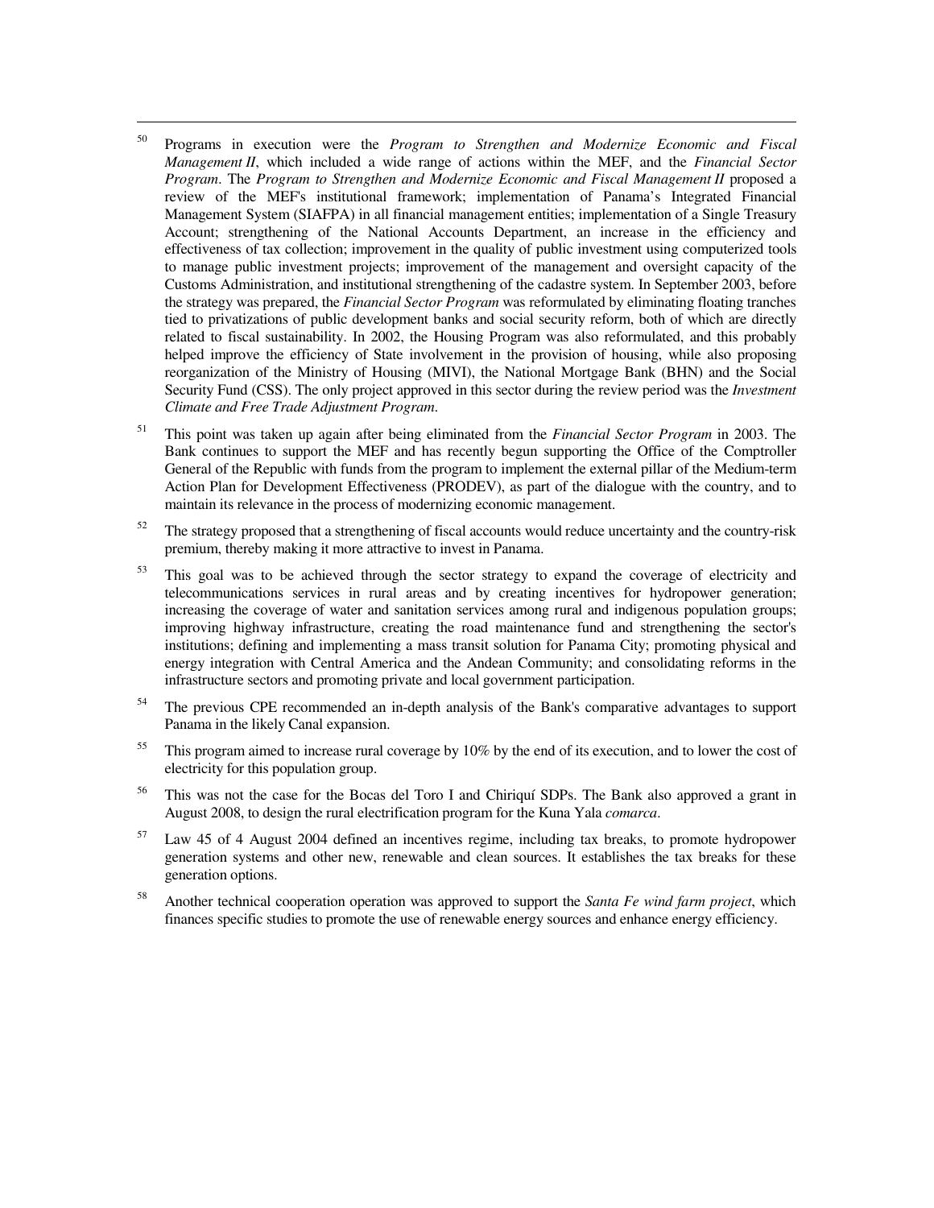[50] Programs in execution were the *Program to Strengthen and Modernize Economic and Fiscal Management II*, which included a wide range of actions within the MEF, and the *Financial Sector Program*. The *Program to Strengthen and Modernize Economic and Fiscal Management II* proposed a review of the MEF's institutional framework; implementation of Panama's Integrated Financial Management System (SIAFPA) in all financial management entities; implementation of a Single Treasury Account; strengthening of the National Accounts Department, an increase in the efficiency and effectiveness of tax collection; improvement in the quality of public investment using computerized tools to manage public investment projects; improvement of the management and oversight capacity of the Customs Administration, and institutional strengthening of the cadastre system. In September 2003, before the strategy was prepared, the *Financial Sector Program* was reformulated by eliminating floating tranches tied to privatizations of public development banks and social security reform, both of which are directly related to fiscal sustainability. In 2002, the Housing Program was also reformulated, and this probably helped improve the efficiency of State involvement in the provision of housing, while also proposing reorganization of the Ministry of Housing (MIVI), the National Mortgage Bank (BHN) and the Social Security Fund (CSS). The only project approved in this sector during the review period was the *Investment Climate and Free Trade Adjustment Program*.

[51] This point was taken up again after being eliminated from the *Financial Sector Program* in 2003. The Bank continues to support the MEF and has recently begun supporting the Office of the Comptroller General of the Republic with funds from the program to implement the external pillar of the Medium-term Action Plan for Development Effectiveness (PRODEV), as part of the dialogue with the country, and to maintain its relevance in the process of modernizing economic management.

[52] The strategy proposed that a strengthening of fiscal accounts would reduce uncertainty and the country-risk premium, thereby making it more attractive to invest in Panama.

[53] This goal was to be achieved through the sector strategy to expand the coverage of electricity and telecommunications services in rural areas and by creating incentives for hydropower generation; increasing the coverage of water and sanitation services among rural and indigenous population groups; improving highway infrastructure, creating the road maintenance fund and strengthening the sector's institutions; defining and implementing a mass transit solution for Panama City; promoting physical and energy integration with Central America and the Andean Community; and consolidating reforms in the infrastructure sectors and promoting private and local government participation.

[54] The previous CPE recommended an in-depth analysis of the Bank's comparative advantages to support Panama in the likely Canal expansion.

[55] This program aimed to increase rural coverage by 10% by the end of its execution, and to lower the cost of electricity for this population group.

[56] This was not the case for the Bocas del Toro I and Chiriquí SDPs. The Bank also approved a grant in August 2008, to design the rural electrification program for the Kuna Yala *comarca*.

[57] Law 45 of 4 August 2004 defined an incentives regime, including tax breaks, to promote hydropower generation systems and other new, renewable and clean sources. It establishes the tax breaks for these generation options.

[58] Another technical cooperation operation was approved to support the *Santa Fe wind farm project*, which finances specific studies to promote the use of renewable energy sources and enhance energy efficiency.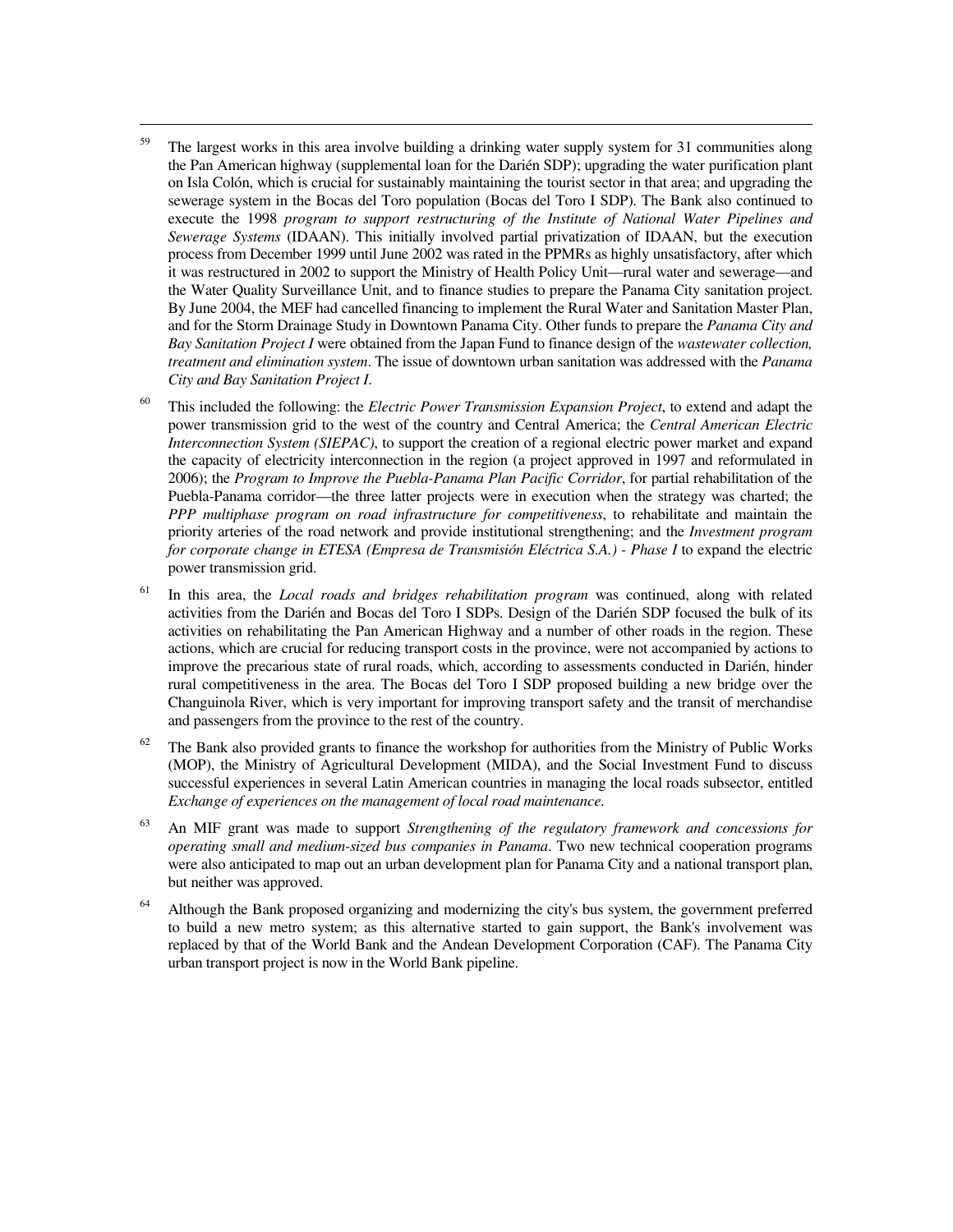[59] The largest works in this area involve building a drinking water supply system for 31 communities along the Pan American highway (supplemental loan for the Darién SDP); upgrading the water purification plant on Isla Colón, which is crucial for sustainably maintaining the tourist sector in that area; and upgrading the sewerage system in the Bocas del Toro population (Bocas del Toro I SDP). The Bank also continued to execute the 1998 *program to support restructuring of the Institute of National Water Pipelines and Sewerage Systems* (IDAAN). This initially involved partial privatization of IDAAN, but the execution process from December 1999 until June 2002 was rated in the PPMRs as highly unsatisfactory, after which it was restructured in 2002 to support the Ministry of Health Policy Unit—rural water and sewerage—and the Water Quality Surveillance Unit, and to finance studies to prepare the Panama City sanitation project. By June 2004, the MEF had cancelled financing to implement the Rural Water and Sanitation Master Plan, and for the Storm Drainage Study in Downtown Panama City. Other funds to prepare the *Panama City and Bay Sanitation Project I* were obtained from the Japan Fund to finance design of the *wastewater collection, treatment and elimination system*. The issue of downtown urban sanitation was addressed with the *Panama City and Bay Sanitation Project I*.

[60] This included the following: the *Electric Power Transmission Expansion Project*, to extend and adapt the power transmission grid to the west of the country and Central America; the *Central American Electric Interconnection System (SIEPAC)*, to support the creation of a regional electric power market and expand the capacity of electricity interconnection in the region (a project approved in 1997 and reformulated in 2006); the *Program to Improve the Puebla-Panama Plan Pacific Corridor*, for partial rehabilitation of the Puebla-Panama corridor—the three latter projects were in execution when the strategy was charted; the *PPP multiphase program on road infrastructure for competitiveness*, to rehabilitate and maintain the priority arteries of the road network and provide institutional strengthening; and the *Investment program for corporate change in ETESA (Empresa de Transmisión Eléctrica S.A.) - Phase I* to expand the electric power transmission grid.

[61] In this area, the *Local roads and bridges rehabilitation program* was continued, along with related activities from the Darién and Bocas del Toro I SDPs. Design of the Darién SDP focused the bulk of its activities on rehabilitating the Pan American Highway and a number of other roads in the region. These actions, which are crucial for reducing transport costs in the province, were not accompanied by actions to improve the precarious state of rural roads, which, according to assessments conducted in Darién, hinder rural competitiveness in the area. The Bocas del Toro I SDP proposed building a new bridge over the Changuinola River, which is very important for improving transport safety and the transit of merchandise and passengers from the province to the rest of the country.

[62] The Bank also provided grants to finance the workshop for authorities from the Ministry of Public Works (MOP), the Ministry of Agricultural Development (MIDA), and the Social Investment Fund to discuss successful experiences in several Latin American countries in managing the local roads subsector, entitled *Exchange of experiences on the management of local road maintenance*.

[63] An MIF grant was made to support *Strengthening of the regulatory framework and concessions for operating small and medium-sized bus companies in Panama*. Two new technical cooperation programs were also anticipated to map out an urban development plan for Panama City and a national transport plan, but neither was approved.

[64] Although the Bank proposed organizing and modernizing the city's bus system, the government preferred to build a new metro system; as this alternative started to gain support, the Bank's involvement was replaced by that of the World Bank and the Andean Development Corporation (CAF). The Panama City urban transport project is now in the World Bank pipeline.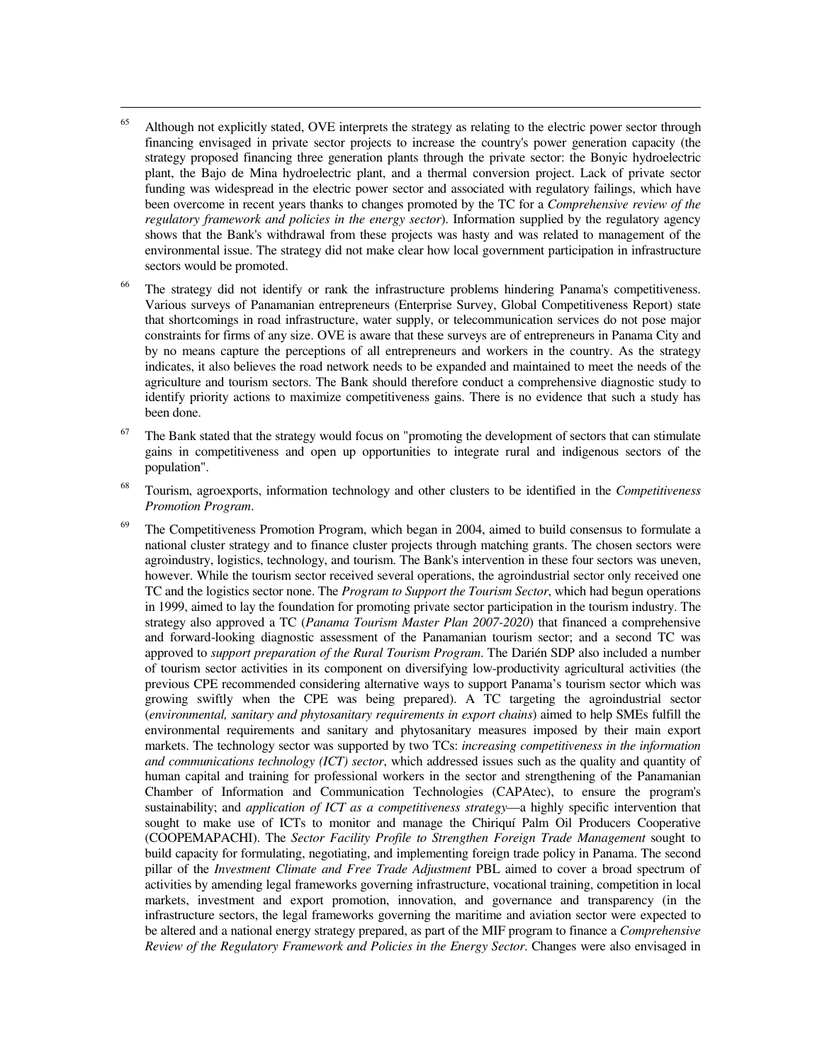[65] Although not explicitly stated, OVE interprets the strategy as relating to the electric power sector through financing envisaged in private sector projects to increase the country's power generation capacity (the strategy proposed financing three generation plants through the private sector: the Bonyic hydroelectric plant, the Bajo de Mina hydroelectric plant, and a thermal conversion project. Lack of private sector funding was widespread in the electric power sector and associated with regulatory failings, which have been overcome in recent years thanks to changes promoted by the TC for a *Comprehensive review of the regulatory framework and policies in the energy sector*). Information supplied by the regulatory agency shows that the Bank's withdrawal from these projects was hasty and was related to management of the environmental issue. The strategy did not make clear how local government participation in infrastructure sectors would be promoted.

[66] The strategy did not identify or rank the infrastructure problems hindering Panama's competitiveness. Various surveys of Panamanian entrepreneurs (Enterprise Survey, Global Competitiveness Report) state that shortcomings in road infrastructure, water supply, or telecommunication services do not pose major constraints for firms of any size. OVE is aware that these surveys are of entrepreneurs in Panama City and by no means capture the perceptions of all entrepreneurs and workers in the country. As the strategy indicates, it also believes the road network needs to be expanded and maintained to meet the needs of the agriculture and tourism sectors. The Bank should therefore conduct a comprehensive diagnostic study to identify priority actions to maximize competitiveness gains. There is no evidence that such a study has been done.

[67] The Bank stated that the strategy would focus on "promoting the development of sectors that can stimulate gains in competitiveness and open up opportunities to integrate rural and indigenous sectors of the population".

[68] Tourism, agroexports, information technology and other clusters to be identified in the *Competitiveness Promotion Program*.

[69] The Competitiveness Promotion Program, which began in 2004, aimed to build consensus to formulate a national cluster strategy and to finance cluster projects through matching grants. The chosen sectors were agroindustry, logistics, technology, and tourism. The Bank's intervention in these four sectors was uneven, however. While the tourism sector received several operations, the agroindustrial sector only received one TC and the logistics sector none. The *Program to Support the Tourism Sector*, which had begun operations in 1999, aimed to lay the foundation for promoting private sector participation in the tourism industry. The strategy also approved a TC (*Panama Tourism Master Plan 2007-2020*) that financed a comprehensive and forward-looking diagnostic assessment of the Panamanian tourism sector; and a second TC was approved to *support preparation of the Rural Tourism Program*. The Darién SDP also included a number of tourism sector activities in its component on diversifying low-productivity agricultural activities (the previous CPE recommended considering alternative ways to support Panama's tourism sector which was growing swiftly when the CPE was being prepared). A TC targeting the agroindustrial sector (*environmental, sanitary and phytosanitary requirements in export chains*) aimed to help SMEs fulfill the environmental requirements and sanitary and phytosanitary measures imposed by their main export markets. The technology sector was supported by two TCs: *increasing competitiveness in the information and communications technology (ICT) sector*, which addressed issues such as the quality and quantity of human capital and training for professional workers in the sector and strengthening of the Panamanian Chamber of Information and Communication Technologies (CAPAtec), to ensure the program's sustainability; and *application of ICT as a competitiveness strategy*—a highly specific intervention that sought to make use of ICTs to monitor and manage the Chiriquí Palm Oil Producers Cooperative (COOPEMAPACHI). The *Sector Facility Profile to Strengthen Foreign Trade Management* sought to build capacity for formulating, negotiating, and implementing foreign trade policy in Panama. The second pillar of the *Investment Climate and Free Trade Adjustment* PBL aimed to cover a broad spectrum of activities by amending legal frameworks governing infrastructure, vocational training, competition in local markets, investment and export promotion, innovation, and governance and transparency (in the infrastructure sectors, the legal frameworks governing the maritime and aviation sector were expected to be altered and a national energy strategy prepared, as part of the MIF program to finance a *Comprehensive Review of the Regulatory Framework and Policies in the Energy Sector*. Changes were also envisaged in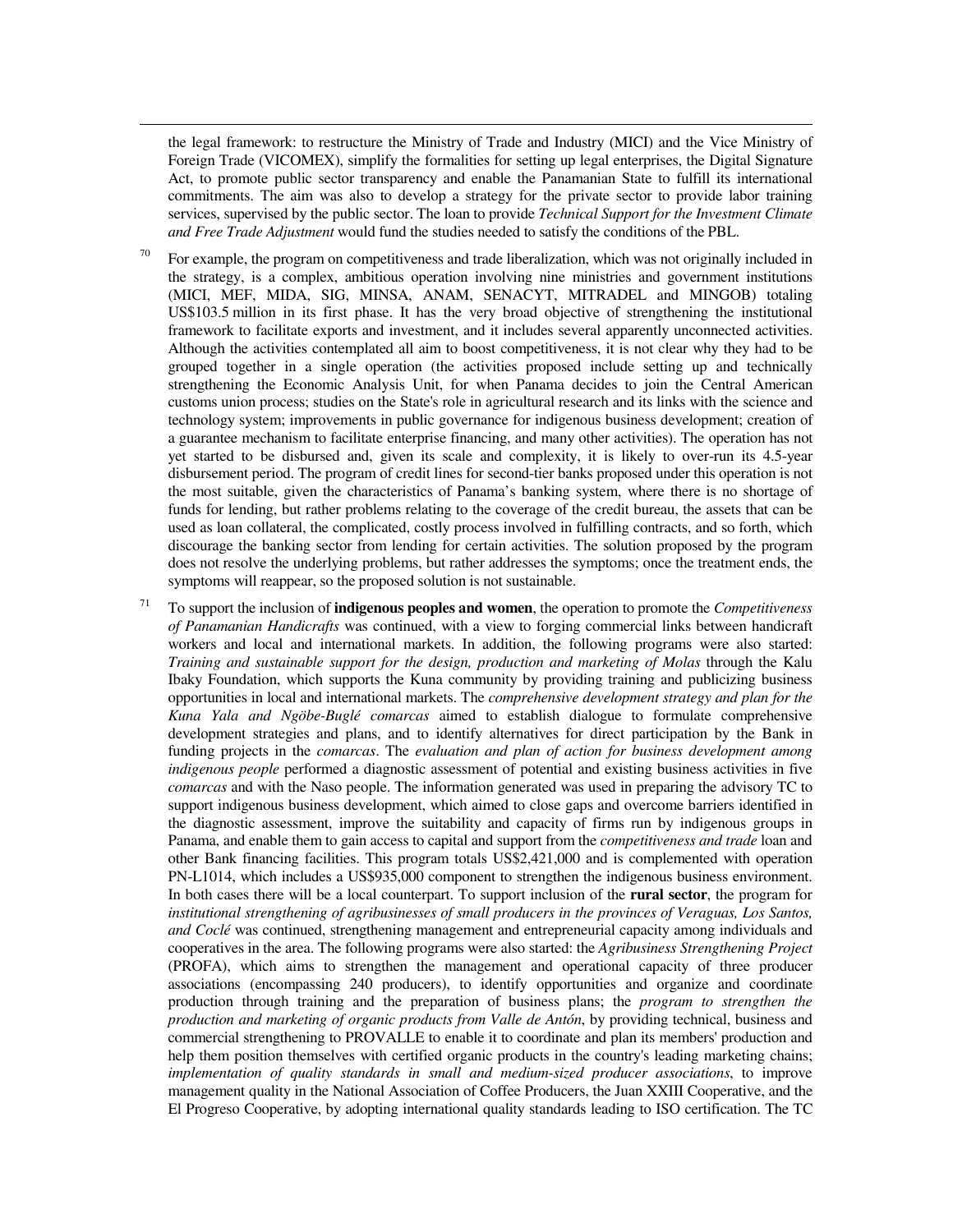the legal framework: to restructure the Ministry of Trade and Industry (MICI) and the Vice Ministry of Foreign Trade (VICOMEX), simplify the formalities for setting up legal enterprises, the Digital Signature Act, to promote public sector transparency and enable the Panamanian State to fulfill its international commitments. The aim was also to develop a strategy for the private sector to provide labor training services, supervised by the public sector. The loan to provide *Technical Support for the Investment Climate and Free Trade Adjustment* would fund the studies needed to satisfy the conditions of the PBL.

[70] For example, the program on competitiveness and trade liberalization, which was not originally included in the strategy, is a complex, ambitious operation involving nine ministries and government institutions (MICI, MEF, MIDA, SIG, MINSA, ANAM, SENACYT, MITRADEL and MINGOB) totaling US$103.5 million in its first phase. It has the very broad objective of strengthening the institutional framework to facilitate exports and investment, and it includes several apparently unconnected activities. Although the activities contemplated all aim to boost competitiveness, it is not clear why they had to be grouped together in a single operation (the activities proposed include setting up and technically strengthening the Economic Analysis Unit, for when Panama decides to join the Central American customs union process; studies on the State's role in agricultural research and its links with the science and technology system; improvements in public governance for indigenous business development; creation of a guarantee mechanism to facilitate enterprise financing, and many other activities). The operation has not yet started to be disbursed and, given its scale and complexity, it is likely to over-run its 4.5-year disbursement period. The program of credit lines for second-tier banks proposed under this operation is not the most suitable, given the characteristics of Panama's banking system, where there is no shortage of funds for lending, but rather problems relating to the coverage of the credit bureau, the assets that can be used as loan collateral, the complicated, costly process involved in fulfilling contracts, and so forth, which discourage the banking sector from lending for certain activities. The solution proposed by the program does not resolve the underlying problems, but rather addresses the symptoms; once the treatment ends, the symptoms will reappear, so the proposed solution is not sustainable.

[71] To support the inclusion of **indigenous peoples and women**, the operation to promote the *Competitiveness of Panamanian Handicrafts* was continued, with a view to forging commercial links between handicraft workers and local and international markets. In addition, the following programs were also started: *Training and sustainable support for the design, production and marketing of Molas* through the Kalu Ibaky Foundation, which supports the Kuna community by providing training and publicizing business opportunities in local and international markets. The *comprehensive development strategy and plan for the Kuna Yala and Ngöbe-Buglé comarcas* aimed to establish dialogue to formulate comprehensive development strategies and plans, and to identify alternatives for direct participation by the Bank in funding projects in the *comarcas*. The *evaluation and plan of action for business development among indigenous people* performed a diagnostic assessment of potential and existing business activities in five *comarcas* and with the Naso people. The information generated was used in preparing the advisory TC to support indigenous business development, which aimed to close gaps and overcome barriers identified in the diagnostic assessment, improve the suitability and capacity of firms run by indigenous groups in Panama, and enable them to gain access to capital and support from the *competitiveness and trade* loan and other Bank financing facilities. This program totals US$2,421,000 and is complemented with operation PN-L1014, which includes a US$935,000 component to strengthen the indigenous business environment. In both cases there will be a local counterpart. To support inclusion of the **rural sector**, the program for *institutional strengthening of agribusinesses of small producers in the provinces of Veraguas, Los Santos, and Coclé* was continued, strengthening management and entrepreneurial capacity among individuals and cooperatives in the area. The following programs were also started: the *Agribusiness Strengthening Project* (PROFA), which aims to strengthen the management and operational capacity of three producer associations (encompassing 240 producers), to identify opportunities and organize and coordinate production through training and the preparation of business plans; the *program to strengthen the production and marketing of organic products from Valle de Antón*, by providing technical, business and commercial strengthening to PROVALLE to enable it to coordinate and plan its members' production and help them position themselves with certified organic products in the country's leading marketing chains; *implementation of quality standards in small and medium-sized producer associations*, to improve management quality in the National Association of Coffee Producers, the Juan XXIII Cooperative, and the El Progreso Cooperative, by adopting international quality standards leading to ISO certification. The TC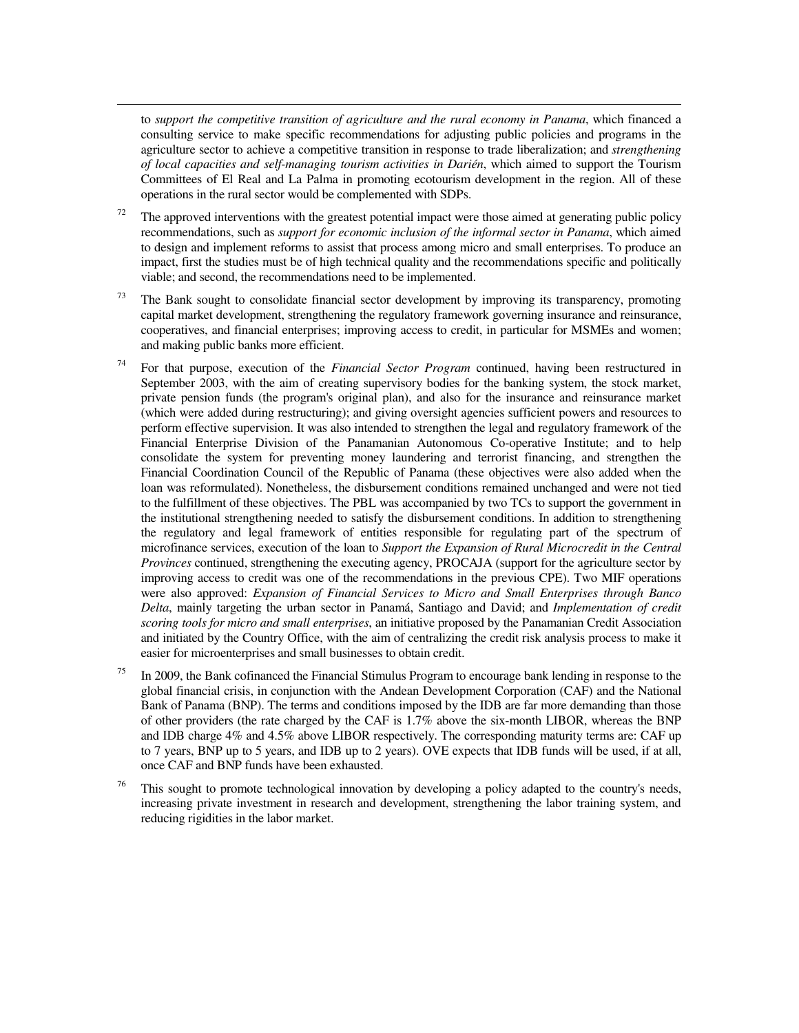to *support the competitive transition of agriculture and the rural economy in Panama*, which financed a consulting service to make specific recommendations for adjusting public policies and programs in the agriculture sector to achieve a competitive transition in response to trade liberalization; and *strengthening of local capacities and self-managing tourism activities in Darién*, which aimed to support the Tourism Committees of El Real and La Palma in promoting ecotourism development in the region. All of these operations in the rural sector would be complemented with SDPs.

[72] The approved interventions with the greatest potential impact were those aimed at generating public policy recommendations, such as *support for economic inclusion of the informal sector in Panama*, which aimed to design and implement reforms to assist that process among micro and small enterprises. To produce an impact, first the studies must be of high technical quality and the recommendations specific and politically viable; and second, the recommendations need to be implemented.

[73] The Bank sought to consolidate financial sector development by improving its transparency, promoting capital market development, strengthening the regulatory framework governing insurance and reinsurance, cooperatives, and financial enterprises; improving access to credit, in particular for MSMEs and women; and making public banks more efficient.

[74] For that purpose, execution of the *Financial Sector Program* continued, having been restructured in September 2003, with the aim of creating supervisory bodies for the banking system, the stock market, private pension funds (the program's original plan), and also for the insurance and reinsurance market (which were added during restructuring); and giving oversight agencies sufficient powers and resources to perform effective supervision. It was also intended to strengthen the legal and regulatory framework of the Financial Enterprise Division of the Panamanian Autonomous Co-operative Institute; and to help consolidate the system for preventing money laundering and terrorist financing, and strengthen the Financial Coordination Council of the Republic of Panama (these objectives were also added when the loan was reformulated). Nonetheless, the disbursement conditions remained unchanged and were not tied to the fulfillment of these objectives. The PBL was accompanied by two TCs to support the government in the institutional strengthening needed to satisfy the disbursement conditions. In addition to strengthening the regulatory and legal framework of entities responsible for regulating part of the spectrum of microfinance services, execution of the loan to *Support the Expansion of Rural Microcredit in the Central Provinces* continued, strengthening the executing agency, PROCAJA (support for the agriculture sector by improving access to credit was one of the recommendations in the previous CPE). Two MIF operations were also approved: *Expansion of Financial Services to Micro and Small Enterprises through Banco Delta*, mainly targeting the urban sector in Panamá, Santiago and David; and *Implementation of credit scoring tools for micro and small enterprises*, an initiative proposed by the Panamanian Credit Association and initiated by the Country Office, with the aim of centralizing the credit risk analysis process to make it easier for microenterprises and small businesses to obtain credit.

[75] In 2009, the Bank cofinanced the Financial Stimulus Program to encourage bank lending in response to the global financial crisis, in conjunction with the Andean Development Corporation (CAF) and the National Bank of Panama (BNP). The terms and conditions imposed by the IDB are far more demanding than those of other providers (the rate charged by the CAF is 1.7% above the six-month LIBOR, whereas the BNP and IDB charge 4% and 4.5% above LIBOR respectively. The corresponding maturity terms are: CAF up to 7 years, BNP up to 5 years, and IDB up to 2 years). OVE expects that IDB funds will be used, if at all, once CAF and BNP funds have been exhausted.

[76] This sought to promote technological innovation by developing a policy adapted to the country's needs, increasing private investment in research and development, strengthening the labor training system, and reducing rigidities in the labor market.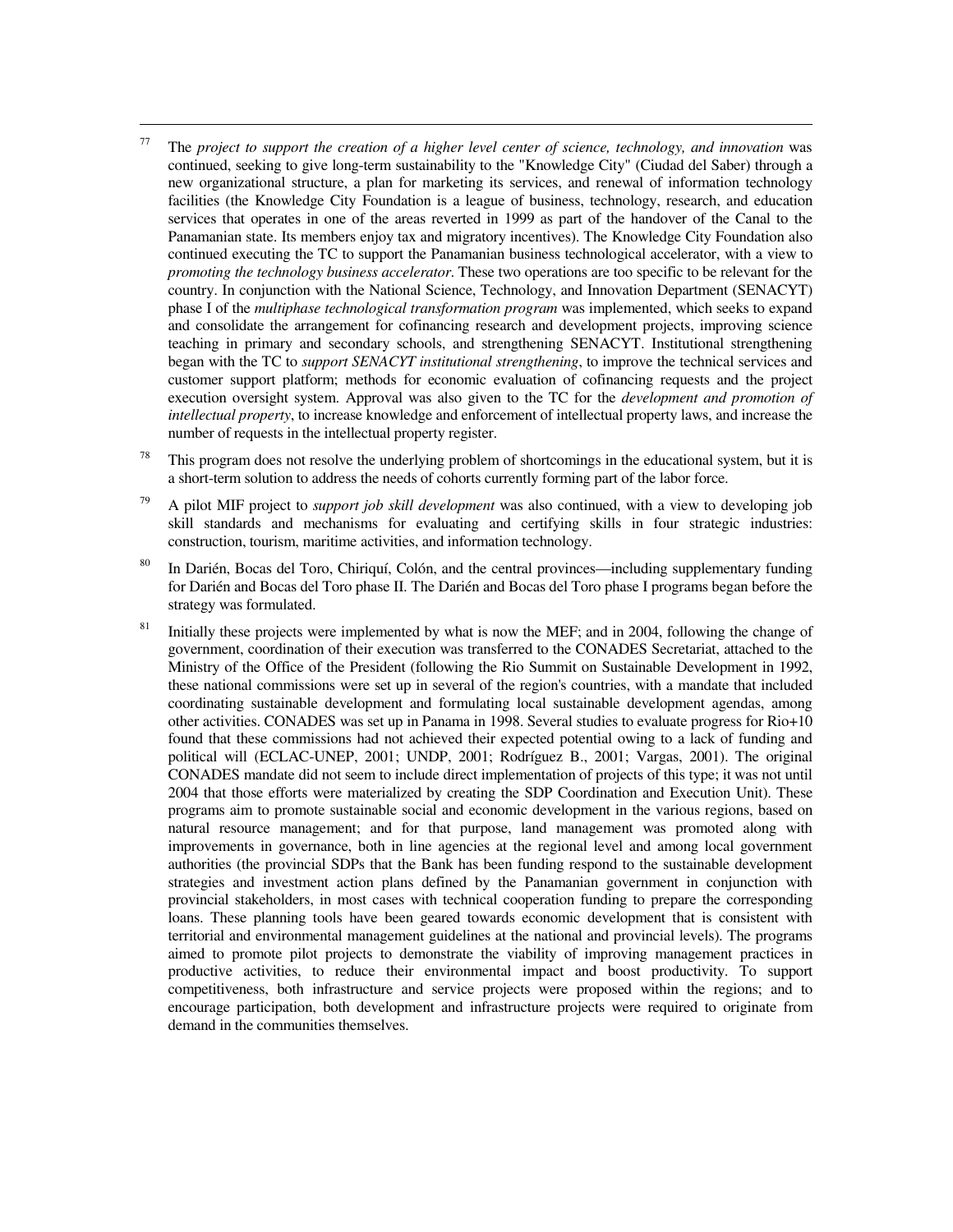[77] The *project to support the creation of a higher level center of science, technology, and innovation* was continued, seeking to give long-term sustainability to the "Knowledge City" (Ciudad del Saber) through a new organizational structure, a plan for marketing its services, and renewal of information technology facilities (the Knowledge City Foundation is a league of business, technology, research, and education services that operates in one of the areas reverted in 1999 as part of the handover of the Canal to the Panamanian state. Its members enjoy tax and migratory incentives). The Knowledge City Foundation also continued executing the TC to support the Panamanian business technological accelerator, with a view to *promoting the technology business accelerator*. These two operations are too specific to be relevant for the country. In conjunction with the National Science, Technology, and Innovation Department (SENACYT) phase I of the *multiphase technological transformation program* was implemented, which seeks to expand and consolidate the arrangement for cofinancing research and development projects, improving science teaching in primary and secondary schools, and strengthening SENACYT. Institutional strengthening began with the TC to *support SENACYT institutional strengthening*, to improve the technical services and customer support platform; methods for economic evaluation of cofinancing requests and the project execution oversight system. Approval was also given to the TC for the *development and promotion of intellectual property*, to increase knowledge and enforcement of intellectual property laws, and increase the number of requests in the intellectual property register.

[78] This program does not resolve the underlying problem of shortcomings in the educational system, but it is a short-term solution to address the needs of cohorts currently forming part of the labor force.

[79] A pilot MIF project to *support job skill development* was also continued, with a view to developing job skill standards and mechanisms for evaluating and certifying skills in four strategic industries: construction, tourism, maritime activities, and information technology.

[80] In Darién, Bocas del Toro, Chiriquí, Colón, and the central provinces—including supplementary funding for Darién and Bocas del Toro phase II. The Darién and Bocas del Toro phase I programs began before the strategy was formulated.

[81] Initially these projects were implemented by what is now the MEF; and in 2004, following the change of government, coordination of their execution was transferred to the CONADES Secretariat, attached to the Ministry of the Office of the President (following the Rio Summit on Sustainable Development in 1992, these national commissions were set up in several of the region's countries, with a mandate that included coordinating sustainable development and formulating local sustainable development agendas, among other activities. CONADES was set up in Panama in 1998. Several studies to evaluate progress for Rio+10 found that these commissions had not achieved their expected potential owing to a lack of funding and political will (ECLAC-UNEP, 2001; UNDP, 2001; Rodríguez B., 2001; Vargas, 2001). The original CONADES mandate did not seem to include direct implementation of projects of this type; it was not until 2004 that those efforts were materialized by creating the SDP Coordination and Execution Unit). These programs aim to promote sustainable social and economic development in the various regions, based on natural resource management; and for that purpose, land management was promoted along with improvements in governance, both in line agencies at the regional level and among local government authorities (the provincial SDPs that the Bank has been funding respond to the sustainable development strategies and investment action plans defined by the Panamanian government in conjunction with provincial stakeholders, in most cases with technical cooperation funding to prepare the corresponding loans. These planning tools have been geared towards economic development that is consistent with territorial and environmental management guidelines at the national and provincial levels). The programs aimed to promote pilot projects to demonstrate the viability of improving management practices in productive activities, to reduce their environmental impact and boost productivity. To support competitiveness, both infrastructure and service projects were proposed within the regions; and to encourage participation, both development and infrastructure projects were required to originate from demand in the communities themselves.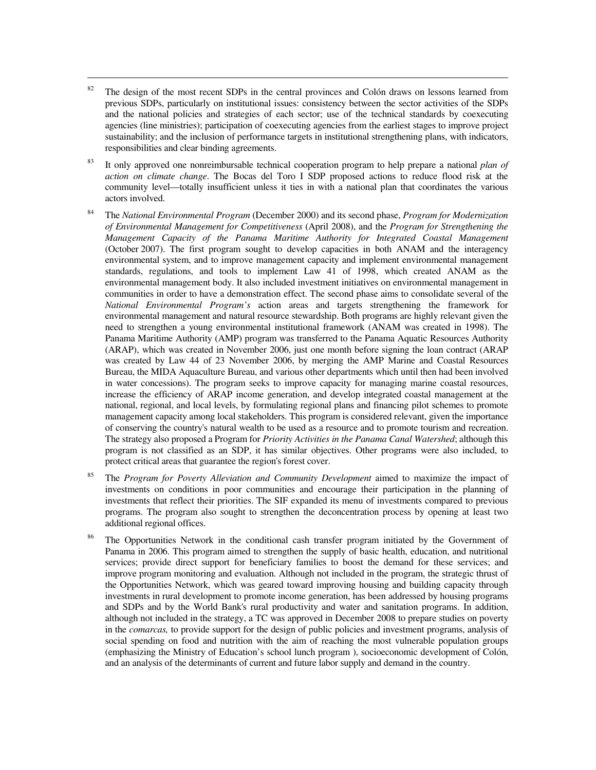[82] The design of the most recent SDPs in the central provinces and Colón draws on lessons learned from previous SDPs, particularly on institutional issues: consistency between the sector activities of the SDPs and the national policies and strategies of each sector; use of the technical standards by coexecuting agencies (line ministries); participation of coexecuting agencies from the earliest stages to improve project sustainability; and the inclusion of performance targets in institutional strengthening plans, with indicators, responsibilities and clear binding agreements.

[83] It only approved one nonreimbursable technical cooperation program to help prepare a national *plan of action on climate change*. The Bocas del Toro I SDP proposed actions to reduce flood risk at the community level—totally insufficient unless it ties in with a national plan that coordinates the various actors involved.

[84] The *National Environmental Program* (December 2000) and its second phase, *Program for Modernization of Environmental Management for Competitiveness* (April 2008), and the *Program for Strengthening the Management Capacity of the Panama Maritime Authority for Integrated Coastal Management* (October 2007). The first program sought to develop capacities in both ANAM and the interagency environmental system, and to improve management capacity and implement environmental management standards, regulations, and tools to implement Law 41 of 1998, which created ANAM as the environmental management body. It also included investment initiatives on environmental management in communities in order to have a demonstration effect. The second phase aims to consolidate several of the *National Environmental Program's* action areas and targets strengthening the framework for environmental management and natural resource stewardship. Both programs are highly relevant given the need to strengthen a young environmental institutional framework (ANAM was created in 1998). The Panama Maritime Authority (AMP) program was transferred to the Panama Aquatic Resources Authority (ARAP), which was created in November 2006, just one month before signing the loan contract (ARAP was created by Law 44 of 23 November 2006, by merging the AMP Marine and Coastal Resources Bureau, the MIDA Aquaculture Bureau, and various other departments which until then had been involved in water concessions). The program seeks to improve capacity for managing marine coastal resources, increase the efficiency of ARAP income generation, and develop integrated coastal management at the national, regional, and local levels, by formulating regional plans and financing pilot schemes to promote management capacity among local stakeholders. This program is considered relevant, given the importance of conserving the country's natural wealth to be used as a resource and to promote tourism and recreation. The strategy also proposed a Program for *Priority Activities in the Panama Canal Watershed*; although this program is not classified as an SDP, it has similar objectives. Other programs were also included, to protect critical areas that guarantee the region's forest cover.

[85] The *Program for Poverty Alleviation and Community Development* aimed to maximize the impact of investments on conditions in poor communities and encourage their participation in the planning of investments that reflect their priorities. The SIF expanded its menu of investments compared to previous programs. The program also sought to strengthen the deconcentration process by opening at least two additional regional offices.

[86] The Opportunities Network in the conditional cash transfer program initiated by the Government of Panama in 2006. This program aimed to strengthen the supply of basic health, education, and nutritional services; provide direct support for beneficiary families to boost the demand for these services; and improve program monitoring and evaluation. Although not included in the program, the strategic thrust of the Opportunities Network, which was geared toward improving housing and building capacity through investments in rural development to promote income generation, has been addressed by housing programs and SDPs and by the World Bank's rural productivity and water and sanitation programs. In addition, although not included in the strategy, a TC was approved in December 2008 to prepare studies on poverty in the *comarcas,* to provide support for the design of public policies and investment programs, analysis of social spending on food and nutrition with the aim of reaching the most vulnerable population groups (emphasizing the Ministry of Education's school lunch program ), socioeconomic development of Colón, and an analysis of the determinants of current and future labor supply and demand in the country.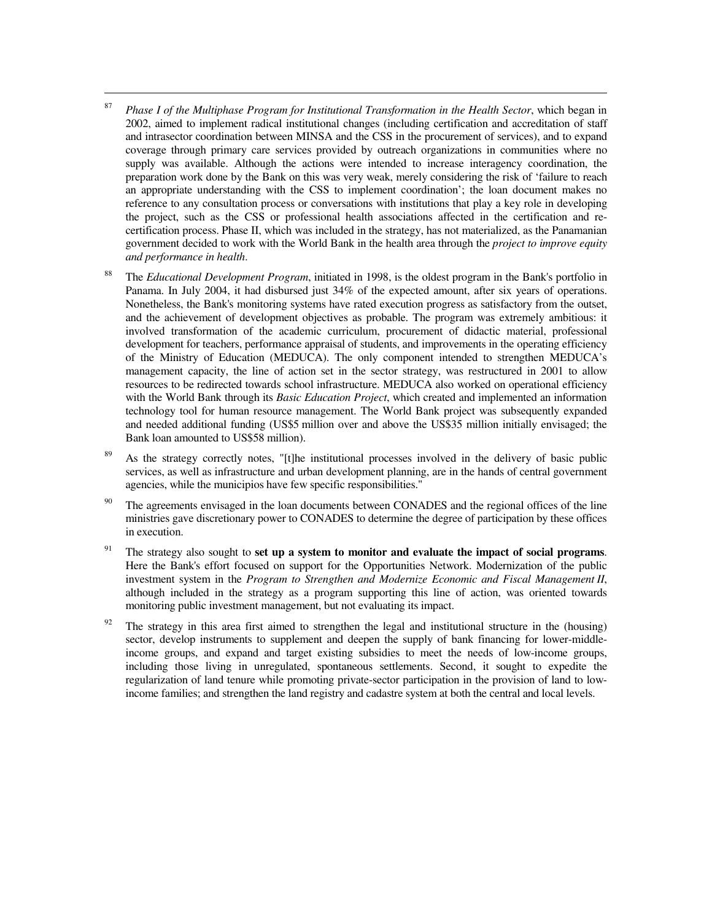[87] *Phase I of the Multiphase Program for Institutional Transformation in the Health Sector*, which began in 2002, aimed to implement radical institutional changes (including certification and accreditation of staff and intrasector coordination between MINSA and the CSS in the procurement of services), and to expand coverage through primary care services provided by outreach organizations in communities where no supply was available. Although the actions were intended to increase interagency coordination, the preparation work done by the Bank on this was very weak, merely considering the risk of 'failure to reach an appropriate understanding with the CSS to implement coordination'; the loan document makes no reference to any consultation process or conversations with institutions that play a key role in developing the project, such as the CSS or professional health associations affected in the certification and re-certification process. Phase II, which was included in the strategy, has not materialized, as the Panamanian government decided to work with the World Bank in the health area through the *project to improve equity and performance in health*.

[88] The *Educational Development Program*, initiated in 1998, is the oldest program in the Bank's portfolio in Panama. In July 2004, it had disbursed just 34% of the expected amount, after six years of operations. Nonetheless, the Bank's monitoring systems have rated execution progress as satisfactory from the outset, and the achievement of development objectives as probable. The program was extremely ambitious: it involved transformation of the academic curriculum, procurement of didactic material, professional development for teachers, performance appraisal of students, and improvements in the operating efficiency of the Ministry of Education (MEDUCA). The only component intended to strengthen MEDUCA's management capacity, the line of action set in the sector strategy, was restructured in 2001 to allow resources to be redirected towards school infrastructure. MEDUCA also worked on operational efficiency with the World Bank through its *Basic Education Project*, which created and implemented an information technology tool for human resource management. The World Bank project was subsequently expanded and needed additional funding (US$5 million over and above the US$35 million initially envisaged; the Bank loan amounted to US$58 million).

[89] As the strategy correctly notes, "[t]he institutional processes involved in the delivery of basic public services, as well as infrastructure and urban development planning, are in the hands of central government agencies, while the municipios have few specific responsibilities."

[90] The agreements envisaged in the loan documents between CONADES and the regional offices of the line ministries gave discretionary power to CONADES to determine the degree of participation by these offices in execution.

[91] The strategy also sought to **set up a system to monitor and evaluate the impact of social programs**. Here the Bank's effort focused on support for the Opportunities Network. Modernization of the public investment system in the *Program to Strengthen and Modernize Economic and Fiscal Management II*, although included in the strategy as a program supporting this line of action, was oriented towards monitoring public investment management, but not evaluating its impact.

[92] The strategy in this area first aimed to strengthen the legal and institutional structure in the (housing) sector, develop instruments to supplement and deepen the supply of bank financing for lower-middle-income groups, and expand and target existing subsidies to meet the needs of low-income groups, including those living in unregulated, spontaneous settlements. Second, it sought to expedite the regularization of land tenure while promoting private-sector participation in the provision of land to low-income families; and strengthen the land registry and cadastre system at both the central and local levels.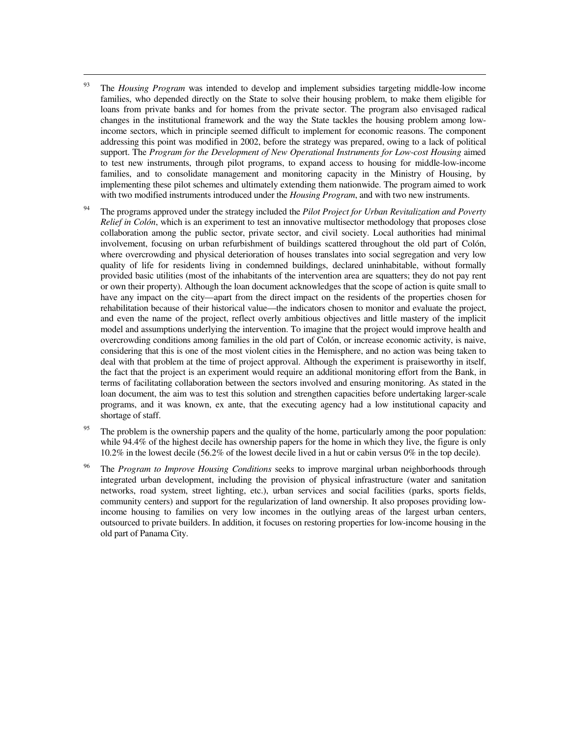[93] The *Housing Program* was intended to develop and implement subsidies targeting middle-low income families, who depended directly on the State to solve their housing problem, to make them eligible for loans from private banks and for homes from the private sector. The program also envisaged radical changes in the institutional framework and the way the State tackles the housing problem among low-income sectors, which in principle seemed difficult to implement for economic reasons. The component addressing this point was modified in 2002, before the strategy was prepared, owing to a lack of political support. The *Program for the Development of New Operational Instruments for Low-cost Housing* aimed to test new instruments, through pilot programs, to expand access to housing for middle-low-income families, and to consolidate management and monitoring capacity in the Ministry of Housing, by implementing these pilot schemes and ultimately extending them nationwide. The program aimed to work with two modified instruments introduced under the *Housing Program*, and with two new instruments.

[94] The programs approved under the strategy included the *Pilot Project for Urban Revitalization and Poverty Relief in Colón*, which is an experiment to test an innovative multisector methodology that proposes close collaboration among the public sector, private sector, and civil society. Local authorities had minimal involvement, focusing on urban refurbishment of buildings scattered throughout the old part of Colón, where overcrowding and physical deterioration of houses translates into social segregation and very low quality of life for residents living in condemned buildings, declared uninhabitable, without formally provided basic utilities (most of the inhabitants of the intervention area are squatters; they do not pay rent or own their property). Although the loan document acknowledges that the scope of action is quite small to have any impact on the city—apart from the direct impact on the residents of the properties chosen for rehabilitation because of their historical value—the indicators chosen to monitor and evaluate the project, and even the name of the project, reflect overly ambitious objectives and little mastery of the implicit model and assumptions underlying the intervention. To imagine that the project would improve health and overcrowding conditions among families in the old part of Colón, or increase economic activity, is naive, considering that this is one of the most violent cities in the Hemisphere, and no action was being taken to deal with that problem at the time of project approval. Although the experiment is praiseworthy in itself, the fact that the project is an experiment would require an additional monitoring effort from the Bank, in terms of facilitating collaboration between the sectors involved and ensuring monitoring. As stated in the loan document, the aim was to test this solution and strengthen capacities before undertaking larger-scale programs, and it was known, ex ante, that the executing agency had a low institutional capacity and shortage of staff.

[95] The problem is the ownership papers and the quality of the home, particularly among the poor population: while 94.4% of the highest decile has ownership papers for the home in which they live, the figure is only 10.2% in the lowest decile (56.2% of the lowest decile lived in a hut or cabin versus 0% in the top decile).

[96] The *Program to Improve Housing Conditions* seeks to improve marginal urban neighborhoods through integrated urban development, including the provision of physical infrastructure (water and sanitation networks, road system, street lighting, etc.), urban services and social facilities (parks, sports fields, community centers) and support for the regularization of land ownership. It also proposes providing low-income housing to families on very low incomes in the outlying areas of the largest urban centers, outsourced to private builders. In addition, it focuses on restoring properties for low-income housing in the old part of Panama City.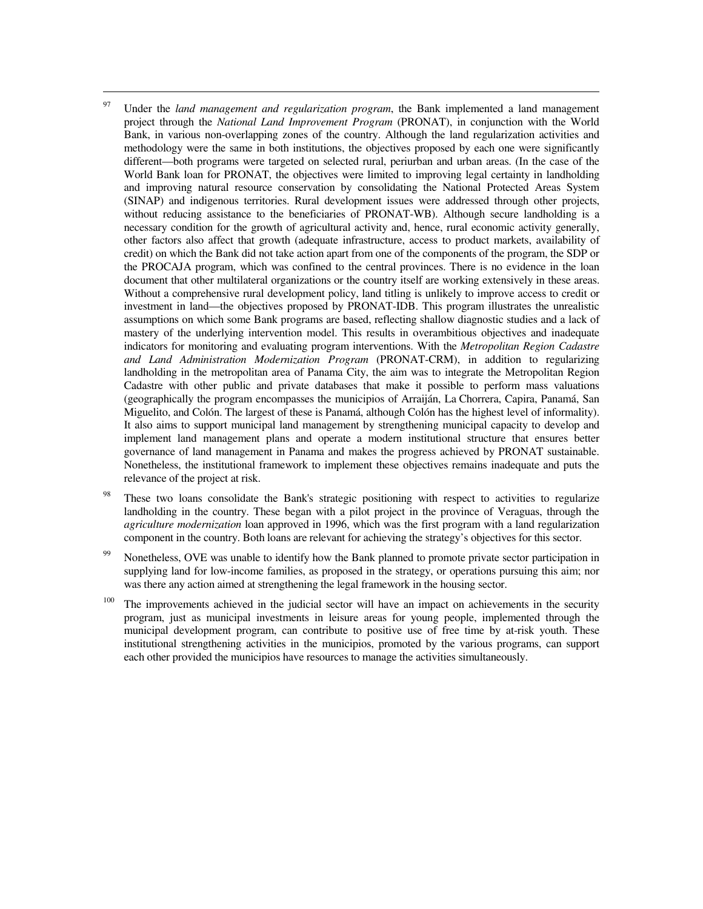[97] Under the *land management and regularization program*, the Bank implemented a land management project through the *National Land Improvement Program* (PRONAT), in conjunction with the World Bank, in various non-overlapping zones of the country. Although the land regularization activities and methodology were the same in both institutions, the objectives proposed by each one were significantly different—both programs were targeted on selected rural, periurban and urban areas. (In the case of the World Bank loan for PRONAT, the objectives were limited to improving legal certainty in landholding and improving natural resource conservation by consolidating the National Protected Areas System (SINAP) and indigenous territories. Rural development issues were addressed through other projects, without reducing assistance to the beneficiaries of PRONAT-WB). Although secure landholding is a necessary condition for the growth of agricultural activity and, hence, rural economic activity generally, other factors also affect that growth (adequate infrastructure, access to product markets, availability of credit) on which the Bank did not take action apart from one of the components of the program, the SDP or the PROCAJA program, which was confined to the central provinces. There is no evidence in the loan document that other multilateral organizations or the country itself are working extensively in these areas. Without a comprehensive rural development policy, land titling is unlikely to improve access to credit or investment in land—the objectives proposed by PRONAT-IDB. This program illustrates the unrealistic assumptions on which some Bank programs are based, reflecting shallow diagnostic studies and a lack of mastery of the underlying intervention model. This results in overambitious objectives and inadequate indicators for monitoring and evaluating program interventions. With the *Metropolitan Region Cadastre and Land Administration Modernization Program* (PRONAT-CRM), in addition to regularizing landholding in the metropolitan area of Panama City, the aim was to integrate the Metropolitan Region Cadastre with other public and private databases that make it possible to perform mass valuations (geographically the program encompasses the municipios of Arraiján, La Chorrera, Capira, Panamá, San Miguelito, and Colón. The largest of these is Panamá, although Colón has the highest level of informality). It also aims to support municipal land management by strengthening municipal capacity to develop and implement land management plans and operate a modern institutional structure that ensures better governance of land management in Panama and makes the progress achieved by PRONAT sustainable. Nonetheless, the institutional framework to implement these objectives remains inadequate and puts the relevance of the project at risk.

[98] These two loans consolidate the Bank's strategic positioning with respect to activities to regularize landholding in the country. These began with a pilot project in the province of Veraguas, through the *agriculture modernization* loan approved in 1996, which was the first program with a land regularization component in the country. Both loans are relevant for achieving the strategy's objectives for this sector.

[99] Nonetheless, OVE was unable to identify how the Bank planned to promote private sector participation in supplying land for low-income families, as proposed in the strategy, or operations pursuing this aim; nor was there any action aimed at strengthening the legal framework in the housing sector.

[100] The improvements achieved in the judicial sector will have an impact on achievements in the security program, just as municipal investments in leisure areas for young people, implemented through the municipal development program, can contribute to positive use of free time by at-risk youth. These institutional strengthening activities in the municipios, promoted by the various programs, can support each other provided the municipios have resources to manage the activities simultaneously.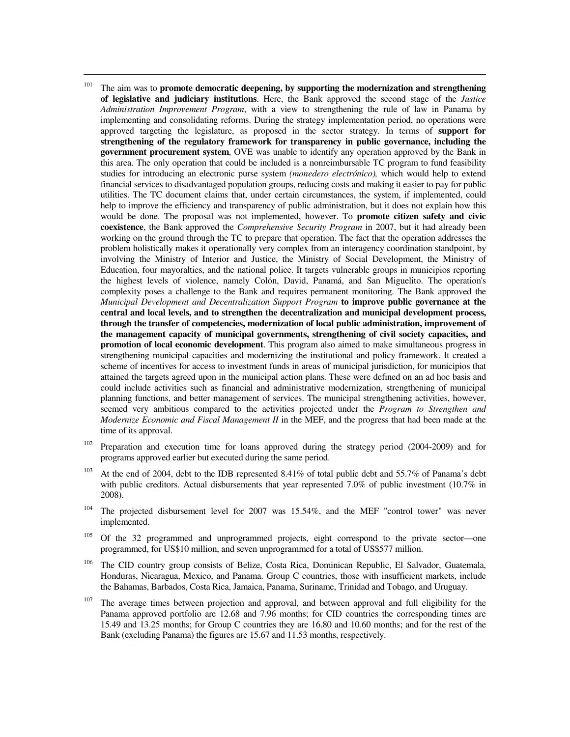[101] The aim was to **promote democratic deepening, by supporting the modernization and strengthening of legislative and judiciary institutions**. Here, the Bank approved the second stage of the *Justice Administration Improvement Program*, with a view to strengthening the rule of law in Panama by implementing and consolidating reforms. During the strategy implementation period, no operations were approved targeting the legislature, as proposed in the sector strategy. In terms of **support for strengthening of the regulatory framework for transparency in public governance, including the government procurement system**, OVE was unable to identify any operation approved by the Bank in this area. The only operation that could be included is a nonreimbursable TC program to fund feasibility studies for introducing an electronic purse system *(monedero electrónico),* which would help to extend financial services to disadvantaged population groups, reducing costs and making it easier to pay for public utilities. The TC document claims that, under certain circumstances, the system, if implemented, could help to improve the efficiency and transparency of public administration, but it does not explain how this would be done. The proposal was not implemented, however. To **promote citizen safety and civic coexistence**, the Bank approved the *Comprehensive Security Program* in 2007, but it had already been working on the ground through the TC to prepare that operation. The fact that the operation addresses the problem holistically makes it operationally very complex from an interagency coordination standpoint, by involving the Ministry of Interior and Justice, the Ministry of Social Development, the Ministry of Education, four mayoralties, and the national police. It targets vulnerable groups in municipios reporting the highest levels of violence, namely Colón, David, Panamá, and San Miguelito. The operation's complexity poses a challenge to the Bank and requires permanent monitoring. The Bank approved the *Municipal Development and Decentralization Support Program* **to improve public governance at the central and local levels, and to strengthen the decentralization and municipal development process, through the transfer of competencies, modernization of local public administration, improvement of the management capacity of municipal governments, strengthening of civil society capacities, and promotion of local economic development**. This program also aimed to make simultaneous progress in strengthening municipal capacities and modernizing the institutional and policy framework. It created a scheme of incentives for access to investment funds in areas of municipal jurisdiction, for municipios that attained the targets agreed upon in the municipal action plans. These were defined on an ad hoc basis and could include activities such as financial and administrative modernization, strengthening of municipal planning functions, and better management of services. The municipal strengthening activities, however, seemed very ambitious compared to the activities projected under the *Program to Strengthen and Modernize Economic and Fiscal Management II* in the MEF, and the progress that had been made at the time of its approval.

[102] Preparation and execution time for loans approved during the strategy period (2004-2009) and for programs approved earlier but executed during the same period.

[103] At the end of 2004, debt to the IDB represented 8.41% of total public debt and 55.7% of Panama's debt with public creditors. Actual disbursements that year represented 7.0% of public investment (10.7% in 2008).

[104] The projected disbursement level for 2007 was 15.54%, and the MEF "control tower" was never implemented.

[105] Of the 32 programmed and unprogrammed projects, eight correspond to the private sector—one programmed, for US$10 million, and seven unprogrammed for a total of US$577 million.

[106] The CID country group consists of Belize, Costa Rica, Dominican Republic, El Salvador, Guatemala, Honduras, Nicaragua, Mexico, and Panama. Group C countries, those with insufficient markets, include the Bahamas, Barbados, Costa Rica, Jamaica, Panama, Suriname, Trinidad and Tobago, and Uruguay.

[107] The average times between projection and approval, and between approval and full eligibility for the Panama approved portfolio are 12.68 and 7.96 months; for CID countries the corresponding times are 15.49 and 13.25 months; for Group C countries they are 16.80 and 10.60 months; and for the rest of the Bank (excluding Panama) the figures are 15.67 and 11.53 months, respectively.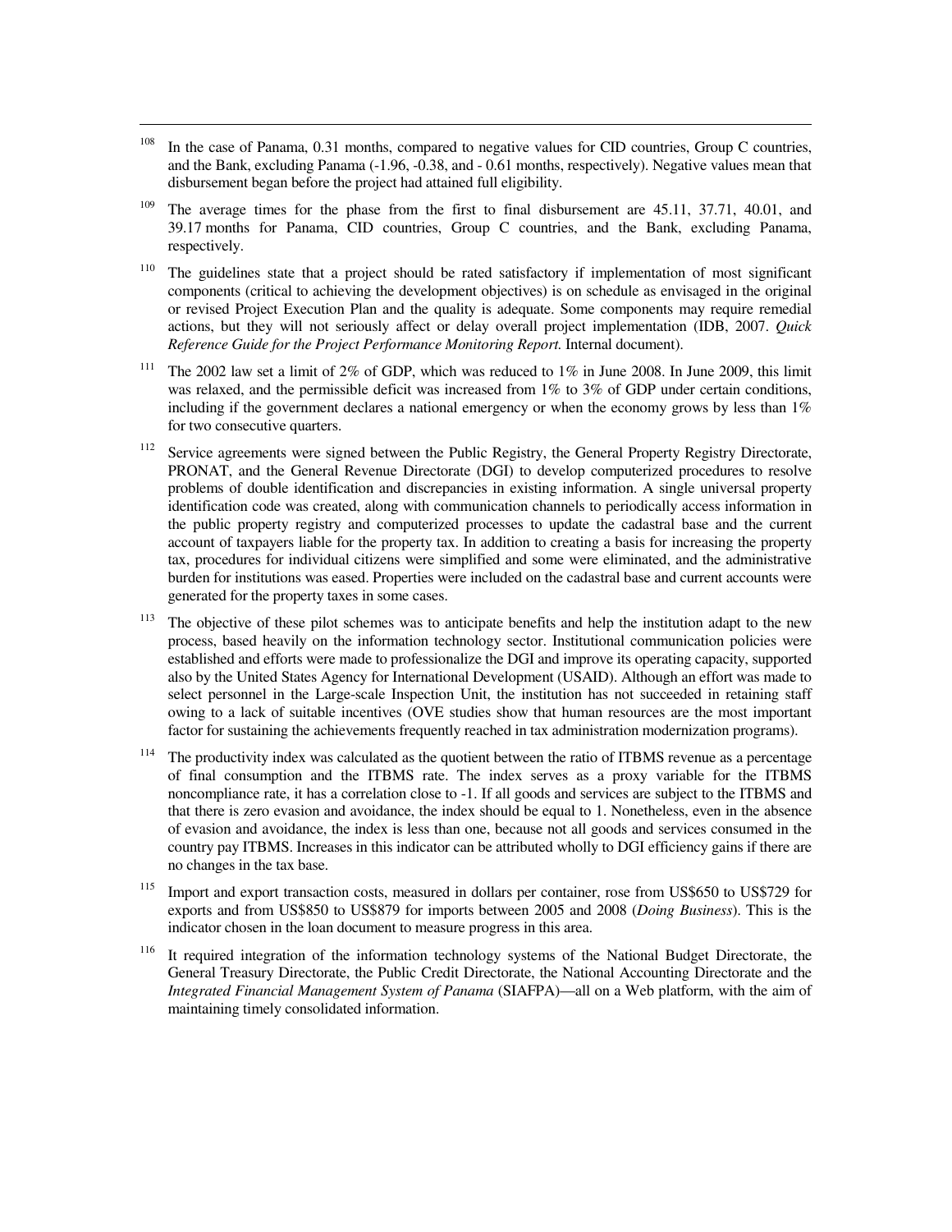[108] In the case of Panama, 0.31 months, compared to negative values for CID countries, Group C countries, and the Bank, excluding Panama (-1.96, -0.38, and - 0.61 months, respectively). Negative values mean that disbursement began before the project had attained full eligibility.

[109] The average times for the phase from the first to final disbursement are 45.11, 37.71, 40.01, and 39.17 months for Panama, CID countries, Group C countries, and the Bank, excluding Panama, respectively.

[110] The guidelines state that a project should be rated satisfactory if implementation of most significant components (critical to achieving the development objectives) is on schedule as envisaged in the original or revised Project Execution Plan and the quality is adequate. Some components may require remedial actions, but they will not seriously affect or delay overall project implementation (IDB, 2007. *Quick Reference Guide for the Project Performance Monitoring Report.* Internal document).

[111] The 2002 law set a limit of 2% of GDP, which was reduced to 1% in June 2008. In June 2009, this limit was relaxed, and the permissible deficit was increased from 1% to 3% of GDP under certain conditions, including if the government declares a national emergency or when the economy grows by less than 1% for two consecutive quarters.

[112] Service agreements were signed between the Public Registry, the General Property Registry Directorate, PRONAT, and the General Revenue Directorate (DGI) to develop computerized procedures to resolve problems of double identification and discrepancies in existing information. A single universal property identification code was created, along with communication channels to periodically access information in the public property registry and computerized processes to update the cadastral base and the current account of taxpayers liable for the property tax. In addition to creating a basis for increasing the property tax, procedures for individual citizens were simplified and some were eliminated, and the administrative burden for institutions was eased. Properties were included on the cadastral base and current accounts were generated for the property taxes in some cases.

[113] The objective of these pilot schemes was to anticipate benefits and help the institution adapt to the new process, based heavily on the information technology sector. Institutional communication policies were established and efforts were made to professionalize the DGI and improve its operating capacity, supported also by the United States Agency for International Development (USAID). Although an effort was made to select personnel in the Large-scale Inspection Unit, the institution has not succeeded in retaining staff owing to a lack of suitable incentives (OVE studies show that human resources are the most important factor for sustaining the achievements frequently reached in tax administration modernization programs).

[114] The productivity index was calculated as the quotient between the ratio of ITBMS revenue as a percentage of final consumption and the ITBMS rate. The index serves as a proxy variable for the ITBMS noncompliance rate, it has a correlation close to -1. If all goods and services are subject to the ITBMS and that there is zero evasion and avoidance, the index should be equal to 1. Nonetheless, even in the absence of evasion and avoidance, the index is less than one, because not all goods and services consumed in the country pay ITBMS. Increases in this indicator can be attributed wholly to DGI efficiency gains if there are no changes in the tax base.

[115] Import and export transaction costs, measured in dollars per container, rose from US$650 to US$729 for exports and from US$850 to US$879 for imports between 2005 and 2008 (*Doing Business*). This is the indicator chosen in the loan document to measure progress in this area.

[116] It required integration of the information technology systems of the National Budget Directorate, the General Treasury Directorate, the Public Credit Directorate, the National Accounting Directorate and the *Integrated Financial Management System of Panama* (SIAFPA)—all on a Web platform, with the aim of maintaining timely consolidated information.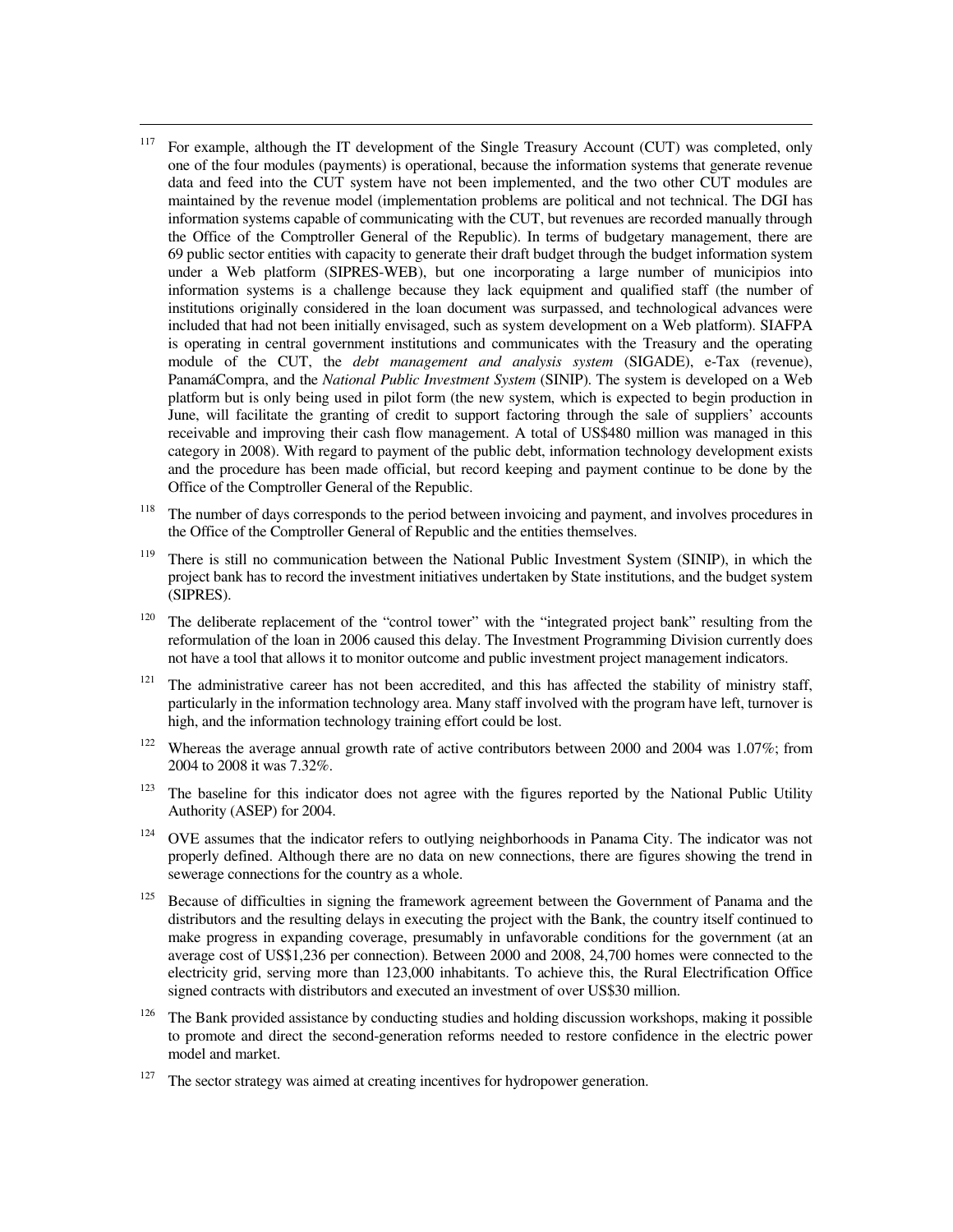[117] For example, although the IT development of the Single Treasury Account (CUT) was completed, only one of the four modules (payments) is operational, because the information systems that generate revenue data and feed into the CUT system have not been implemented, and the two other CUT modules are maintained by the revenue model (implementation problems are political and not technical. The DGI has information systems capable of communicating with the CUT, but revenues are recorded manually through the Office of the Comptroller General of the Republic). In terms of budgetary management, there are 69 public sector entities with capacity to generate their draft budget through the budget information system under a Web platform (SIPRES-WEB), but one incorporating a large number of municipios into information systems is a challenge because they lack equipment and qualified staff (the number of institutions originally considered in the loan document was surpassed, and technological advances were included that had not been initially envisaged, such as system development on a Web platform). SIAFPA is operating in central government institutions and communicates with the Treasury and the operating module of the CUT, the *debt management and analysis system* (SIGADE), e-Tax (revenue), PanamáCompra, and the *National Public Investment System* (SINIP). The system is developed on a Web platform but is only being used in pilot form (the new system, which is expected to begin production in June, will facilitate the granting of credit to support factoring through the sale of suppliers' accounts receivable and improving their cash flow management. A total of US$480 million was managed in this category in 2008). With regard to payment of the public debt, information technology development exists and the procedure has been made official, but record keeping and payment continue to be done by the Office of the Comptroller General of the Republic.

[118] The number of days corresponds to the period between invoicing and payment, and involves procedures in the Office of the Comptroller General of Republic and the entities themselves.

[119] There is still no communication between the National Public Investment System (SINIP), in which the project bank has to record the investment initiatives undertaken by State institutions, and the budget system (SIPRES).

[120] The deliberate replacement of the "control tower" with the "integrated project bank" resulting from the reformulation of the loan in 2006 caused this delay. The Investment Programming Division currently does not have a tool that allows it to monitor outcome and public investment project management indicators.

[121] The administrative career has not been accredited, and this has affected the stability of ministry staff, particularly in the information technology area. Many staff involved with the program have left, turnover is high, and the information technology training effort could be lost.

[122] Whereas the average annual growth rate of active contributors between 2000 and 2004 was 1.07%; from 2004 to 2008 it was 7.32%.

[123] The baseline for this indicator does not agree with the figures reported by the National Public Utility Authority (ASEP) for 2004.

[124] OVE assumes that the indicator refers to outlying neighborhoods in Panama City. The indicator was not properly defined. Although there are no data on new connections, there are figures showing the trend in sewerage connections for the country as a whole.

[125] Because of difficulties in signing the framework agreement between the Government of Panama and the distributors and the resulting delays in executing the project with the Bank, the country itself continued to make progress in expanding coverage, presumably in unfavorable conditions for the government (at an average cost of US$1,236 per connection). Between 2000 and 2008, 24,700 homes were connected to the electricity grid, serving more than 123,000 inhabitants. To achieve this, the Rural Electrification Office signed contracts with distributors and executed an investment of over US$30 million.

[126] The Bank provided assistance by conducting studies and holding discussion workshops, making it possible to promote and direct the second-generation reforms needed to restore confidence in the electric power model and market.

[127] The sector strategy was aimed at creating incentives for hydropower generation.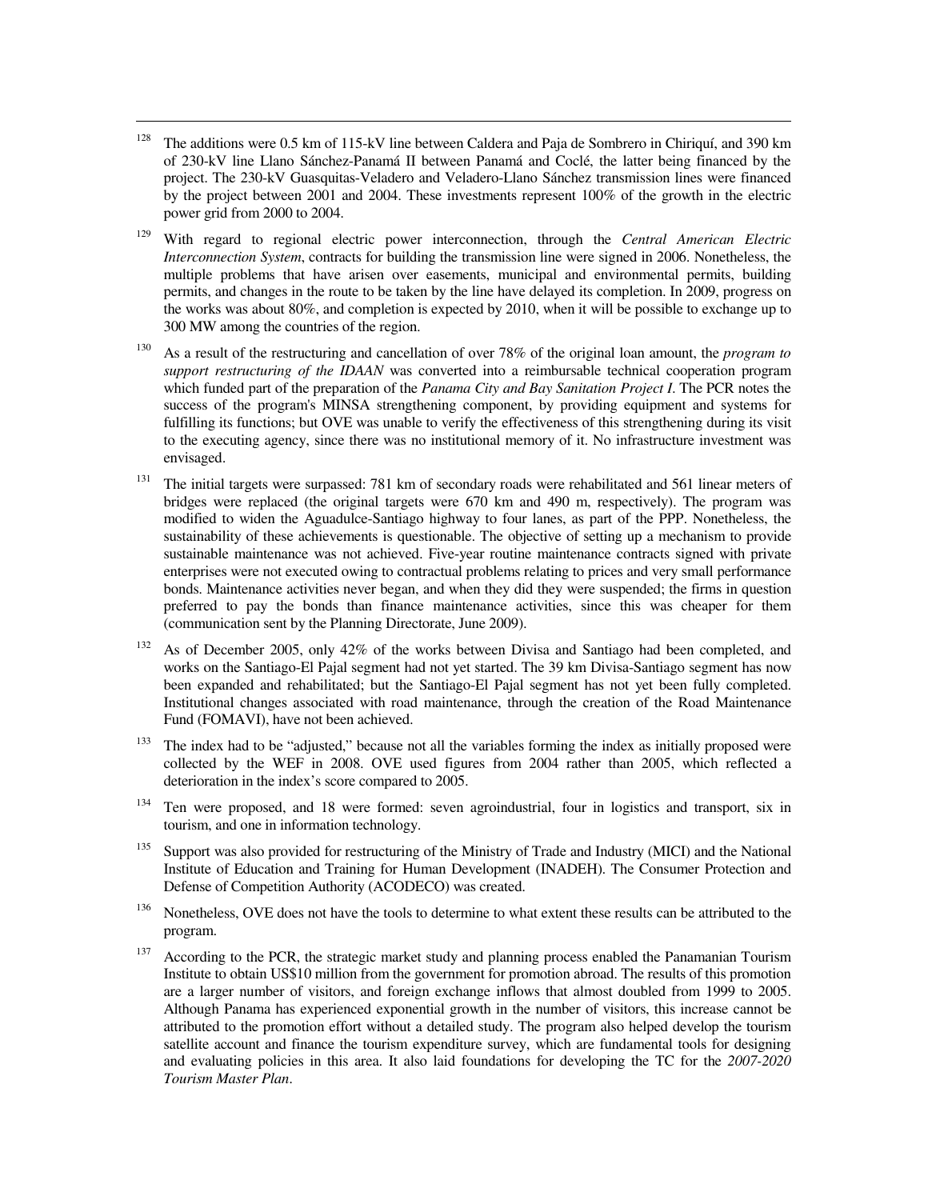[128] The additions were 0.5 km of 115-kV line between Caldera and Paja de Sombrero in Chiriquí, and 390 km of 230-kV line Llano Sánchez-Panamá II between Panamá and Coclé, the latter being financed by the project. The 230-kV Guasquitas-Veladero and Veladero-Llano Sánchez transmission lines were financed by the project between 2001 and 2004. These investments represent 100% of the growth in the electric power grid from 2000 to 2004.

[129] With regard to regional electric power interconnection, through the *Central American Electric Interconnection System*, contracts for building the transmission line were signed in 2006. Nonetheless, the multiple problems that have arisen over easements, municipal and environmental permits, building permits, and changes in the route to be taken by the line have delayed its completion. In 2009, progress on the works was about 80%, and completion is expected by 2010, when it will be possible to exchange up to 300 MW among the countries of the region.

[130] As a result of the restructuring and cancellation of over 78% of the original loan amount, the *program to support restructuring of the IDAAN* was converted into a reimbursable technical cooperation program which funded part of the preparation of the *Panama City and Bay Sanitation Project I*. The PCR notes the success of the program's MINSA strengthening component, by providing equipment and systems for fulfilling its functions; but OVE was unable to verify the effectiveness of this strengthening during its visit to the executing agency, since there was no institutional memory of it. No infrastructure investment was envisaged.

[131] The initial targets were surpassed: 781 km of secondary roads were rehabilitated and 561 linear meters of bridges were replaced (the original targets were 670 km and 490 m, respectively). The program was modified to widen the Aguadulce-Santiago highway to four lanes, as part of the PPP. Nonetheless, the sustainability of these achievements is questionable. The objective of setting up a mechanism to provide sustainable maintenance was not achieved. Five-year routine maintenance contracts signed with private enterprises were not executed owing to contractual problems relating to prices and very small performance bonds. Maintenance activities never began, and when they did they were suspended; the firms in question preferred to pay the bonds than finance maintenance activities, since this was cheaper for them (communication sent by the Planning Directorate, June 2009).

[132] As of December 2005, only 42% of the works between Divisa and Santiago had been completed, and works on the Santiago-El Pajal segment had not yet started. The 39 km Divisa-Santiago segment has now been expanded and rehabilitated; but the Santiago-El Pajal segment has not yet been fully completed. Institutional changes associated with road maintenance, through the creation of the Road Maintenance Fund (FOMAVI), have not been achieved.

[133] The index had to be "adjusted," because not all the variables forming the index as initially proposed were collected by the WEF in 2008. OVE used figures from 2004 rather than 2005, which reflected a deterioration in the index's score compared to 2005.

[134] Ten were proposed, and 18 were formed: seven agroindustrial, four in logistics and transport, six in tourism, and one in information technology.

[135] Support was also provided for restructuring of the Ministry of Trade and Industry (MICI) and the National Institute of Education and Training for Human Development (INADEH). The Consumer Protection and Defense of Competition Authority (ACODECO) was created.

[136] Nonetheless, OVE does not have the tools to determine to what extent these results can be attributed to the program.

[137] According to the PCR, the strategic market study and planning process enabled the Panamanian Tourism Institute to obtain US$10 million from the government for promotion abroad. The results of this promotion are a larger number of visitors, and foreign exchange inflows that almost doubled from 1999 to 2005. Although Panama has experienced exponential growth in the number of visitors, this increase cannot be attributed to the promotion effort without a detailed study. The program also helped develop the tourism satellite account and finance the tourism expenditure survey, which are fundamental tools for designing and evaluating policies in this area. It also laid foundations for developing the TC for the *2007-2020 Tourism Master Plan*.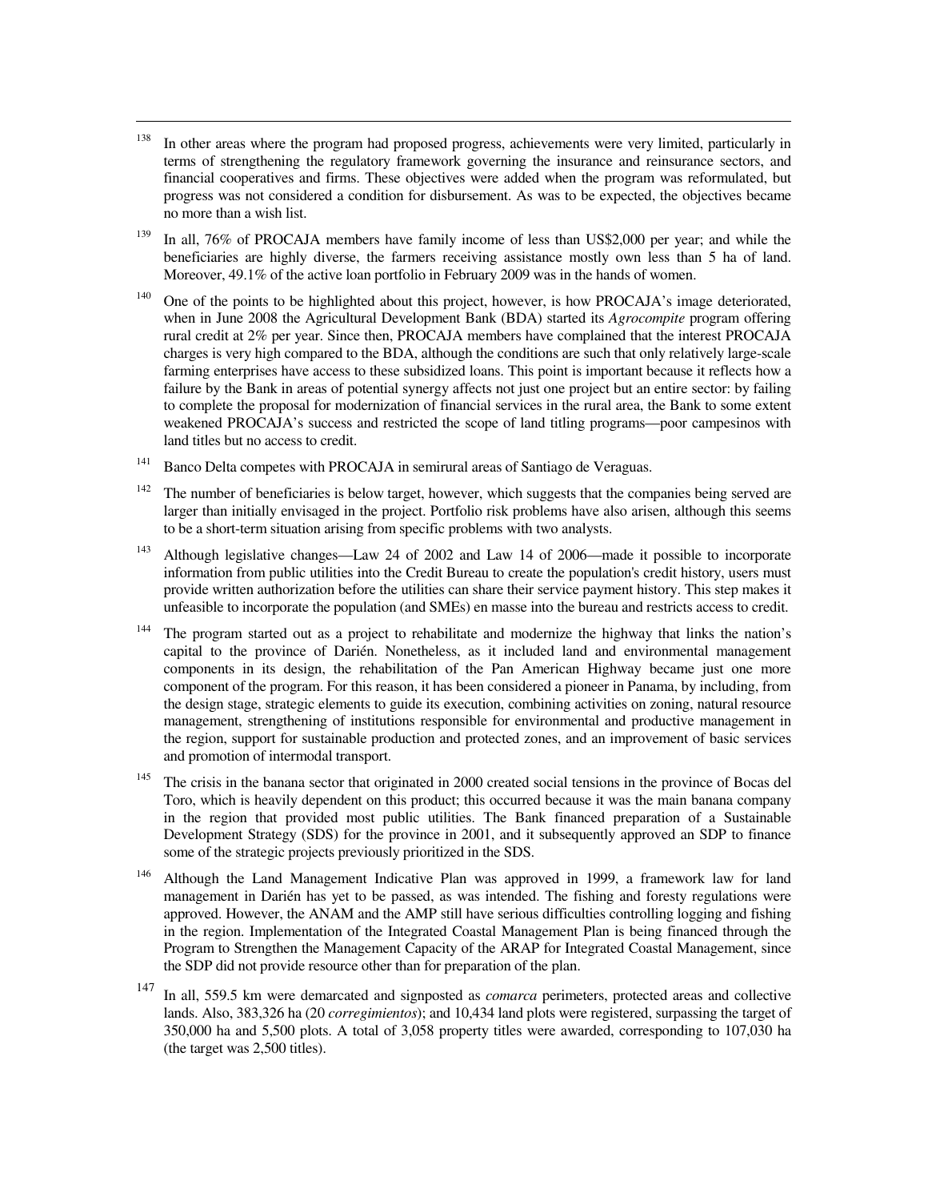[138] In other areas where the program had proposed progress, achievements were very limited, particularly in terms of strengthening the regulatory framework governing the insurance and reinsurance sectors, and financial cooperatives and firms. These objectives were added when the program was reformulated, but progress was not considered a condition for disbursement. As was to be expected, the objectives became no more than a wish list.

[139] In all, 76% of PROCAJA members have family income of less than US$2,000 per year; and while the beneficiaries are highly diverse, the farmers receiving assistance mostly own less than 5 ha of land. Moreover, 49.1% of the active loan portfolio in February 2009 was in the hands of women.

[140] One of the points to be highlighted about this project, however, is how PROCAJA's image deteriorated, when in June 2008 the Agricultural Development Bank (BDA) started its *Agrocompite* program offering rural credit at 2% per year. Since then, PROCAJA members have complained that the interest PROCAJA charges is very high compared to the BDA, although the conditions are such that only relatively large-scale farming enterprises have access to these subsidized loans. This point is important because it reflects how a failure by the Bank in areas of potential synergy affects not just one project but an entire sector: by failing to complete the proposal for modernization of financial services in the rural area, the Bank to some extent weakened PROCAJA's success and restricted the scope of land titling programs—poor campesinos with land titles but no access to credit.

[141] Banco Delta competes with PROCAJA in semirural areas of Santiago de Veraguas.

[142] The number of beneficiaries is below target, however, which suggests that the companies being served are larger than initially envisaged in the project. Portfolio risk problems have also arisen, although this seems to be a short-term situation arising from specific problems with two analysts.

[143] Although legislative changes—Law 24 of 2002 and Law 14 of 2006—made it possible to incorporate information from public utilities into the Credit Bureau to create the population's credit history, users must provide written authorization before the utilities can share their service payment history. This step makes it unfeasible to incorporate the population (and SMEs) en masse into the bureau and restricts access to credit.

[144] The program started out as a project to rehabilitate and modernize the highway that links the nation's capital to the province of Darién. Nonetheless, as it included land and environmental management components in its design, the rehabilitation of the Pan American Highway became just one more component of the program. For this reason, it has been considered a pioneer in Panama, by including, from the design stage, strategic elements to guide its execution, combining activities on zoning, natural resource management, strengthening of institutions responsible for environmental and productive management in the region, support for sustainable production and protected zones, and an improvement of basic services and promotion of intermodal transport.

[145] The crisis in the banana sector that originated in 2000 created social tensions in the province of Bocas del Toro, which is heavily dependent on this product; this occurred because it was the main banana company in the region that provided most public utilities. The Bank financed preparation of a Sustainable Development Strategy (SDS) for the province in 2001, and it subsequently approved an SDP to finance some of the strategic projects previously prioritized in the SDS.

[146] Although the Land Management Indicative Plan was approved in 1999, a framework law for land management in Darién has yet to be passed, as was intended. The fishing and foresty regulations were approved. However, the ANAM and the AMP still have serious difficulties controlling logging and fishing in the region. Implementation of the Integrated Coastal Management Plan is being financed through the Program to Strengthen the Management Capacity of the ARAP for Integrated Coastal Management, since the SDP did not provide resource other than for preparation of the plan.

[147] In all, 559.5 km were demarcated and signposted as *comarca* perimeters, protected areas and collective lands. Also, 383,326 ha (20 *corregimientos*); and 10,434 land plots were registered, surpassing the target of 350,000 ha and 5,500 plots. A total of 3,058 property titles were awarded, corresponding to 107,030 ha (the target was 2,500 titles).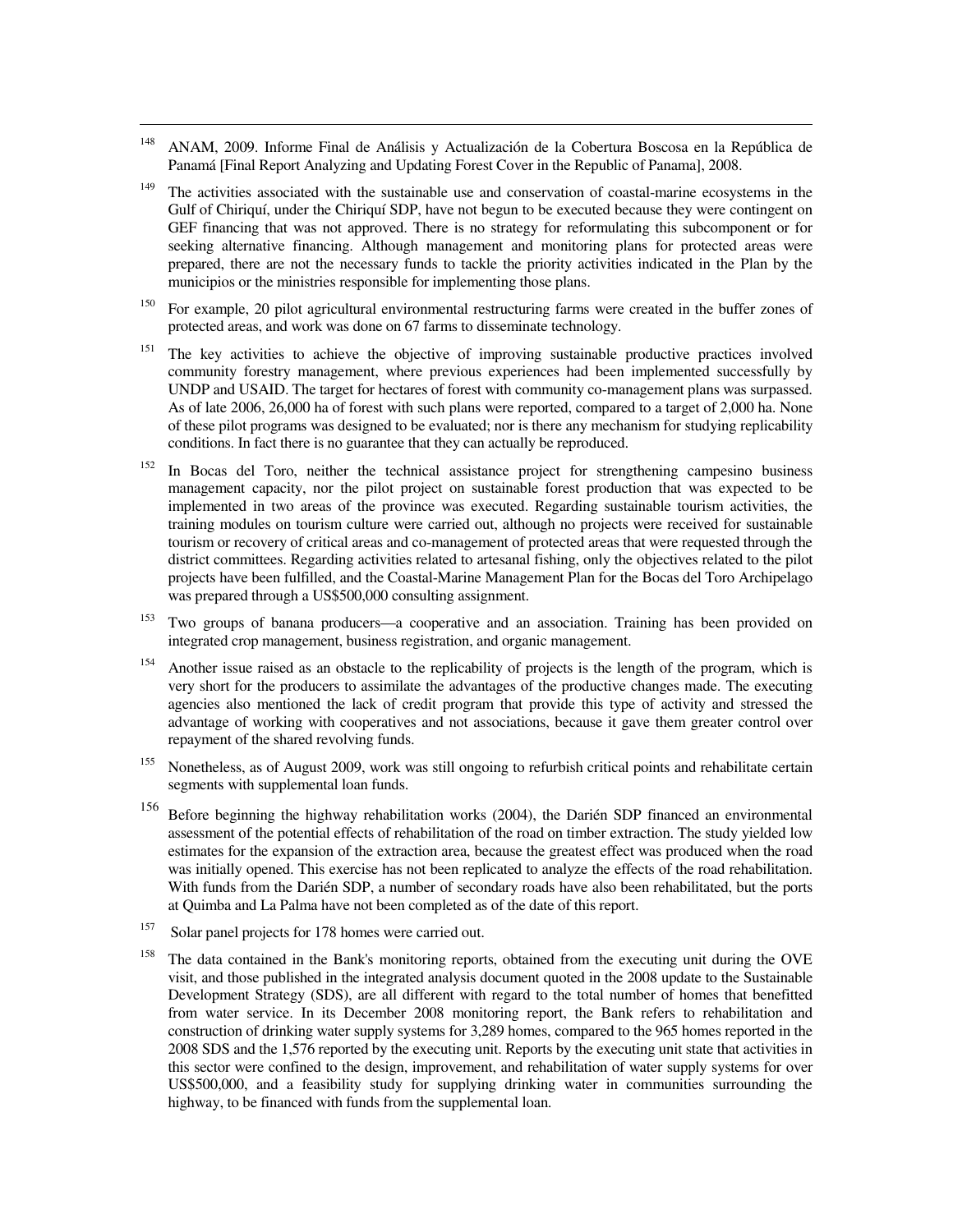[148] ANAM, 2009. Informe Final de Análisis y Actualización de la Cobertura Boscosa en la República de Panamá [Final Report Analyzing and Updating Forest Cover in the Republic of Panama], 2008.

[149] The activities associated with the sustainable use and conservation of coastal-marine ecosystems in the Gulf of Chiriquí, under the Chiriquí SDP, have not begun to be executed because they were contingent on GEF financing that was not approved. There is no strategy for reformulating this subcomponent or for seeking alternative financing. Although management and monitoring plans for protected areas were prepared, there are not the necessary funds to tackle the priority activities indicated in the Plan by the municipios or the ministries responsible for implementing those plans.

[150] For example, 20 pilot agricultural environmental restructuring farms were created in the buffer zones of protected areas, and work was done on 67 farms to disseminate technology.

[151] The key activities to achieve the objective of improving sustainable productive practices involved community forestry management, where previous experiences had been implemented successfully by UNDP and USAID. The target for hectares of forest with community co-management plans was surpassed. As of late 2006, 26,000 ha of forest with such plans were reported, compared to a target of 2,000 ha. None of these pilot programs was designed to be evaluated; nor is there any mechanism for studying replicability conditions. In fact there is no guarantee that they can actually be reproduced.

[152] In Bocas del Toro, neither the technical assistance project for strengthening campesino business management capacity, nor the pilot project on sustainable forest production that was expected to be implemented in two areas of the province was executed. Regarding sustainable tourism activities, the training modules on tourism culture were carried out, although no projects were received for sustainable tourism or recovery of critical areas and co-management of protected areas that were requested through the district committees. Regarding activities related to artesanal fishing, only the objectives related to the pilot projects have been fulfilled, and the Coastal-Marine Management Plan for the Bocas del Toro Archipelago was prepared through a US$500,000 consulting assignment.

[153] Two groups of banana producers—a cooperative and an association. Training has been provided on integrated crop management, business registration, and organic management.

[154] Another issue raised as an obstacle to the replicability of projects is the length of the program, which is very short for the producers to assimilate the advantages of the productive changes made. The executing agencies also mentioned the lack of credit program that provide this type of activity and stressed the advantage of working with cooperatives and not associations, because it gave them greater control over repayment of the shared revolving funds.

[155] Nonetheless, as of August 2009, work was still ongoing to refurbish critical points and rehabilitate certain segments with supplemental loan funds.

[156] Before beginning the highway rehabilitation works (2004), the Darién SDP financed an environmental assessment of the potential effects of rehabilitation of the road on timber extraction. The study yielded low estimates for the expansion of the extraction area, because the greatest effect was produced when the road was initially opened. This exercise has not been replicated to analyze the effects of the road rehabilitation. With funds from the Darién SDP, a number of secondary roads have also been rehabilitated, but the ports at Quimba and La Palma have not been completed as of the date of this report.

[157] Solar panel projects for 178 homes were carried out.

[158] The data contained in the Bank's monitoring reports, obtained from the executing unit during the OVE visit, and those published in the integrated analysis document quoted in the 2008 update to the Sustainable Development Strategy (SDS), are all different with regard to the total number of homes that benefitted from water service. In its December 2008 monitoring report, the Bank refers to rehabilitation and construction of drinking water supply systems for 3,289 homes, compared to the 965 homes reported in the 2008 SDS and the 1,576 reported by the executing unit. Reports by the executing unit state that activities in this sector were confined to the design, improvement, and rehabilitation of water supply systems for over US$500,000, and a feasibility study for supplying drinking water in communities surrounding the highway, to be financed with funds from the supplemental loan.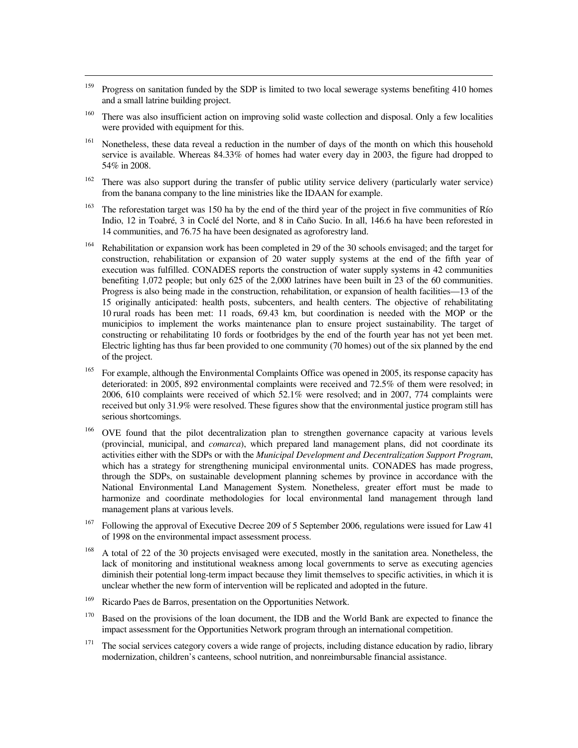[159] Progress on sanitation funded by the SDP is limited to two local sewerage systems benefiting 410 homes and a small latrine building project.

[160] There was also insufficient action on improving solid waste collection and disposal. Only a few localities were provided with equipment for this.

[161] Nonetheless, these data reveal a reduction in the number of days of the month on which this household service is available. Whereas 84.33% of homes had water every day in 2003, the figure had dropped to 54% in 2008.

[162] There was also support during the transfer of public utility service delivery (particularly water service) from the banana company to the line ministries like the IDAAN for example.

[163] The reforestation target was 150 ha by the end of the third year of the project in five communities of Río Indio, 12 in Toabré, 3 in Coclé del Norte, and 8 in Caño Sucio. In all, 146.6 ha have been reforested in 14 communities, and 76.75 ha have been designated as agroforestry land.

[164] Rehabilitation or expansion work has been completed in 29 of the 30 schools envisaged; and the target for construction, rehabilitation or expansion of 20 water supply systems at the end of the fifth year of execution was fulfilled. CONADES reports the construction of water supply systems in 42 communities benefiting 1,072 people; but only 625 of the 2,000 latrines have been built in 23 of the 60 communities. Progress is also being made in the construction, rehabilitation, or expansion of health facilities—13 of the 15 originally anticipated: health posts, subcenters, and health centers. The objective of rehabilitating 10 rural roads has been met: 11 roads, 69.43 km, but coordination is needed with the MOP or the municipios to implement the works maintenance plan to ensure project sustainability. The target of constructing or rehabilitating 10 fords or footbridges by the end of the fourth year has not yet been met. Electric lighting has thus far been provided to one community (70 homes) out of the six planned by the end of the project.

[165] For example, although the Environmental Complaints Office was opened in 2005, its response capacity has deteriorated: in 2005, 892 environmental complaints were received and 72.5% of them were resolved; in 2006, 610 complaints were received of which 52.1% were resolved; and in 2007, 774 complaints were received but only 31.9% were resolved. These figures show that the environmental justice program still has serious shortcomings.

[166] OVE found that the pilot decentralization plan to strengthen governance capacity at various levels (provincial, municipal, and *comarca*), which prepared land management plans, did not coordinate its activities either with the SDPs or with the *Municipal Development and Decentralization Support Program*, which has a strategy for strengthening municipal environmental units. CONADES has made progress, through the SDPs, on sustainable development planning schemes by province in accordance with the National Environmental Land Management System. Nonetheless, greater effort must be made to harmonize and coordinate methodologies for local environmental land management through land management plans at various levels.

[167] Following the approval of Executive Decree 209 of 5 September 2006, regulations were issued for Law 41 of 1998 on the environmental impact assessment process.

[168] A total of 22 of the 30 projects envisaged were executed, mostly in the sanitation area. Nonetheless, the lack of monitoring and institutional weakness among local governments to serve as executing agencies diminish their potential long-term impact because they limit themselves to specific activities, in which it is unclear whether the new form of intervention will be replicated and adopted in the future.

[169] Ricardo Paes de Barros, presentation on the Opportunities Network.

[170] Based on the provisions of the loan document, the IDB and the World Bank are expected to finance the impact assessment for the Opportunities Network program through an international competition.

[171] The social services category covers a wide range of projects, including distance education by radio, library modernization, children's canteens, school nutrition, and nonreimbursable financial assistance.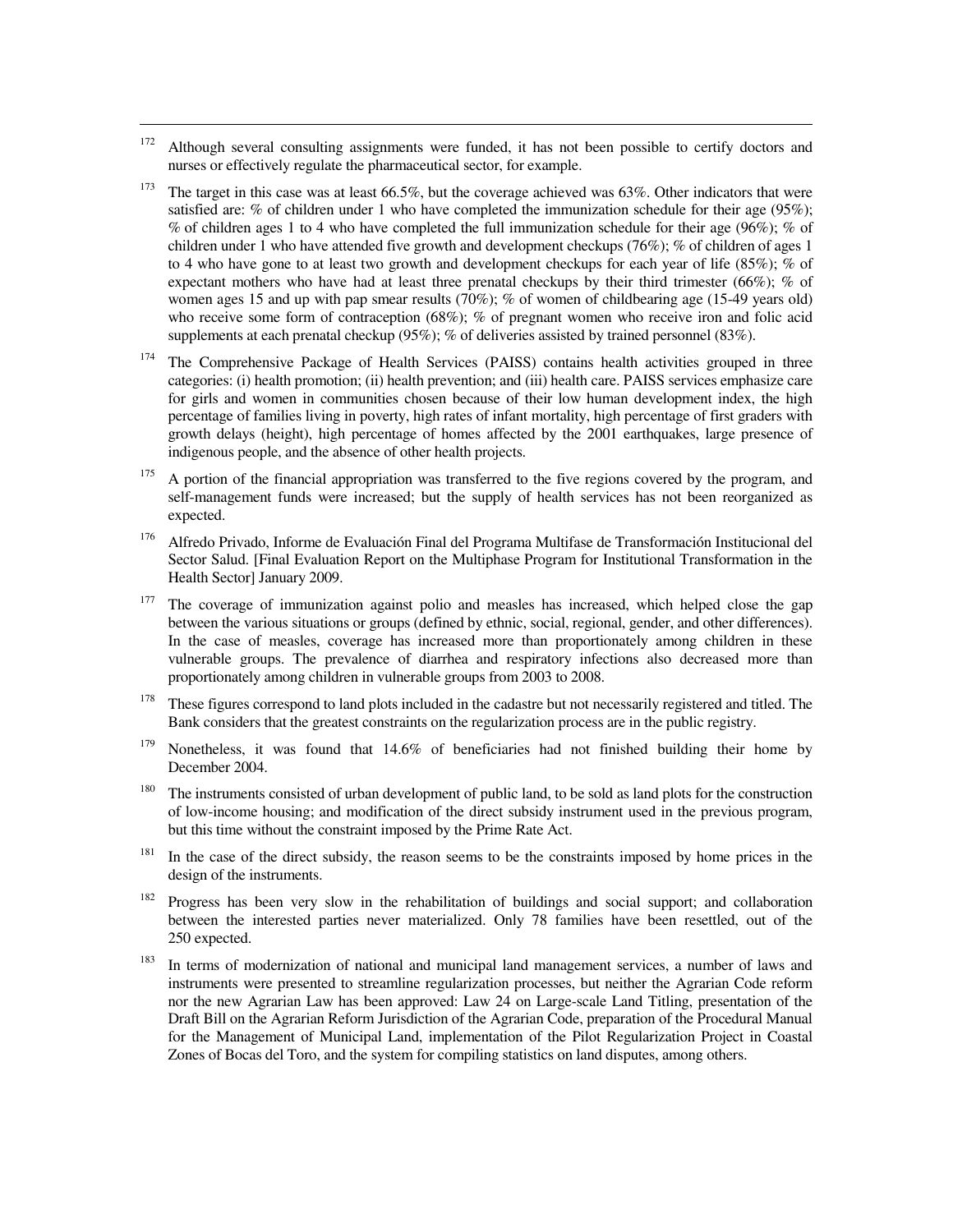[172] Although several consulting assignments were funded, it has not been possible to certify doctors and nurses or effectively regulate the pharmaceutical sector, for example.

[173] The target in this case was at least 66.5%, but the coverage achieved was 63%. Other indicators that were satisfied are: % of children under 1 who have completed the immunization schedule for their age (95%); % of children ages 1 to 4 who have completed the full immunization schedule for their age (96%); % of children under 1 who have attended five growth and development checkups (76%); % of children of ages 1 to 4 who have gone to at least two growth and development checkups for each year of life (85%); % of expectant mothers who have had at least three prenatal checkups by their third trimester (66%); % of women ages 15 and up with pap smear results (70%); % of women of childbearing age (15-49 years old) who receive some form of contraception (68%); % of pregnant women who receive iron and folic acid supplements at each prenatal checkup (95%); % of deliveries assisted by trained personnel (83%).

[174] The Comprehensive Package of Health Services (PAISS) contains health activities grouped in three categories: (i) health promotion; (ii) health prevention; and (iii) health care. PAISS services emphasize care for girls and women in communities chosen because of their low human development index, the high percentage of families living in poverty, high rates of infant mortality, high percentage of first graders with growth delays (height), high percentage of homes affected by the 2001 earthquakes, large presence of indigenous people, and the absence of other health projects.

[175] A portion of the financial appropriation was transferred to the five regions covered by the program, and self-management funds were increased; but the supply of health services has not been reorganized as expected.

[176] Alfredo Privado, Informe de Evaluación Final del Programa Multifase de Transformación Institucional del Sector Salud. [Final Evaluation Report on the Multiphase Program for Institutional Transformation in the Health Sector] January 2009.

[177] The coverage of immunization against polio and measles has increased, which helped close the gap between the various situations or groups (defined by ethnic, social, regional, gender, and other differences). In the case of measles, coverage has increased more than proportionately among children in these vulnerable groups. The prevalence of diarrhea and respiratory infections also decreased more than proportionately among children in vulnerable groups from 2003 to 2008.

[178] These figures correspond to land plots included in the cadastre but not necessarily registered and titled. The Bank considers that the greatest constraints on the regularization process are in the public registry.

[179] Nonetheless, it was found that 14.6% of beneficiaries had not finished building their home by December 2004.

[180] The instruments consisted of urban development of public land, to be sold as land plots for the construction of low-income housing; and modification of the direct subsidy instrument used in the previous program, but this time without the constraint imposed by the Prime Rate Act.

[181] In the case of the direct subsidy, the reason seems to be the constraints imposed by home prices in the design of the instruments.

[182] Progress has been very slow in the rehabilitation of buildings and social support; and collaboration between the interested parties never materialized. Only 78 families have been resettled, out of the 250 expected.

[183] In terms of modernization of national and municipal land management services, a number of laws and instruments were presented to streamline regularization processes, but neither the Agrarian Code reform nor the new Agrarian Law has been approved: Law 24 on Large-scale Land Titling, presentation of the Draft Bill on the Agrarian Reform Jurisdiction of the Agrarian Code, preparation of the Procedural Manual for the Management of Municipal Land, implementation of the Pilot Regularization Project in Coastal Zones of Bocas del Toro, and the system for compiling statistics on land disputes, among others.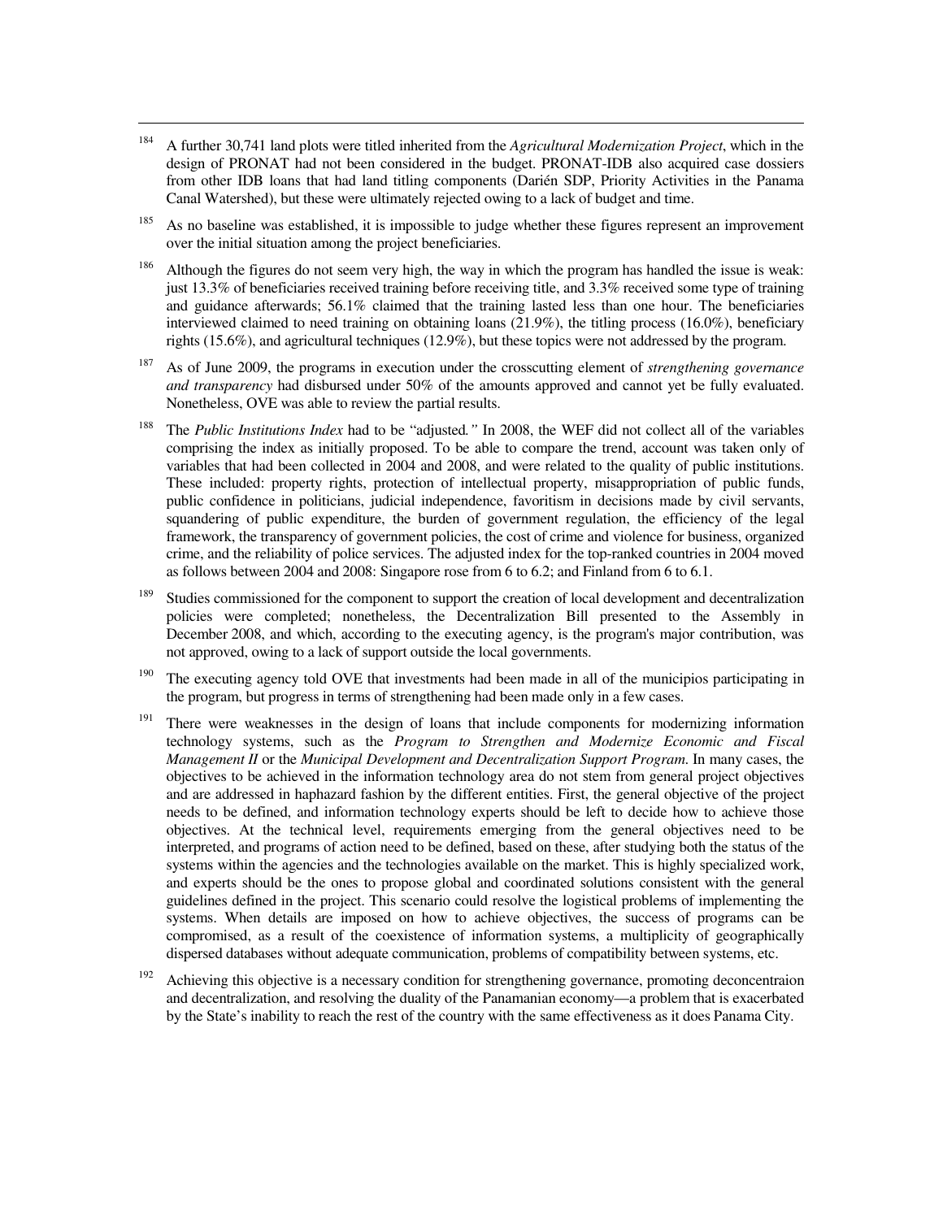[184] A further 30,741 land plots were titled inherited from the *Agricultural Modernization Project*, which in the design of PRONAT had not been considered in the budget. PRONAT-IDB also acquired case dossiers from other IDB loans that had land titling components (Darién SDP, Priority Activities in the Panama Canal Watershed), but these were ultimately rejected owing to a lack of budget and time.

[185] As no baseline was established, it is impossible to judge whether these figures represent an improvement over the initial situation among the project beneficiaries.

[186] Although the figures do not seem very high, the way in which the program has handled the issue is weak: just 13.3% of beneficiaries received training before receiving title, and 3.3% received some type of training and guidance afterwards; 56.1% claimed that the training lasted less than one hour. The beneficiaries interviewed claimed to need training on obtaining loans (21.9%), the titling process (16.0%), beneficiary rights (15.6%), and agricultural techniques (12.9%), but these topics were not addressed by the program.

[187] As of June 2009, the programs in execution under the crosscutting element of *strengthening governance and transparency* had disbursed under 50% of the amounts approved and cannot yet be fully evaluated. Nonetheless, OVE was able to review the partial results.

[188] The *Public Institutions Index* had to be "adjusted*.*" In 2008, the WEF did not collect all of the variables comprising the index as initially proposed. To be able to compare the trend, account was taken only of variables that had been collected in 2004 and 2008, and were related to the quality of public institutions. These included: property rights, protection of intellectual property, misappropriation of public funds, public confidence in politicians, judicial independence, favoritism in decisions made by civil servants, squandering of public expenditure, the burden of government regulation, the efficiency of the legal framework, the transparency of government policies, the cost of crime and violence for business, organized crime, and the reliability of police services. The adjusted index for the top-ranked countries in 2004 moved as follows between 2004 and 2008: Singapore rose from 6 to 6.2; and Finland from 6 to 6.1.

[189] Studies commissioned for the component to support the creation of local development and decentralization policies were completed; nonetheless, the Decentralization Bill presented to the Assembly in December 2008, and which, according to the executing agency, is the program's major contribution, was not approved, owing to a lack of support outside the local governments.

[190] The executing agency told OVE that investments had been made in all of the municipios participating in the program, but progress in terms of strengthening had been made only in a few cases.

[191] There were weaknesses in the design of loans that include components for modernizing information technology systems, such as the *Program to Strengthen and Modernize Economic and Fiscal Management II* or the *Municipal Development and Decentralization Support Program*. In many cases, the objectives to be achieved in the information technology area do not stem from general project objectives and are addressed in haphazard fashion by the different entities. First, the general objective of the project needs to be defined, and information technology experts should be left to decide how to achieve those objectives. At the technical level, requirements emerging from the general objectives need to be interpreted, and programs of action need to be defined, based on these, after studying both the status of the systems within the agencies and the technologies available on the market. This is highly specialized work, and experts should be the ones to propose global and coordinated solutions consistent with the general guidelines defined in the project. This scenario could resolve the logistical problems of implementing the systems. When details are imposed on how to achieve objectives, the success of programs can be compromised, as a result of the coexistence of information systems, a multiplicity of geographically dispersed databases without adequate communication, problems of compatibility between systems, etc.

[192] Achieving this objective is a necessary condition for strengthening governance, promoting deconcentraion and decentralization, and resolving the duality of the Panamanian economy—a problem that is exacerbated by the State's inability to reach the rest of the country with the same effectiveness as it does Panama City.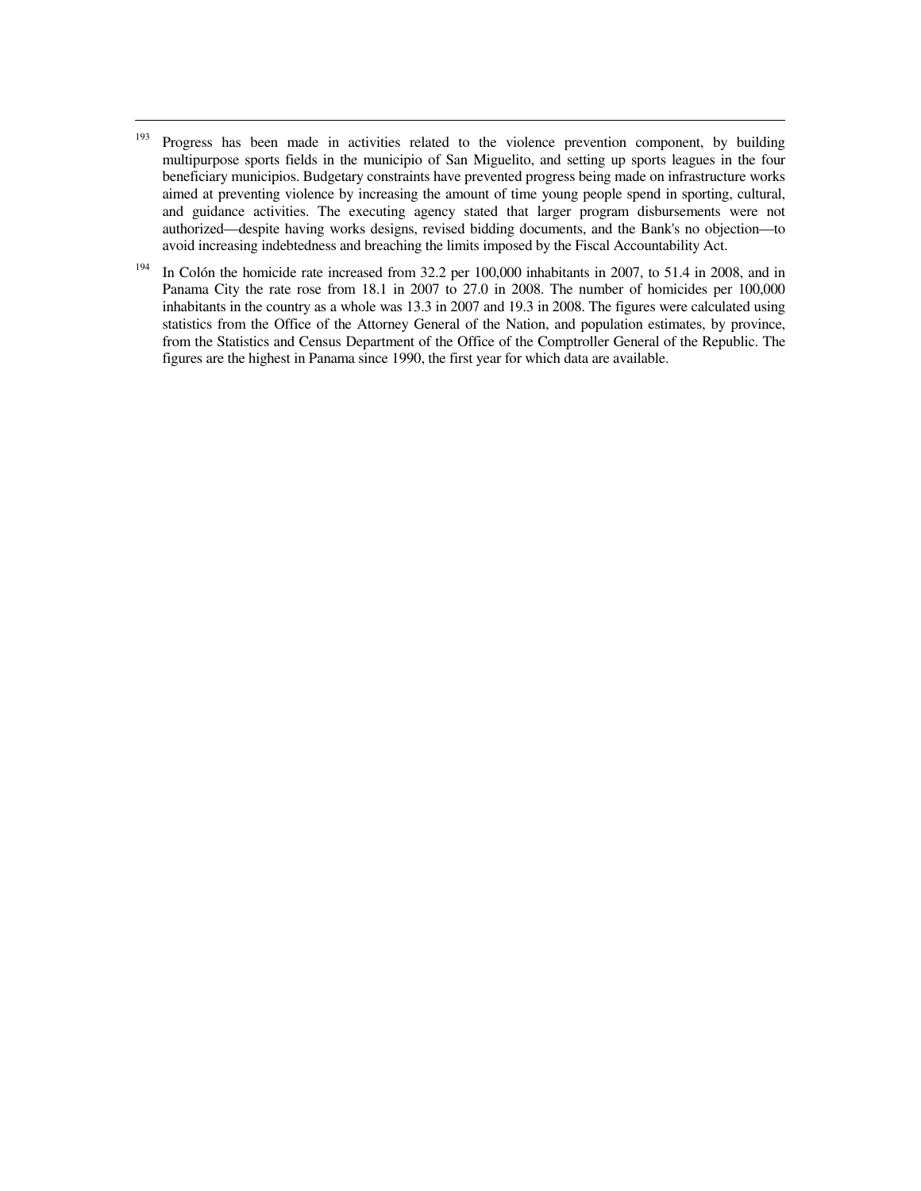[193] Progress has been made in activities related to the violence prevention component, by building multipurpose sports fields in the municipio of San Miguelito, and setting up sports leagues in the four beneficiary municipios. Budgetary constraints have prevented progress being made on infrastructure works aimed at preventing violence by increasing the amount of time young people spend in sporting, cultural, and guidance activities. The executing agency stated that larger program disbursements were not authorized—despite having works designs, revised bidding documents, and the Bank's no objection—to avoid increasing indebtedness and breaching the limits imposed by the Fiscal Accountability Act.

[194] In Colón the homicide rate increased from 32.2 per 100,000 inhabitants in 2007, to 51.4 in 2008, and in Panama City the rate rose from 18.1 in 2007 to 27.0 in 2008. The number of homicides per 100,000 inhabitants in the country as a whole was 13.3 in 2007 and 19.3 in 2008. The figures were calculated using statistics from the Office of the Attorney General of the Nation, and population estimates, by province, from the Statistics and Census Department of the Office of the Comptroller General of the Republic. The figures are the highest in Panama since 1990, the first year for which data are available.